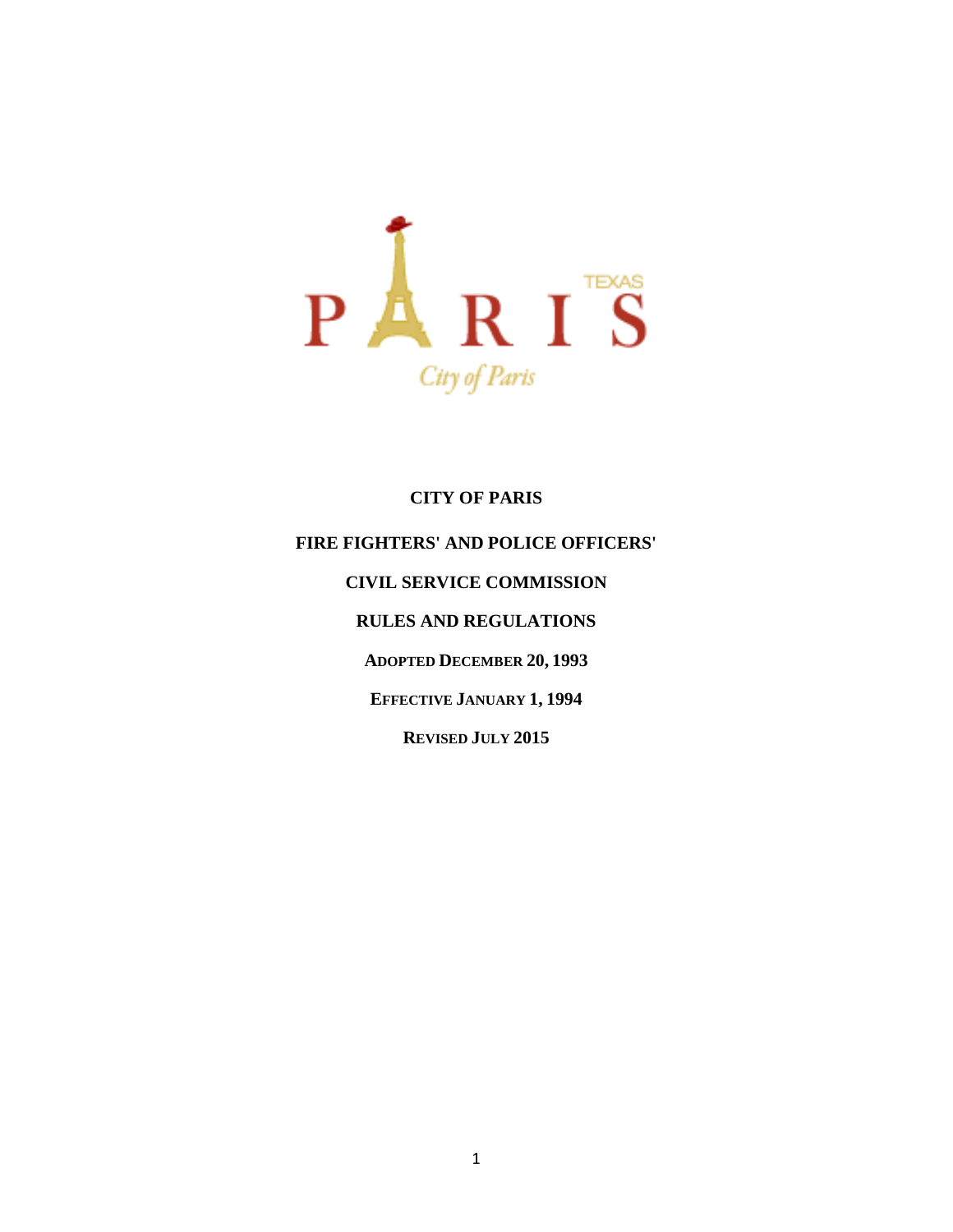# CITY OF PARIS

## FIRE FIGHTERS' AND POLICE OFFICERS'

## CIVIL SERVICE COMMISSION

## RULES AND REGULATIONS

**ADOPTED DECEMBER 20, 1993**

**EFFECTIVE JANUARY 1, 1994**

**REVISED JULY 2015**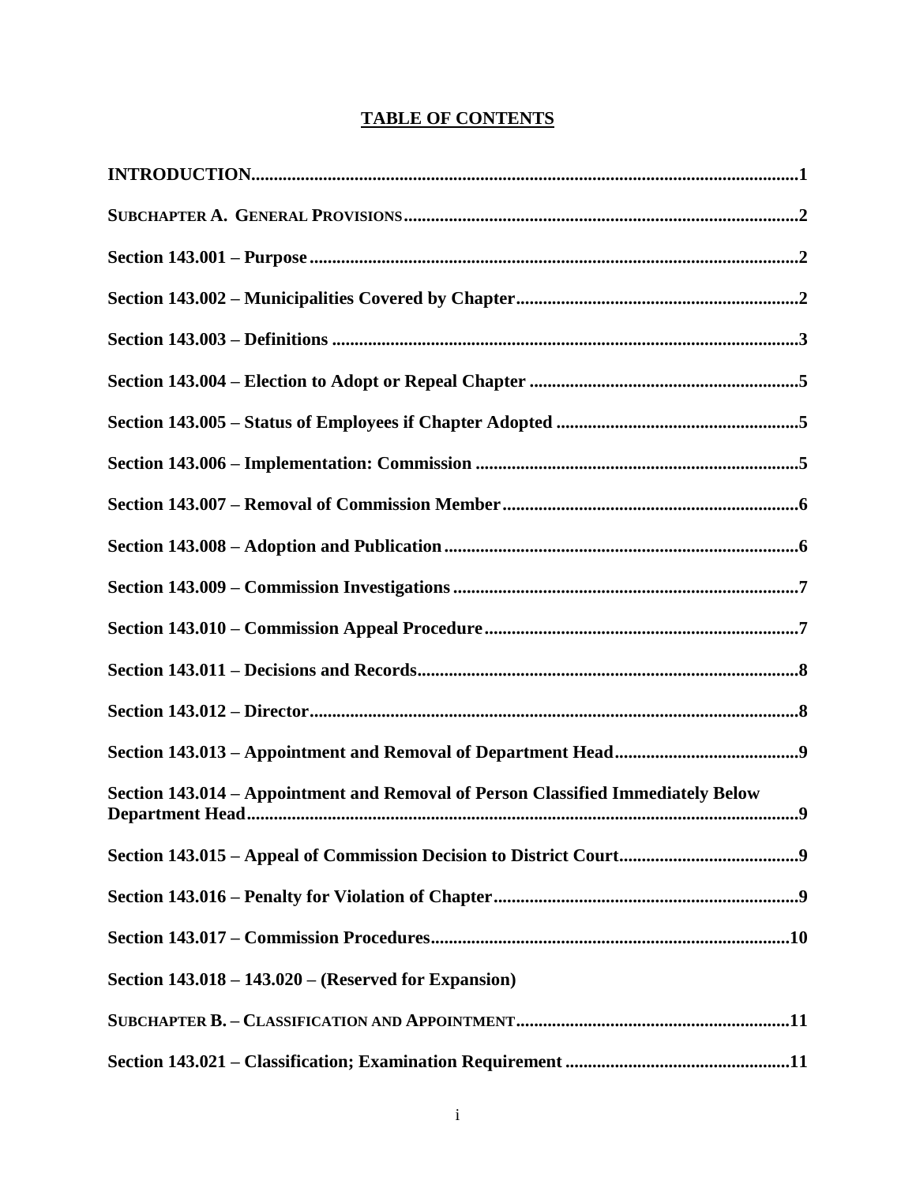# TABLE OF CONTENTS

**INTRODUCTION**.........................................................................................................................**1**

**SUBCHAPTER A. GENERAL PROVISIONS**........................................................................................**2**

**Section 143.001 – Purpose**..............................................................................................................**2**

**Section 143.002 – Municipalities Covered by Chapter**..............................................................**2**

**Section 143.003 – Definitions**........................................................................................................**3**

**Section 143.004 – Election to Adopt or Repeal Chapter**............................................................**5**

**Section 143.005 – Status of Employees if Chapter Adopted**......................................................**5**

**Section 143.006 – Implementation: Commission**.......................................................................**5**

**Section 143.007 – Removal of Commission Member**..................................................................**6**

**Section 143.008 – Adoption and Publication**...............................................................................**6**

**Section 143.009 – Commission Investigations**............................................................................**7**

**Section 143.010 – Commission Appeal Procedure**......................................................................**7**

**Section 143.011 – Decisions and Records**.....................................................................................**8**

**Section 143.012 – Director**..............................................................................................................**8**

**Section 143.013 – Appointment and Removal of Department Head**.........................................**9**

**Section 143.014 – Appointment and Removal of Person Classified Immediately Below Department Head**..........................................................................................................................**9**

**Section 143.015 – Appeal of Commission Decision to District Court**........................................**9**

**Section 143.016 – Penalty for Violation of Chapter**....................................................................**9**

**Section 143.017 – Commission Procedures**................................................................................**10**

**Section 143.018 – 143.020 – (Reserved for Expansion)**

**SUBCHAPTER B. – CLASSIFICATION AND APPOINTMENT**.............................................................**11**

**Section 143.021 – Classification; Examination Requirement**..................................................**11**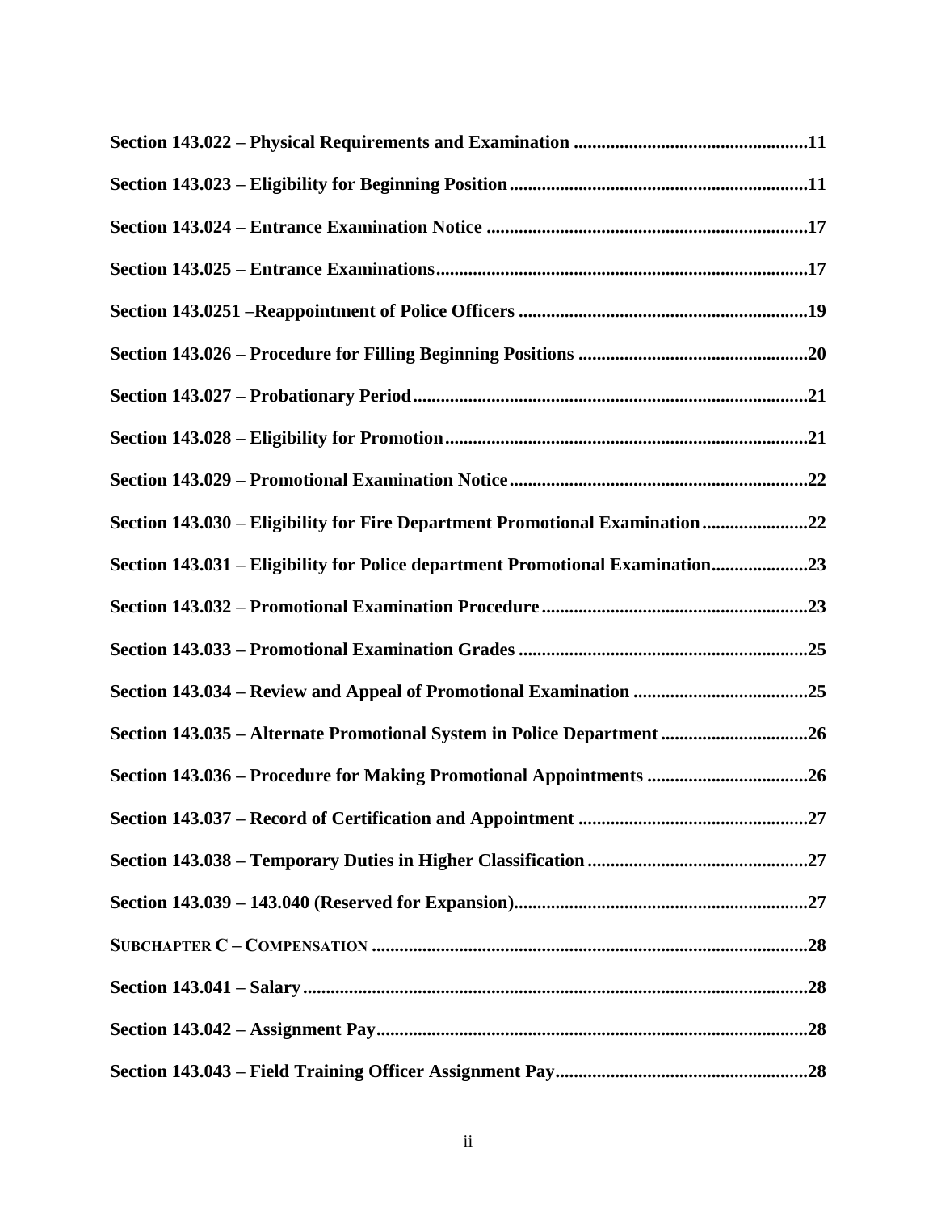**Section 143.022 – Physical Requirements and Examination .....11**

**Section 143.023 – Eligibility for Beginning Position .....11**

**Section 143.024 – Entrance Examination Notice .....17**

**Section 143.025 – Entrance Examinations .....17**

**Section 143.0251 –Reappointment of Police Officers .....19**

**Section 143.026 – Procedure for Filling Beginning Positions .....20**

**Section 143.027 – Probationary Period .....21**

**Section 143.028 – Eligibility for Promotion .....21**

**Section 143.029 – Promotional Examination Notice .....22**

**Section 143.030 – Eligibility for Fire Department Promotional Examination .....22**

**Section 143.031 – Eligibility for Police department Promotional Examination .....23**

**Section 143.032 – Promotional Examination Procedure .....23**

**Section 143.033 – Promotional Examination Grades .....25**

**Section 143.034 – Review and Appeal of Promotional Examination .....25**

**Section 143.035 – Alternate Promotional System in Police Department .....26**

**Section 143.036 – Procedure for Making Promotional Appointments .....26**

**Section 143.037 – Record of Certification and Appointment .....27**

**Section 143.038 – Temporary Duties in Higher Classification .....27**

**Section 143.039 – 143.040 (Reserved for Expansion) .....27**

**SUBCHAPTER C – COMPENSATION .....28**

**Section 143.041 – Salary .....28**

**Section 143.042 – Assignment Pay .....28**

**Section 143.043 – Field Training Officer Assignment Pay .....28**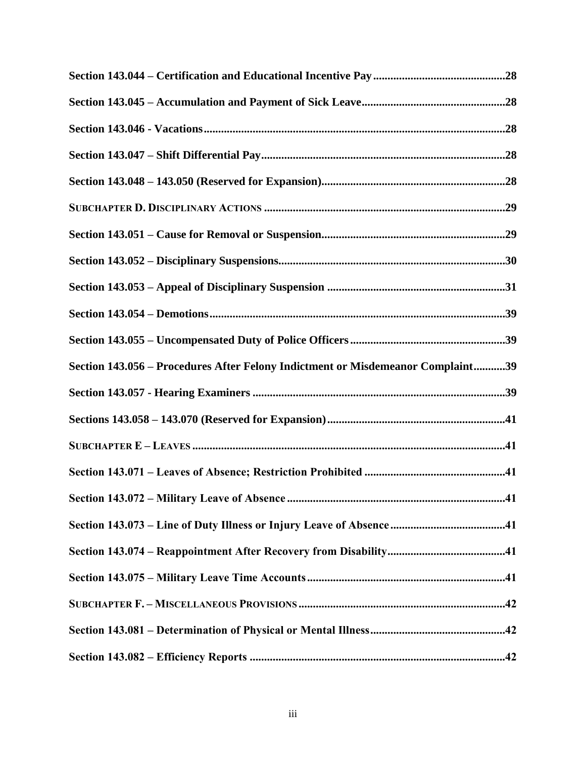**Section 143.044 – Certification and Educational Incentive Pay .............................................28**

**Section 143.045 – Accumulation and Payment of Sick Leave..................................................28**

**Section 143.046 - Vacations........................................................................................................28**

**Section 143.047 – Shift Differential Pay.....................................................................................28**

**Section 143.048 – 143.050 (Reserved for Expansion)................................................................28**

**SUBCHAPTER D. DISCIPLINARY ACTIONS ...................................................................................29**

**Section 143.051 – Cause for Removal or Suspension................................................................29**

**Section 143.052 – Disciplinary Suspensions..............................................................................30**

**Section 143.053 – Appeal of Disciplinary Suspension .............................................................31**

**Section 143.054 – Demotions......................................................................................................39**

**Section 143.055 – Uncompensated Duty of Police Officers.....................................................39**

**Section 143.056 – Procedures After Felony Indictment or Misdemeanor Complaint...........39**

**Section 143.057 - Hearing Examiners .......................................................................................39**

**Sections 143.058 – 143.070 (Reserved for Expansion).............................................................41**

**SUBCHAPTER E – LEAVES ...........................................................................................................41**

**Section 143.071 – Leaves of Absence; Restriction Prohibited ................................................41**

**Section 143.072 – Military Leave of Absence ...........................................................................41**

**Section 143.073 – Line of Duty Illness or Injury Leave of Absence .......................................41**

**Section 143.074 – Reappointment After Recovery from Disability........................................41**

**Section 143.075 – Military Leave Time Accounts....................................................................41**

**SUBCHAPTER F. – MISCELLANEOUS PROVISIONS .......................................................................42**

**Section 143.081 – Determination of Physical or Mental Illness..............................................42**

**Section 143.082 – Efficiency Reports ........................................................................................42**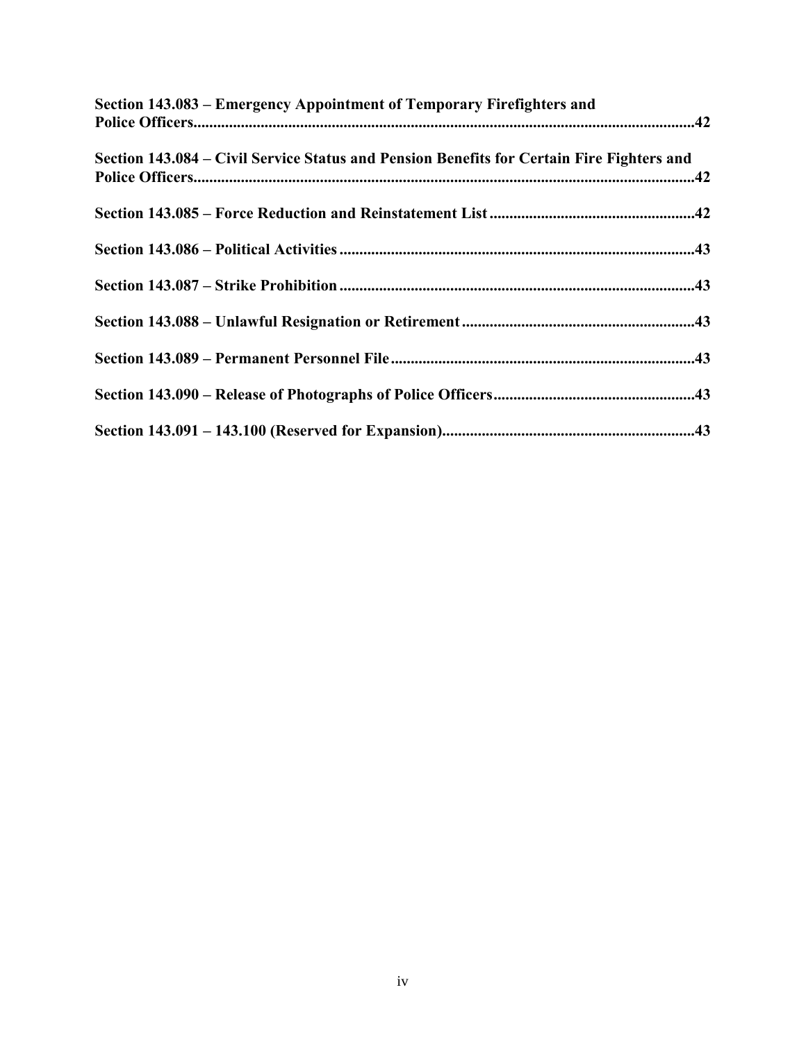**Section 143.083 – Emergency Appointment of Temporary Firefighters and Police Officers....42**

**Section 143.084 – Civil Service Status and Pension Benefits for Certain Fire Fighters and Police Officers....42**

**Section 143.085 – Force Reduction and Reinstatement List....42**

**Section 143.086 – Political Activities....43**

**Section 143.087 – Strike Prohibition....43**

**Section 143.088 – Unlawful Resignation or Retirement....43**

**Section 143.089 – Permanent Personnel File....43**

**Section 143.090 – Release of Photographs of Police Officers....43**

**Section 143.091 – 143.100 (Reserved for Expansion)....43**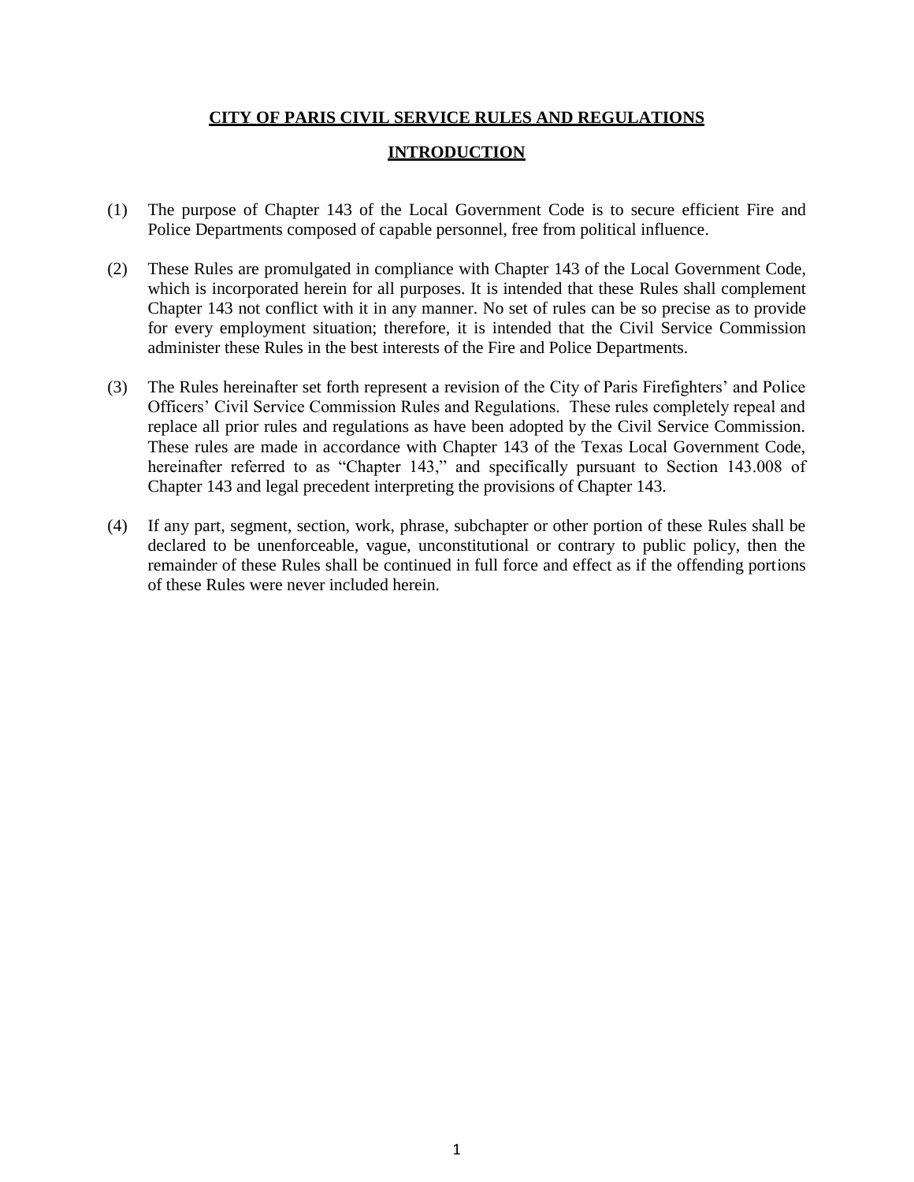# CITY OF PARIS CIVIL SERVICE RULES AND REGULATIONS

## INTRODUCTION

(1) The purpose of Chapter 143 of the Local Government Code is to secure efficient Fire and Police Departments composed of capable personnel, free from political influence.

(2) These Rules are promulgated in compliance with Chapter 143 of the Local Government Code, which is incorporated herein for all purposes. It is intended that these Rules shall complement Chapter 143 not conflict with it in any manner. No set of rules can be so precise as to provide for every employment situation; therefore, it is intended that the Civil Service Commission administer these Rules in the best interests of the Fire and Police Departments.

(3) The Rules hereinafter set forth represent a revision of the City of Paris Firefighters' and Police Officers' Civil Service Commission Rules and Regulations. These rules completely repeal and replace all prior rules and regulations as have been adopted by the Civil Service Commission. These rules are made in accordance with Chapter 143 of the Texas Local Government Code, hereinafter referred to as "Chapter 143," and specifically pursuant to Section 143.008 of Chapter 143 and legal precedent interpreting the provisions of Chapter 143.

(4) If any part, segment, section, work, phrase, subchapter or other portion of these Rules shall be declared to be unenforceable, vague, unconstitutional or contrary to public policy, then the remainder of these Rules shall be continued in full force and effect as if the offending portions of these Rules were never included herein.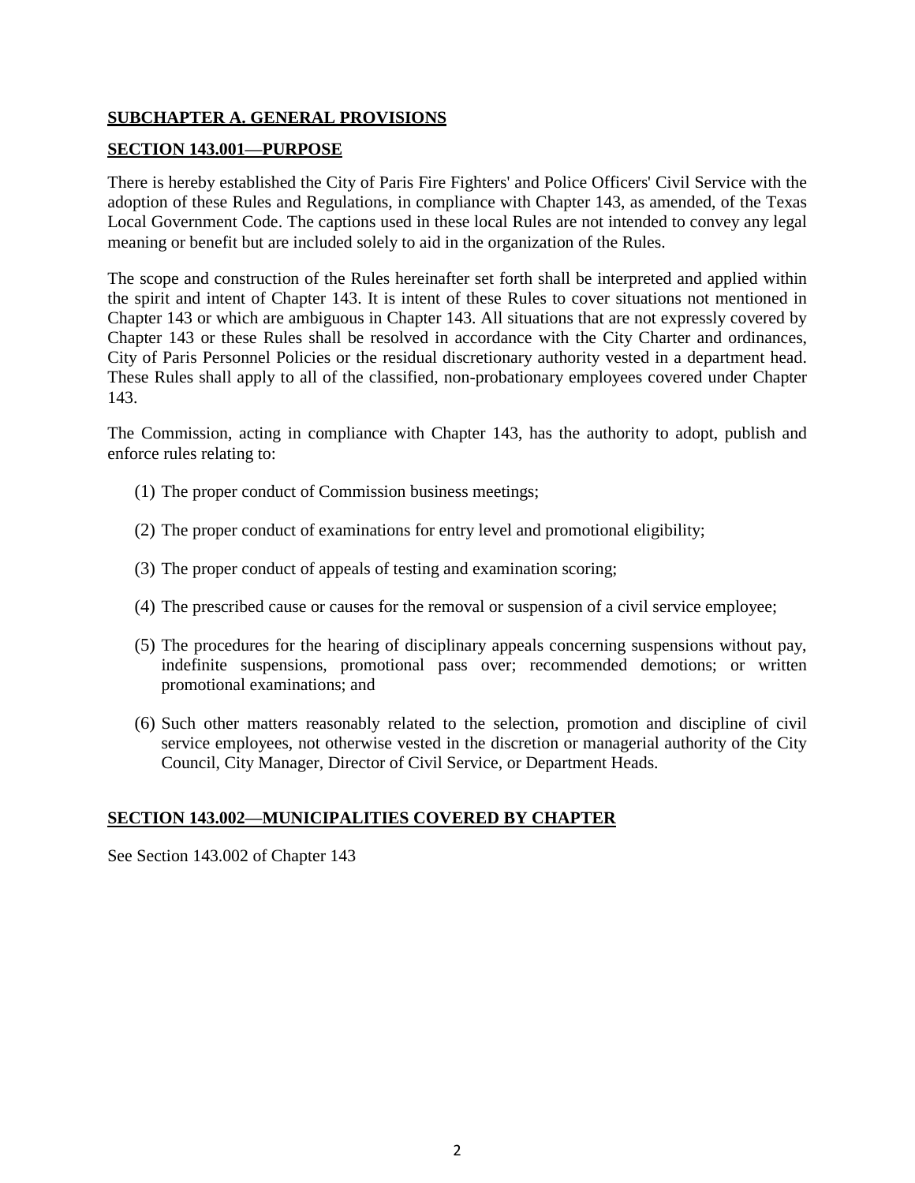## SUBCHAPTER A. GENERAL PROVISIONS

### SECTION 143.001—PURPOSE

There is hereby established the City of Paris Fire Fighters' and Police Officers' Civil Service with the adoption of these Rules and Regulations, in compliance with Chapter 143, as amended, of the Texas Local Government Code. The captions used in these local Rules are not intended to convey any legal meaning or benefit but are included solely to aid in the organization of the Rules.

The scope and construction of the Rules hereinafter set forth shall be interpreted and applied within the spirit and intent of Chapter 143. It is intent of these Rules to cover situations not mentioned in Chapter 143 or which are ambiguous in Chapter 143. All situations that are not expressly covered by Chapter 143 or these Rules shall be resolved in accordance with the City Charter and ordinances, City of Paris Personnel Policies or the residual discretionary authority vested in a department head. These Rules shall apply to all of the classified, non-probationary employees covered under Chapter 143.

The Commission, acting in compliance with Chapter 143, has the authority to adopt, publish and enforce rules relating to:

(1) The proper conduct of Commission business meetings;

(2) The proper conduct of examinations for entry level and promotional eligibility;

(3) The proper conduct of appeals of testing and examination scoring;

(4) The prescribed cause or causes for the removal or suspension of a civil service employee;

(5) The procedures for the hearing of disciplinary appeals concerning suspensions without pay, indefinite suspensions, promotional pass over; recommended demotions; or written promotional examinations; and

(6) Such other matters reasonably related to the selection, promotion and discipline of civil service employees, not otherwise vested in the discretion or managerial authority of the City Council, City Manager, Director of Civil Service, or Department Heads.

### SECTION 143.002—MUNICIPALITIES COVERED BY CHAPTER

See Section 143.002 of Chapter 143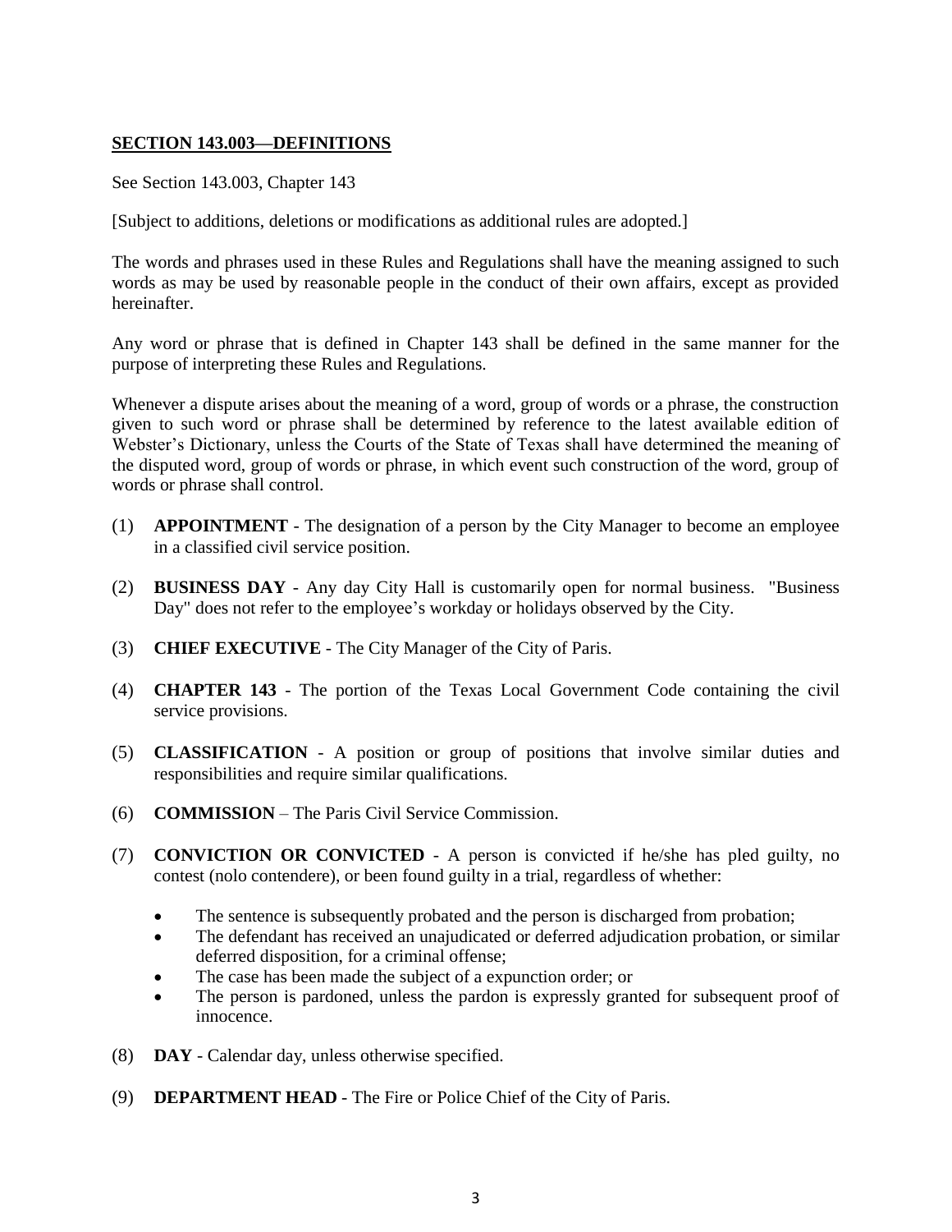## SECTION 143.003—DEFINITIONS

See Section 143.003, Chapter 143

[Subject to additions, deletions or modifications as additional rules are adopted.]

The words and phrases used in these Rules and Regulations shall have the meaning assigned to such words as may be used by reasonable people in the conduct of their own affairs, except as provided hereinafter.

Any word or phrase that is defined in Chapter 143 shall be defined in the same manner for the purpose of interpreting these Rules and Regulations.

Whenever a dispute arises about the meaning of a word, group of words or a phrase, the construction given to such word or phrase shall be determined by reference to the latest available edition of Webster's Dictionary, unless the Courts of the State of Texas shall have determined the meaning of the disputed word, group of words or phrase, in which event such construction of the word, group of words or phrase shall control.

(1) **APPOINTMENT** - The designation of a person by the City Manager to become an employee in a classified civil service position.

(2) **BUSINESS DAY** - Any day City Hall is customarily open for normal business. "Business Day" does not refer to the employee's workday or holidays observed by the City.

(3) **CHIEF EXECUTIVE** - The City Manager of the City of Paris.

(4) **CHAPTER 143** - The portion of the Texas Local Government Code containing the civil service provisions.

(5) **CLASSIFICATION** - A position or group of positions that involve similar duties and responsibilities and require similar qualifications.

(6) **COMMISSION** – The Paris Civil Service Commission.

(7) **CONVICTION OR CONVICTED** - A person is convicted if he/she has pled guilty, no contest (nolo contendere), or been found guilty in a trial, regardless of whether:

- The sentence is subsequently probated and the person is discharged from probation;
- The defendant has received an unajudicated or deferred adjudication probation, or similar deferred disposition, for a criminal offense;
- The case has been made the subject of a expunction order; or
- The person is pardoned, unless the pardon is expressly granted for subsequent proof of innocence.

(8) **DAY** - Calendar day, unless otherwise specified.

(9) **DEPARTMENT HEAD** - The Fire or Police Chief of the City of Paris.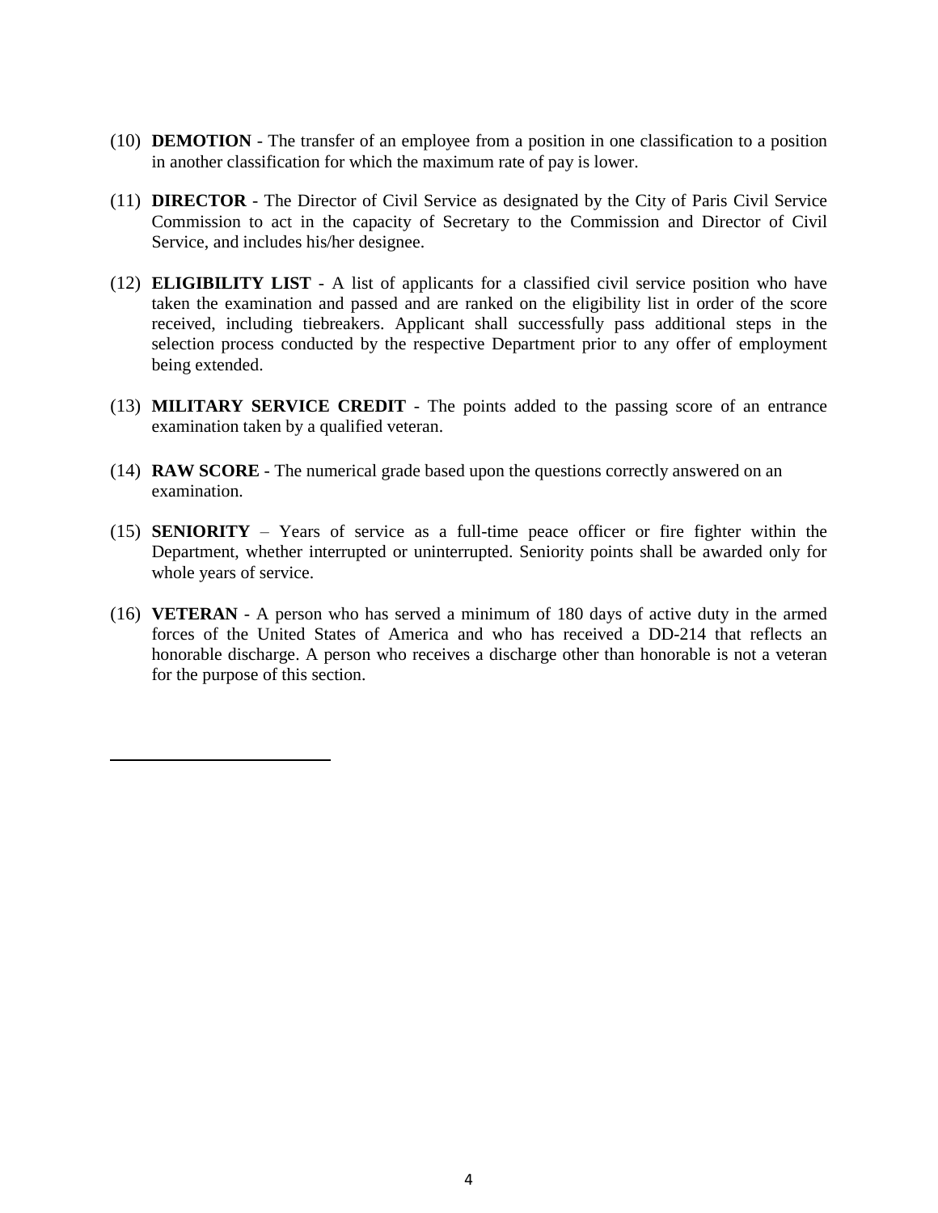(10) **DEMOTION** - The transfer of an employee from a position in one classification to a position in another classification for which the maximum rate of pay is lower.

(11) **DIRECTOR** - The Director of Civil Service as designated by the City of Paris Civil Service Commission to act in the capacity of Secretary to the Commission and Director of Civil Service, and includes his/her designee.

(12) **ELIGIBILITY LIST** - A list of applicants for a classified civil service position who have taken the examination and passed and are ranked on the eligibility list in order of the score received, including tiebreakers. Applicant shall successfully pass additional steps in the selection process conducted by the respective Department prior to any offer of employment being extended.

(13) **MILITARY SERVICE CREDIT** - The points added to the passing score of an entrance examination taken by a qualified veteran.

(14) **RAW SCORE** - The numerical grade based upon the questions correctly answered on an examination.

(15) **SENIORITY** – Years of service as a full-time peace officer or fire fighter within the Department, whether interrupted or uninterrupted. Seniority points shall be awarded only for whole years of service.

(16) **VETERAN** - A person who has served a minimum of 180 days of active duty in the armed forces of the United States of America and who has received a DD-214 that reflects an honorable discharge. A person who receives a discharge other than honorable is not a veteran for the purpose of this section.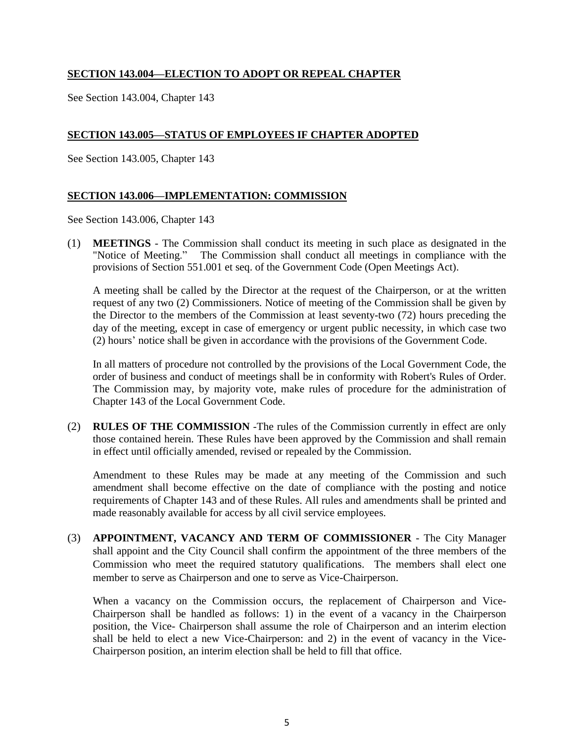**SECTION 143.004—ELECTION TO ADOPT OR REPEAL CHAPTER**

See Section 143.004, Chapter 143

**SECTION 143.005—STATUS OF EMPLOYEES IF CHAPTER ADOPTED**

See Section 143.005, Chapter 143

**SECTION 143.006—IMPLEMENTATION: COMMISSION**

See Section 143.006, Chapter 143

(1) **MEETINGS** - The Commission shall conduct its meeting in such place as designated in the "Notice of Meeting." The Commission shall conduct all meetings in compliance with the provisions of Section 551.001 et seq. of the Government Code (Open Meetings Act).

A meeting shall be called by the Director at the request of the Chairperson, or at the written request of any two (2) Commissioners. Notice of meeting of the Commission shall be given by the Director to the members of the Commission at least seventy-two (72) hours preceding the day of the meeting, except in case of emergency or urgent public necessity, in which case two (2) hours' notice shall be given in accordance with the provisions of the Government Code.

In all matters of procedure not controlled by the provisions of the Local Government Code, the order of business and conduct of meetings shall be in conformity with Robert's Rules of Order. The Commission may, by majority vote, make rules of procedure for the administration of Chapter 143 of the Local Government Code.

(2) **RULES OF THE COMMISSION** -The rules of the Commission currently in effect are only those contained herein. These Rules have been approved by the Commission and shall remain in effect until officially amended, revised or repealed by the Commission.

Amendment to these Rules may be made at any meeting of the Commission and such amendment shall become effective on the date of compliance with the posting and notice requirements of Chapter 143 and of these Rules. All rules and amendments shall be printed and made reasonably available for access by all civil service employees.

(3) **APPOINTMENT, VACANCY AND TERM OF COMMISSIONER** - The City Manager shall appoint and the City Council shall confirm the appointment of the three members of the Commission who meet the required statutory qualifications. The members shall elect one member to serve as Chairperson and one to serve as Vice-Chairperson.

When a vacancy on the Commission occurs, the replacement of Chairperson and Vice-Chairperson shall be handled as follows: 1) in the event of a vacancy in the Chairperson position, the Vice- Chairperson shall assume the role of Chairperson and an interim election shall be held to elect a new Vice-Chairperson: and 2) in the event of vacancy in the Vice-Chairperson position, an interim election shall be held to fill that office.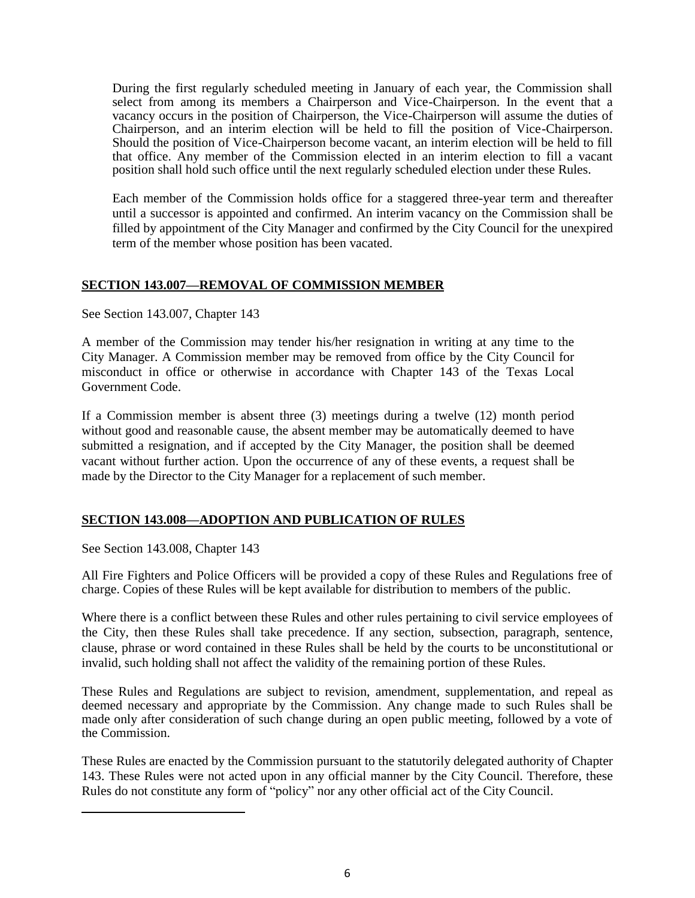During the first regularly scheduled meeting in January of each year, the Commission shall select from among its members a Chairperson and Vice-Chairperson. In the event that a vacancy occurs in the position of Chairperson, the Vice-Chairperson will assume the duties of Chairperson, and an interim election will be held to fill the position of Vice-Chairperson. Should the position of Vice-Chairperson become vacant, an interim election will be held to fill that office. Any member of the Commission elected in an interim election to fill a vacant position shall hold such office until the next regularly scheduled election under these Rules.

Each member of the Commission holds office for a staggered three-year term and thereafter until a successor is appointed and confirmed. An interim vacancy on the Commission shall be filled by appointment of the City Manager and confirmed by the City Council for the unexpired term of the member whose position has been vacated.

## SECTION 143.007—REMOVAL OF COMMISSION MEMBER

See Section 143.007, Chapter 143

A member of the Commission may tender his/her resignation in writing at any time to the City Manager. A Commission member may be removed from office by the City Council for misconduct in office or otherwise in accordance with Chapter 143 of the Texas Local Government Code.

If a Commission member is absent three (3) meetings during a twelve (12) month period without good and reasonable cause, the absent member may be automatically deemed to have submitted a resignation, and if accepted by the City Manager, the position shall be deemed vacant without further action. Upon the occurrence of any of these events, a request shall be made by the Director to the City Manager for a replacement of such member.

## SECTION 143.008—ADOPTION AND PUBLICATION OF RULES

See Section 143.008, Chapter 143

All Fire Fighters and Police Officers will be provided a copy of these Rules and Regulations free of charge. Copies of these Rules will be kept available for distribution to members of the public.

Where there is a conflict between these Rules and other rules pertaining to civil service employees of the City, then these Rules shall take precedence. If any section, subsection, paragraph, sentence, clause, phrase or word contained in these Rules shall be held by the courts to be unconstitutional or invalid, such holding shall not affect the validity of the remaining portion of these Rules.

These Rules and Regulations are subject to revision, amendment, supplementation, and repeal as deemed necessary and appropriate by the Commission. Any change made to such Rules shall be made only after consideration of such change during an open public meeting, followed by a vote of the Commission.

These Rules are enacted by the Commission pursuant to the statutorily delegated authority of Chapter 143. These Rules were not acted upon in any official manner by the City Council. Therefore, these Rules do not constitute any form of "policy" nor any other official act of the City Council.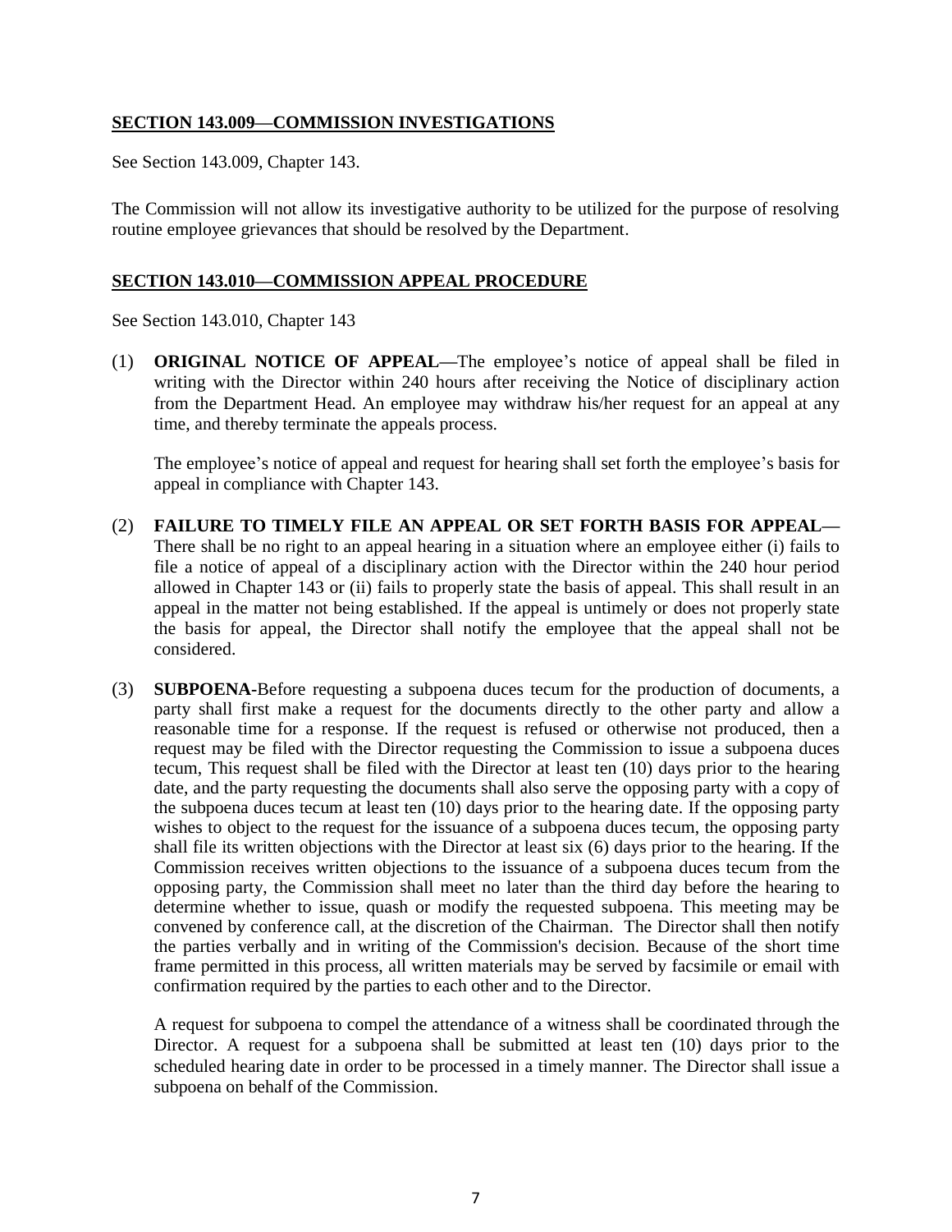## SECTION 143.009—COMMISSION INVESTIGATIONS

See Section 143.009, Chapter 143.

The Commission will not allow its investigative authority to be utilized for the purpose of resolving routine employee grievances that should be resolved by the Department.

## SECTION 143.010—COMMISSION APPEAL PROCEDURE

See Section 143.010, Chapter 143

(1) **ORIGINAL NOTICE OF APPEAL—**The employee's notice of appeal shall be filed in writing with the Director within 240 hours after receiving the Notice of disciplinary action from the Department Head. An employee may withdraw his/her request for an appeal at any time, and thereby terminate the appeals process.

   The employee's notice of appeal and request for hearing shall set forth the employee's basis for appeal in compliance with Chapter 143.

(2) **FAILURE TO TIMELY FILE AN APPEAL OR SET FORTH BASIS FOR APPEAL—** There shall be no right to an appeal hearing in a situation where an employee either (i) fails to file a notice of appeal of a disciplinary action with the Director within the 240 hour period allowed in Chapter 143 or (ii) fails to properly state the basis of appeal. This shall result in an appeal in the matter not being established. If the appeal is untimely or does not properly state the basis for appeal, the Director shall notify the employee that the appeal shall not be considered.

(3) **SUBPOENA-**Before requesting a subpoena duces tecum for the production of documents, a party shall first make a request for the documents directly to the other party and allow a reasonable time for a response. If the request is refused or otherwise not produced, then a request may be filed with the Director requesting the Commission to issue a subpoena duces tecum, This request shall be filed with the Director at least ten (10) days prior to the hearing date, and the party requesting the documents shall also serve the opposing party with a copy of the subpoena duces tecum at least ten (10) days prior to the hearing date. If the opposing party wishes to object to the request for the issuance of a subpoena duces tecum, the opposing party shall file its written objections with the Director at least six (6) days prior to the hearing. If the Commission receives written objections to the issuance of a subpoena duces tecum from the opposing party, the Commission shall meet no later than the third day before the hearing to determine whether to issue, quash or modify the requested subpoena. This meeting may be convened by conference call, at the discretion of the Chairman. The Director shall then notify the parties verbally and in writing of the Commission's decision. Because of the short time frame permitted in this process, all written materials may be served by facsimile or email with confirmation required by the parties to each other and to the Director.

   A request for subpoena to compel the attendance of a witness shall be coordinated through the Director. A request for a subpoena shall be submitted at least ten (10) days prior to the scheduled hearing date in order to be processed in a timely manner. The Director shall issue a subpoena on behalf of the Commission.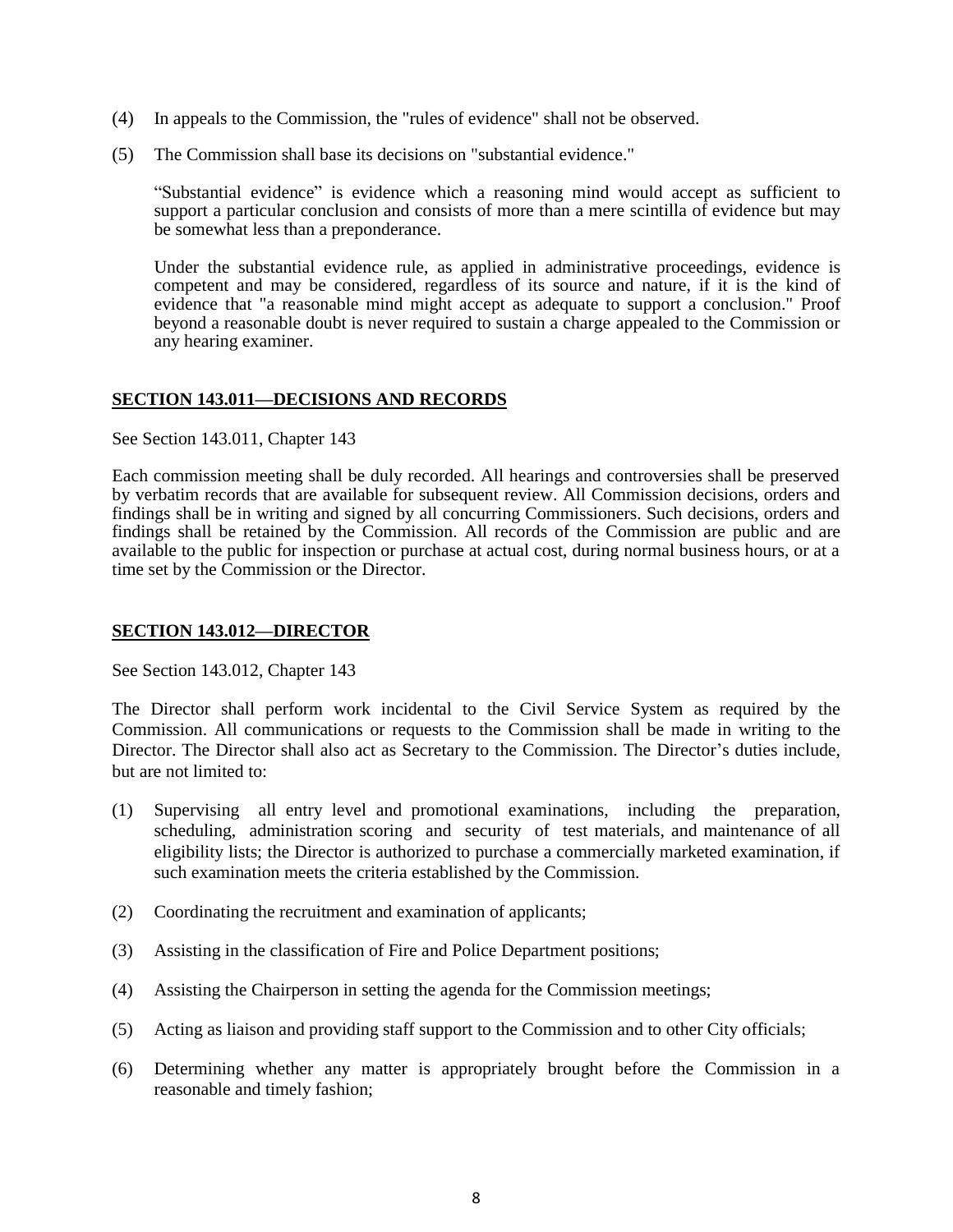(4) In appeals to the Commission, the "rules of evidence" shall not be observed.

(5) The Commission shall base its decisions on "substantial evidence."

“Substantial evidence” is evidence which a reasoning mind would accept as sufficient to support a particular conclusion and consists of more than a mere scintilla of evidence but may be somewhat less than a preponderance.

Under the substantial evidence rule, as applied in administrative proceedings, evidence is competent and may be considered, regardless of its source and nature, if it is the kind of evidence that "a reasonable mind might accept as adequate to support a conclusion." Proof beyond a reasonable doubt is never required to sustain a charge appealed to the Commission or any hearing examiner.

## SECTION 143.011—DECISIONS AND RECORDS

See Section 143.011, Chapter 143

Each commission meeting shall be duly recorded. All hearings and controversies shall be preserved by verbatim records that are available for subsequent review. All Commission decisions, orders and findings shall be in writing and signed by all concurring Commissioners. Such decisions, orders and findings shall be retained by the Commission. All records of the Commission are public and are available to the public for inspection or purchase at actual cost, during normal business hours, or at a time set by the Commission or the Director.

## SECTION 143.012—DIRECTOR

See Section 143.012, Chapter 143

The Director shall perform work incidental to the Civil Service System as required by the Commission. All communications or requests to the Commission shall be made in writing to the Director. The Director shall also act as Secretary to the Commission. The Director’s duties include, but are not limited to:

(1) Supervising all entry level and promotional examinations, including the preparation, scheduling, administration scoring and security of test materials, and maintenance of all eligibility lists; the Director is authorized to purchase a commercially marketed examination, if such examination meets the criteria established by the Commission.

(2) Coordinating the recruitment and examination of applicants;

(3) Assisting in the classification of Fire and Police Department positions;

(4) Assisting the Chairperson in setting the agenda for the Commission meetings;

(5) Acting as liaison and providing staff support to the Commission and to other City officials;

(6) Determining whether any matter is appropriately brought before the Commission in a reasonable and timely fashion;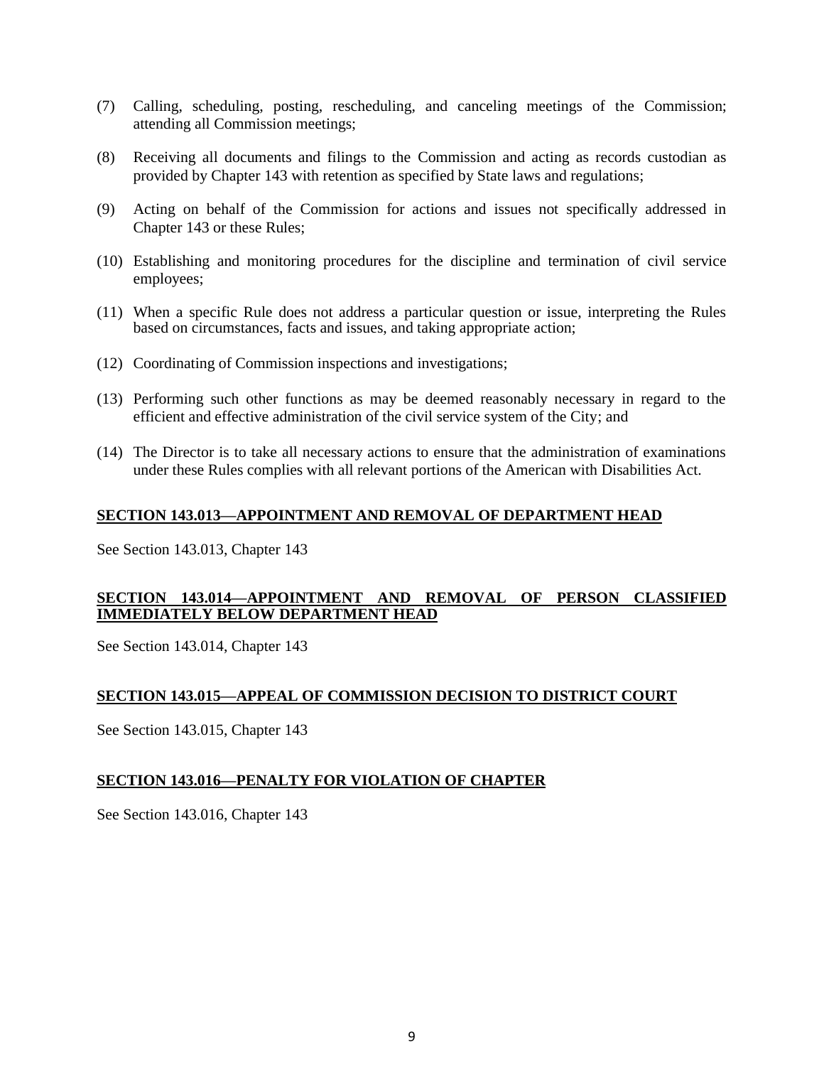(7) Calling, scheduling, posting, rescheduling, and canceling meetings of the Commission; attending all Commission meetings;

(8) Receiving all documents and filings to the Commission and acting as records custodian as provided by Chapter 143 with retention as specified by State laws and regulations;

(9) Acting on behalf of the Commission for actions and issues not specifically addressed in Chapter 143 or these Rules;

(10) Establishing and monitoring procedures for the discipline and termination of civil service employees;

(11) When a specific Rule does not address a particular question or issue, interpreting the Rules based on circumstances, facts and issues, and taking appropriate action;

(12) Coordinating of Commission inspections and investigations;

(13) Performing such other functions as may be deemed reasonably necessary in regard to the efficient and effective administration of the civil service system of the City; and

(14) The Director is to take all necessary actions to ensure that the administration of examinations under these Rules complies with all relevant portions of the American with Disabilities Act.

## SECTION 143.013—APPOINTMENT AND REMOVAL OF DEPARTMENT HEAD

See Section 143.013, Chapter 143

## SECTION 143.014—APPOINTMENT AND REMOVAL OF PERSON CLASSIFIED IMMEDIATELY BELOW DEPARTMENT HEAD

See Section 143.014, Chapter 143

## SECTION 143.015—APPEAL OF COMMISSION DECISION TO DISTRICT COURT

See Section 143.015, Chapter 143

## SECTION 143.016—PENALTY FOR VIOLATION OF CHAPTER

See Section 143.016, Chapter 143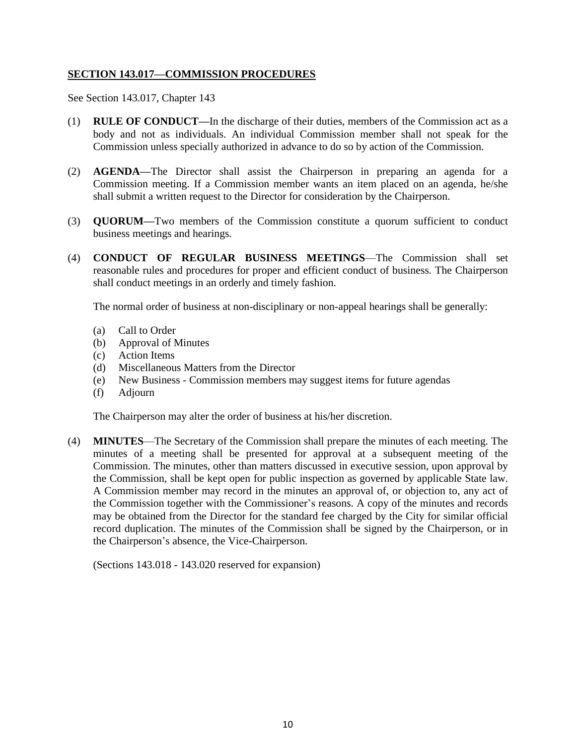## SECTION 143.017—COMMISSION PROCEDURES

See Section 143.017, Chapter 143

(1) **RULE OF CONDUCT—**In the discharge of their duties, members of the Commission act as a body and not as individuals. An individual Commission member shall not speak for the Commission unless specially authorized in advance to do so by action of the Commission.

(2) **AGENDA—**The Director shall assist the Chairperson in preparing an agenda for a Commission meeting. If a Commission member wants an item placed on an agenda, he/she shall submit a written request to the Director for consideration by the Chairperson.

(3) **QUORUM—**Two members of the Commission constitute a quorum sufficient to conduct business meetings and hearings.

(4) **CONDUCT OF REGULAR BUSINESS MEETINGS**—The Commission shall set reasonable rules and procedures for proper and efficient conduct of business. The Chairperson shall conduct meetings in an orderly and timely fashion.

The normal order of business at non-disciplinary or non-appeal hearings shall be generally:

(a) Call to Order
(b) Approval of Minutes
(c) Action Items
(d) Miscellaneous Matters from the Director
(e) New Business - Commission members may suggest items for future agendas
(f) Adjourn

The Chairperson may alter the order of business at his/her discretion.

(4) **MINUTES**—The Secretary of the Commission shall prepare the minutes of each meeting. The minutes of a meeting shall be presented for approval at a subsequent meeting of the Commission. The minutes, other than matters discussed in executive session, upon approval by the Commission, shall be kept open for public inspection as governed by applicable State law. A Commission member may record in the minutes an approval of, or objection to, any act of the Commission together with the Commissioner's reasons. A copy of the minutes and records may be obtained from the Director for the standard fee charged by the City for similar official record duplication. The minutes of the Commission shall be signed by the Chairperson, or in the Chairperson's absence, the Vice-Chairperson.

(Sections 143.018 - 143.020 reserved for expansion)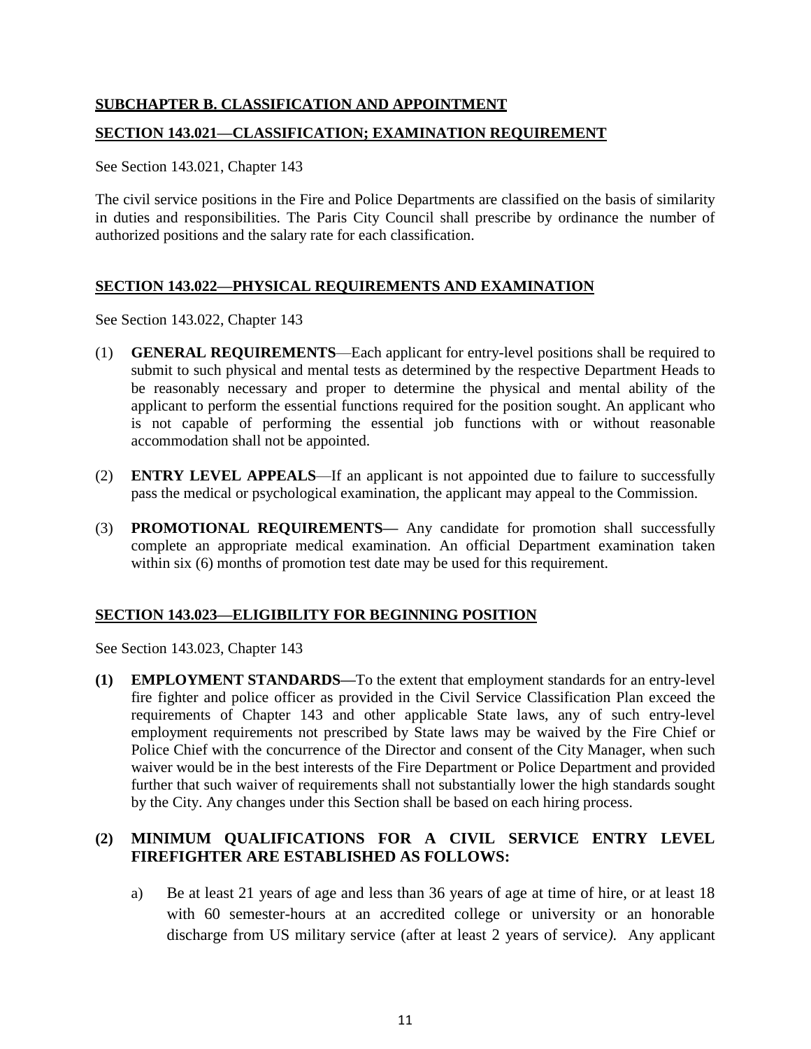## SUBCHAPTER B. CLASSIFICATION AND APPOINTMENT

### SECTION 143.021—CLASSIFICATION; EXAMINATION REQUIREMENT

See Section 143.021, Chapter 143

The civil service positions in the Fire and Police Departments are classified on the basis of similarity in duties and responsibilities. The Paris City Council shall prescribe by ordinance the number of authorized positions and the salary rate for each classification.

### SECTION 143.022—PHYSICAL REQUIREMENTS AND EXAMINATION

See Section 143.022, Chapter 143

(1) **GENERAL REQUIREMENTS**—Each applicant for entry-level positions shall be required to submit to such physical and mental tests as determined by the respective Department Heads to be reasonably necessary and proper to determine the physical and mental ability of the applicant to perform the essential functions required for the position sought. An applicant who is not capable of performing the essential job functions with or without reasonable accommodation shall not be appointed.

(2) **ENTRY LEVEL APPEALS**—If an applicant is not appointed due to failure to successfully pass the medical or psychological examination, the applicant may appeal to the Commission.

(3) **PROMOTIONAL REQUIREMENTS—** Any candidate for promotion shall successfully complete an appropriate medical examination. An official Department examination taken within six (6) months of promotion test date may be used for this requirement.

### SECTION 143.023—ELIGIBILITY FOR BEGINNING POSITION

See Section 143.023, Chapter 143

**(1) EMPLOYMENT STANDARDS—**To the extent that employment standards for an entry-level fire fighter and police officer as provided in the Civil Service Classification Plan exceed the requirements of Chapter 143 and other applicable State laws, any of such entry-level employment requirements not prescribed by State laws may be waived by the Fire Chief or Police Chief with the concurrence of the Director and consent of the City Manager, when such waiver would be in the best interests of the Fire Department or Police Department and provided further that such waiver of requirements shall not substantially lower the high standards sought by the City. Any changes under this Section shall be based on each hiring process.

**(2) MINIMUM QUALIFICATIONS FOR A CIVIL SERVICE ENTRY LEVEL FIREFIGHTER ARE ESTABLISHED AS FOLLOWS:**

a) Be at least 21 years of age and less than 36 years of age at time of hire, or at least 18 with 60 semester-hours at an accredited college or university or an honorable discharge from US military service (after at least 2 years of service). Any applicant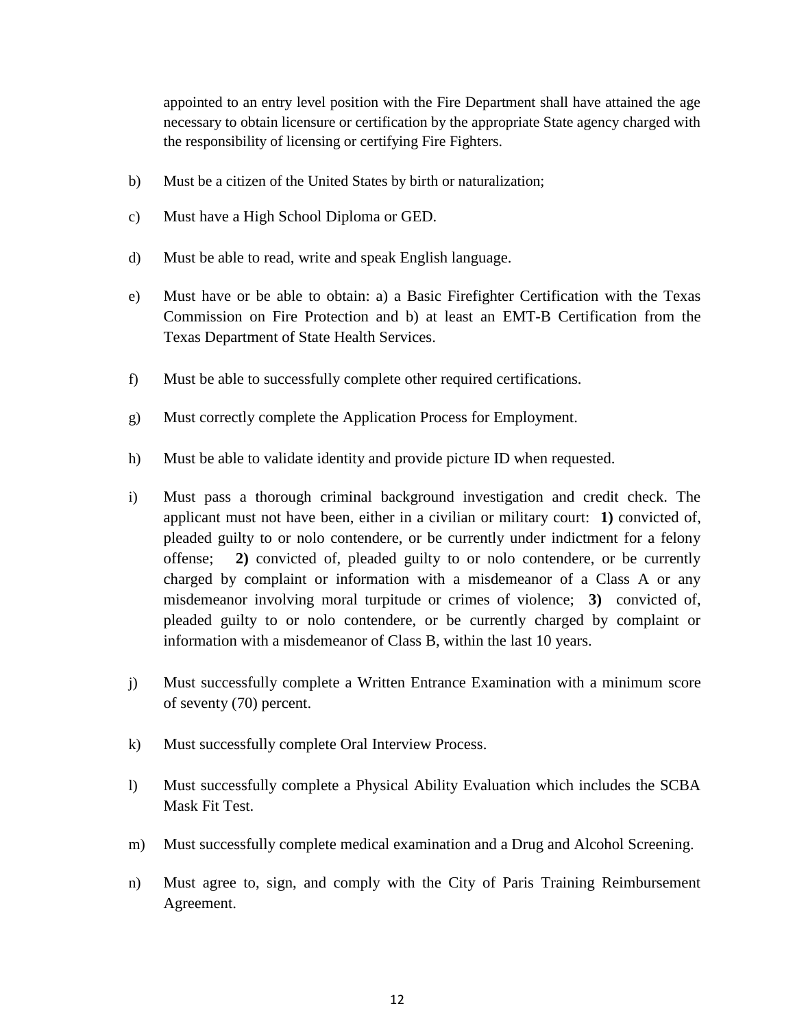appointed to an entry level position with the Fire Department shall have attained the age necessary to obtain licensure or certification by the appropriate State agency charged with the responsibility of licensing or certifying Fire Fighters.

b) Must be a citizen of the United States by birth or naturalization;

c) Must have a High School Diploma or GED.

d) Must be able to read, write and speak English language.

e) Must have or be able to obtain: a) a Basic Firefighter Certification with the Texas Commission on Fire Protection and b) at least an EMT-B Certification from the Texas Department of State Health Services.

f) Must be able to successfully complete other required certifications.

g) Must correctly complete the Application Process for Employment.

h) Must be able to validate identity and provide picture ID when requested.

i) Must pass a thorough criminal background investigation and credit check. The applicant must not have been, either in a civilian or military court: **1)** convicted of, pleaded guilty to or nolo contendere, or be currently under indictment for a felony offense; **2)** convicted of, pleaded guilty to or nolo contendere, or be currently charged by complaint or information with a misdemeanor of a Class A or any misdemeanor involving moral turpitude or crimes of violence; **3)** convicted of, pleaded guilty to or nolo contendere, or be currently charged by complaint or information with a misdemeanor of Class B, within the last 10 years.

j) Must successfully complete a Written Entrance Examination with a minimum score of seventy (70) percent.

k) Must successfully complete Oral Interview Process.

l) Must successfully complete a Physical Ability Evaluation which includes the SCBA Mask Fit Test.

m) Must successfully complete medical examination and a Drug and Alcohol Screening.

n) Must agree to, sign, and comply with the City of Paris Training Reimbursement Agreement.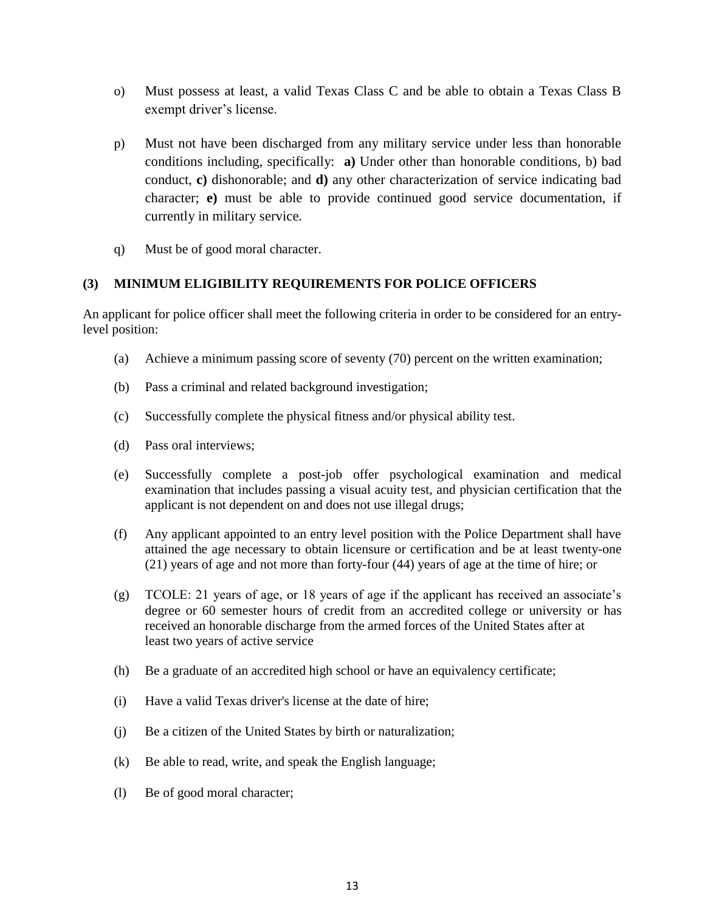o) Must possess at least, a valid Texas Class C and be able to obtain a Texas Class B exempt driver's license.

p) Must not have been discharged from any military service under less than honorable conditions including, specifically: **a)** Under other than honorable conditions, b) bad conduct, **c)** dishonorable; and **d)** any other characterization of service indicating bad character; **e)** must be able to provide continued good service documentation, if currently in military service.

q) Must be of good moral character.

### (3) MINIMUM ELIGIBILITY REQUIREMENTS FOR POLICE OFFICERS

An applicant for police officer shall meet the following criteria in order to be considered for an entry-level position:

(a) Achieve a minimum passing score of seventy (70) percent on the written examination;

(b) Pass a criminal and related background investigation;

(c) Successfully complete the physical fitness and/or physical ability test.

(d) Pass oral interviews;

(e) Successfully complete a post-job offer psychological examination and medical examination that includes passing a visual acuity test, and physician certification that the applicant is not dependent on and does not use illegal drugs;

(f) Any applicant appointed to an entry level position with the Police Department shall have attained the age necessary to obtain licensure or certification and be at least twenty-one (21) years of age and not more than forty-four (44) years of age at the time of hire; or

(g) TCOLE: 21 years of age, or 18 years of age if the applicant has received an associate's degree or 60 semester hours of credit from an accredited college or university or has received an honorable discharge from the armed forces of the United States after at least two years of active service

(h) Be a graduate of an accredited high school or have an equivalency certificate;

(i) Have a valid Texas driver's license at the date of hire;

(j) Be a citizen of the United States by birth or naturalization;

(k) Be able to read, write, and speak the English language;

(l) Be of good moral character;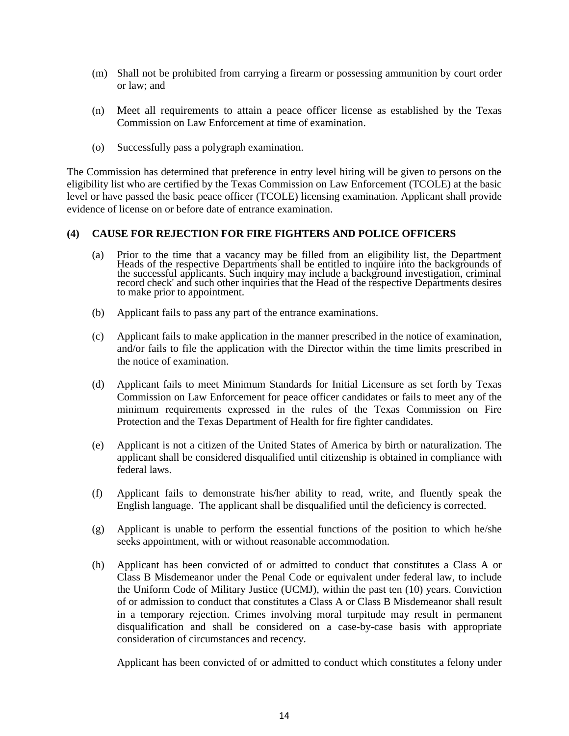(m) Shall not be prohibited from carrying a firearm or possessing ammunition by court order or law; and

(n) Meet all requirements to attain a peace officer license as established by the Texas Commission on Law Enforcement at time of examination.

(o) Successfully pass a polygraph examination.

The Commission has determined that preference in entry level hiring will be given to persons on the eligibility list who are certified by the Texas Commission on Law Enforcement (TCOLE) at the basic level or have passed the basic peace officer (TCOLE) licensing examination. Applicant shall provide evidence of license on or before date of entrance examination.

**(4) CAUSE FOR REJECTION FOR FIRE FIGHTERS AND POLICE OFFICERS**

(a) Prior to the time that a vacancy may be filled from an eligibility list, the Department Heads of the respective Departments shall be entitled to inquire into the backgrounds of the successful applicants. Such inquiry may include a background investigation, criminal record check' and such other inquiries that the Head of the respective Departments desires to make prior to appointment.

(b) Applicant fails to pass any part of the entrance examinations.

(c) Applicant fails to make application in the manner prescribed in the notice of examination, and/or fails to file the application with the Director within the time limits prescribed in the notice of examination.

(d) Applicant fails to meet Minimum Standards for Initial Licensure as set forth by Texas Commission on Law Enforcement for peace officer candidates or fails to meet any of the minimum requirements expressed in the rules of the Texas Commission on Fire Protection and the Texas Department of Health for fire fighter candidates.

(e) Applicant is not a citizen of the United States of America by birth or naturalization. The applicant shall be considered disqualified until citizenship is obtained in compliance with federal laws.

(f) Applicant fails to demonstrate his/her ability to read, write, and fluently speak the English language. The applicant shall be disqualified until the deficiency is corrected.

(g) Applicant is unable to perform the essential functions of the position to which he/she seeks appointment, with or without reasonable accommodation.

(h) Applicant has been convicted of or admitted to conduct that constitutes a Class A or Class B Misdemeanor under the Penal Code or equivalent under federal law, to include the Uniform Code of Military Justice (UCMJ), within the past ten (10) years. Conviction of or admission to conduct that constitutes a Class A or Class B Misdemeanor shall result in a temporary rejection. Crimes involving moral turpitude may result in permanent disqualification and shall be considered on a case-by-case basis with appropriate consideration of circumstances and recency.

Applicant has been convicted of or admitted to conduct which constitutes a felony under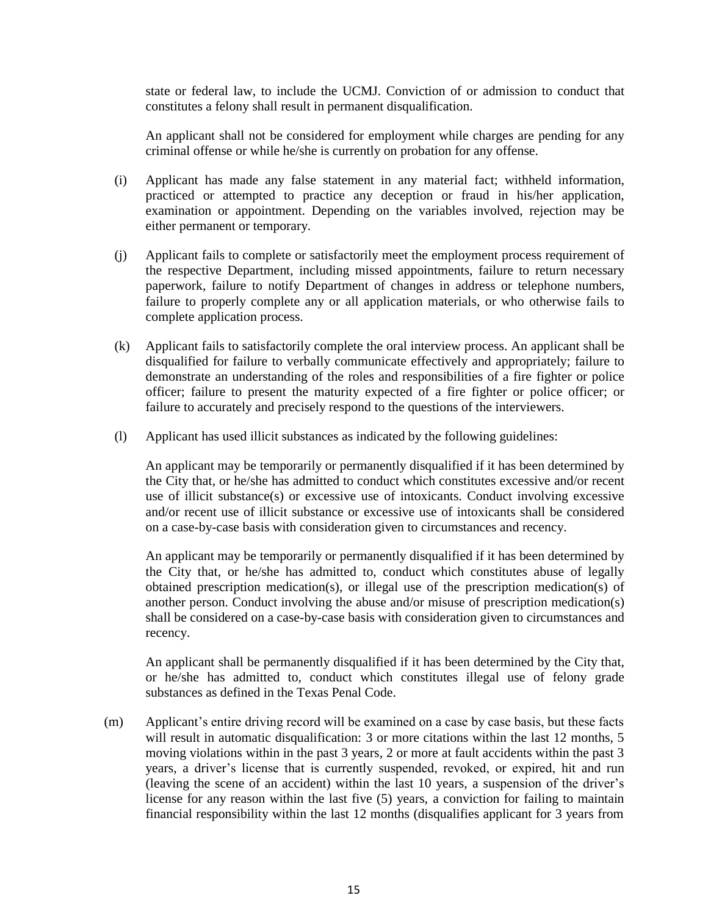state or federal law, to include the UCMJ. Conviction of or admission to conduct that constitutes a felony shall result in permanent disqualification.

An applicant shall not be considered for employment while charges are pending for any criminal offense or while he/she is currently on probation for any offense.

(i) Applicant has made any false statement in any material fact; withheld information, practiced or attempted to practice any deception or fraud in his/her application, examination or appointment. Depending on the variables involved, rejection may be either permanent or temporary.

(j) Applicant fails to complete or satisfactorily meet the employment process requirement of the respective Department, including missed appointments, failure to return necessary paperwork, failure to notify Department of changes in address or telephone numbers, failure to properly complete any or all application materials, or who otherwise fails to complete application process.

(k) Applicant fails to satisfactorily complete the oral interview process. An applicant shall be disqualified for failure to verbally communicate effectively and appropriately; failure to demonstrate an understanding of the roles and responsibilities of a fire fighter or police officer; failure to present the maturity expected of a fire fighter or police officer; or failure to accurately and precisely respond to the questions of the interviewers.

(l) Applicant has used illicit substances as indicated by the following guidelines:

An applicant may be temporarily or permanently disqualified if it has been determined by the City that, or he/she has admitted to conduct which constitutes excessive and/or recent use of illicit substance(s) or excessive use of intoxicants. Conduct involving excessive and/or recent use of illicit substance or excessive use of intoxicants shall be considered on a case-by-case basis with consideration given to circumstances and recency.

An applicant may be temporarily or permanently disqualified if it has been determined by the City that, or he/she has admitted to, conduct which constitutes abuse of legally obtained prescription medication(s), or illegal use of the prescription medication(s) of another person. Conduct involving the abuse and/or misuse of prescription medication(s) shall be considered on a case-by-case basis with consideration given to circumstances and recency.

An applicant shall be permanently disqualified if it has been determined by the City that, or he/she has admitted to, conduct which constitutes illegal use of felony grade substances as defined in the Texas Penal Code.

(m) Applicant's entire driving record will be examined on a case by case basis, but these facts will result in automatic disqualification: 3 or more citations within the last 12 months, 5 moving violations within in the past 3 years, 2 or more at fault accidents within the past 3 years, a driver's license that is currently suspended, revoked, or expired, hit and run (leaving the scene of an accident) within the last 10 years, a suspension of the driver's license for any reason within the last five (5) years, a conviction for failing to maintain financial responsibility within the last 12 months (disqualifies applicant for 3 years from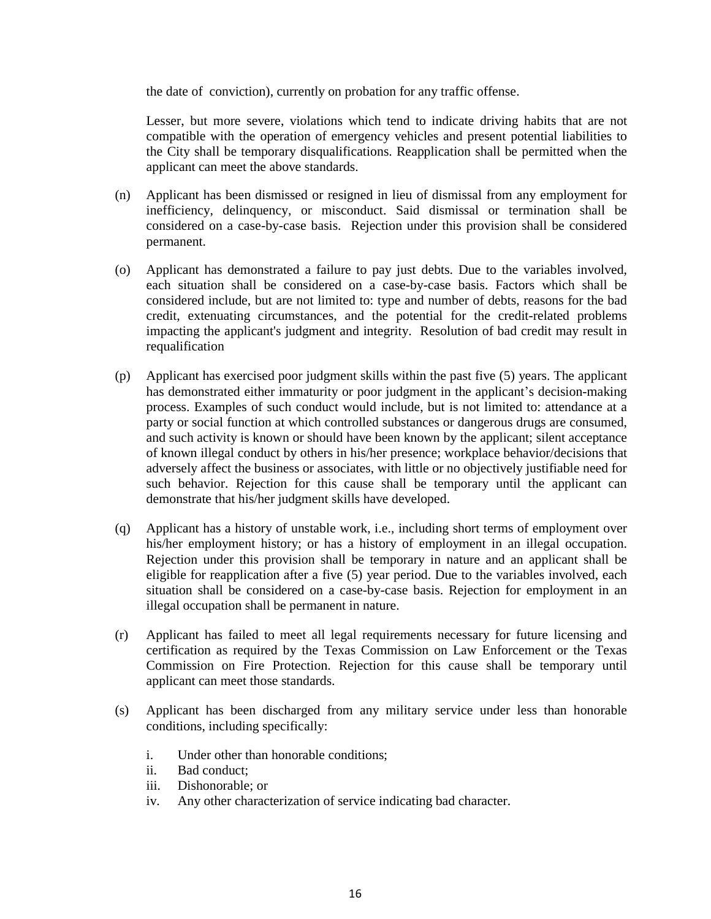the date of conviction), currently on probation for any traffic offense.

Lesser, but more severe, violations which tend to indicate driving habits that are not compatible with the operation of emergency vehicles and present potential liabilities to the City shall be temporary disqualifications. Reapplication shall be permitted when the applicant can meet the above standards.

(n) Applicant has been dismissed or resigned in lieu of dismissal from any employment for inefficiency, delinquency, or misconduct. Said dismissal or termination shall be considered on a case-by-case basis. Rejection under this provision shall be considered permanent.

(o) Applicant has demonstrated a failure to pay just debts. Due to the variables involved, each situation shall be considered on a case-by-case basis. Factors which shall be considered include, but are not limited to: type and number of debts, reasons for the bad credit, extenuating circumstances, and the potential for the credit-related problems impacting the applicant's judgment and integrity. Resolution of bad credit may result in requalification

(p) Applicant has exercised poor judgment skills within the past five (5) years. The applicant has demonstrated either immaturity or poor judgment in the applicant's decision-making process. Examples of such conduct would include, but is not limited to: attendance at a party or social function at which controlled substances or dangerous drugs are consumed, and such activity is known or should have been known by the applicant; silent acceptance of known illegal conduct by others in his/her presence; workplace behavior/decisions that adversely affect the business or associates, with little or no objectively justifiable need for such behavior. Rejection for this cause shall be temporary until the applicant can demonstrate that his/her judgment skills have developed.

(q) Applicant has a history of unstable work, i.e., including short terms of employment over his/her employment history; or has a history of employment in an illegal occupation. Rejection under this provision shall be temporary in nature and an applicant shall be eligible for reapplication after a five (5) year period. Due to the variables involved, each situation shall be considered on a case-by-case basis. Rejection for employment in an illegal occupation shall be permanent in nature.

(r) Applicant has failed to meet all legal requirements necessary for future licensing and certification as required by the Texas Commission on Law Enforcement or the Texas Commission on Fire Protection. Rejection for this cause shall be temporary until applicant can meet those standards.

(s) Applicant has been discharged from any military service under less than honorable conditions, including specifically:

   i. Under other than honorable conditions;
   ii. Bad conduct;
   iii. Dishonorable; or
   iv. Any other characterization of service indicating bad character.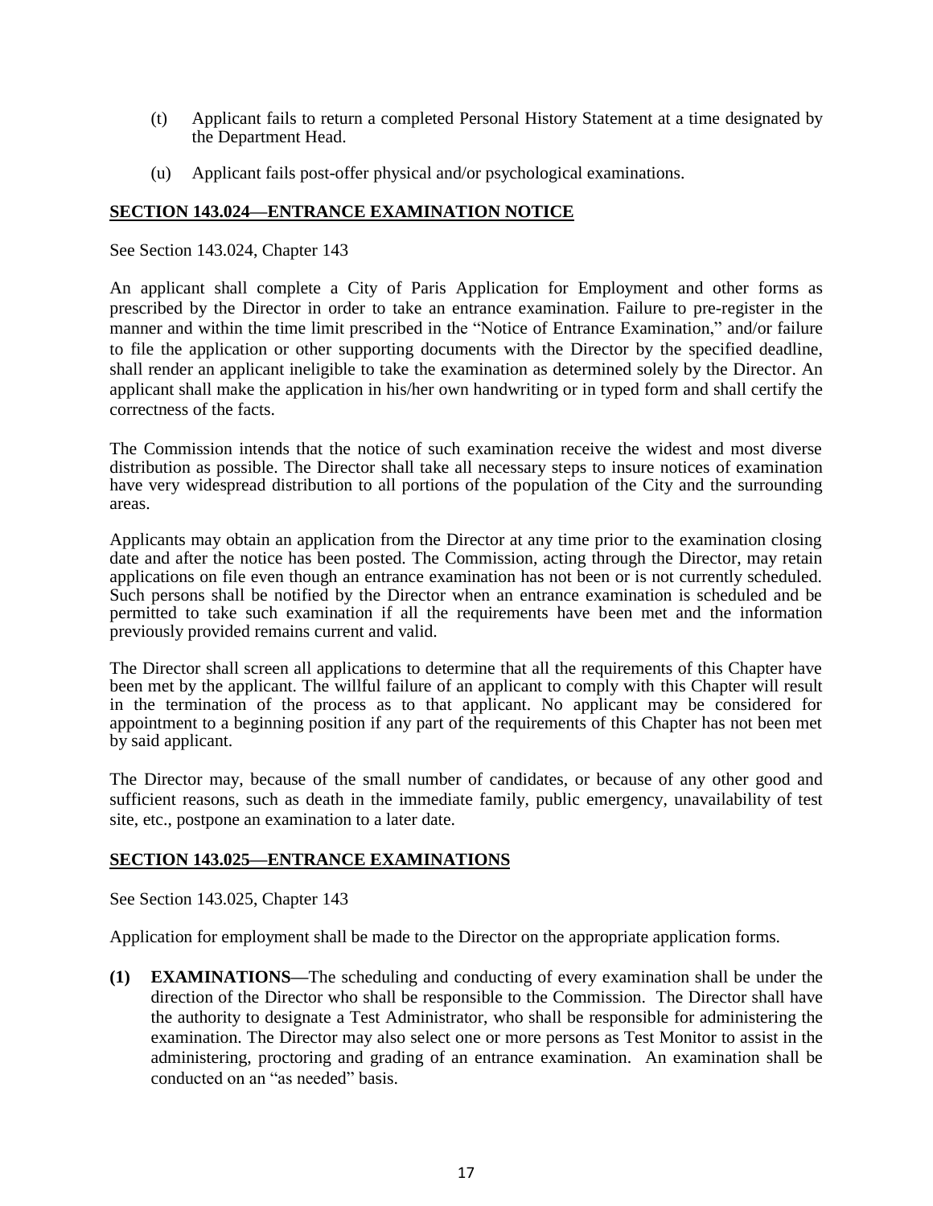(t) Applicant fails to return a completed Personal History Statement at a time designated by the Department Head.

(u) Applicant fails post-offer physical and/or psychological examinations.

**SECTION 143.024—ENTRANCE EXAMINATION NOTICE**

See Section 143.024, Chapter 143

An applicant shall complete a City of Paris Application for Employment and other forms as prescribed by the Director in order to take an entrance examination. Failure to pre-register in the manner and within the time limit prescribed in the "Notice of Entrance Examination," and/or failure to file the application or other supporting documents with the Director by the specified deadline, shall render an applicant ineligible to take the examination as determined solely by the Director. An applicant shall make the application in his/her own handwriting or in typed form and shall certify the correctness of the facts.

The Commission intends that the notice of such examination receive the widest and most diverse distribution as possible. The Director shall take all necessary steps to insure notices of examination have very widespread distribution to all portions of the population of the City and the surrounding areas.

Applicants may obtain an application from the Director at any time prior to the examination closing date and after the notice has been posted. The Commission, acting through the Director, may retain applications on file even though an entrance examination has not been or is not currently scheduled. Such persons shall be notified by the Director when an entrance examination is scheduled and be permitted to take such examination if all the requirements have been met and the information previously provided remains current and valid.

The Director shall screen all applications to determine that all the requirements of this Chapter have been met by the applicant. The willful failure of an applicant to comply with this Chapter will result in the termination of the process as to that applicant. No applicant may be considered for appointment to a beginning position if any part of the requirements of this Chapter has not been met by said applicant.

The Director may, because of the small number of candidates, or because of any other good and sufficient reasons, such as death in the immediate family, public emergency, unavailability of test site, etc., postpone an examination to a later date.

**SECTION 143.025—ENTRANCE EXAMINATIONS**

See Section 143.025, Chapter 143

Application for employment shall be made to the Director on the appropriate application forms.

**(1) EXAMINATIONS—**The scheduling and conducting of every examination shall be under the direction of the Director who shall be responsible to the Commission. The Director shall have the authority to designate a Test Administrator, who shall be responsible for administering the examination. The Director may also select one or more persons as Test Monitor to assist in the administering, proctoring and grading of an entrance examination. An examination shall be conducted on an "as needed" basis.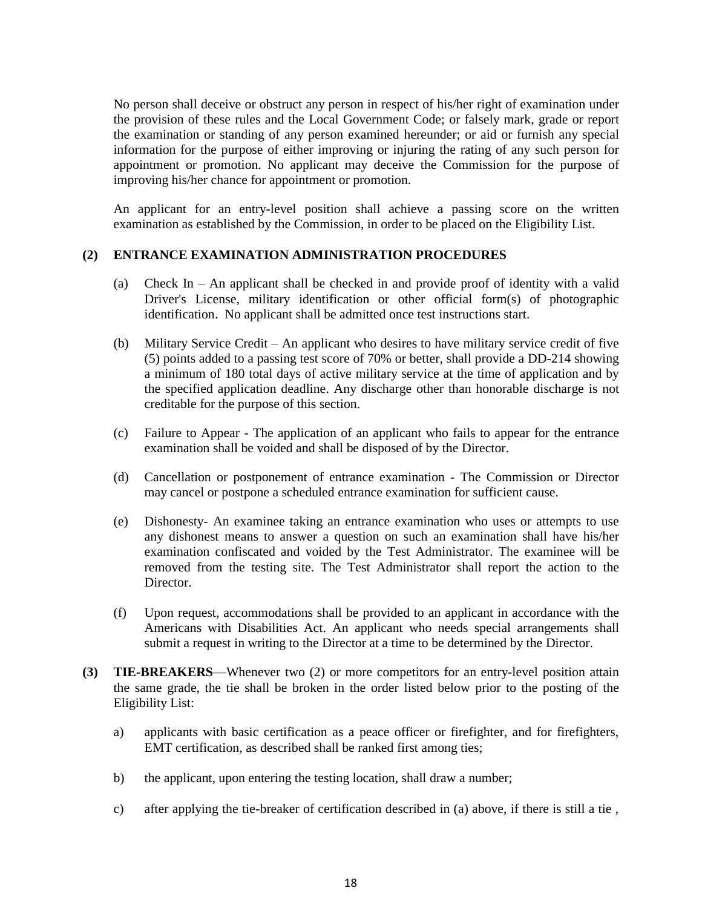No person shall deceive or obstruct any person in respect of his/her right of examination under the provision of these rules and the Local Government Code; or falsely mark, grade or report the examination or standing of any person examined hereunder; or aid or furnish any special information for the purpose of either improving or injuring the rating of any such person for appointment or promotion. No applicant may deceive the Commission for the purpose of improving his/her chance for appointment or promotion.

An applicant for an entry-level position shall achieve a passing score on the written examination as established by the Commission, in order to be placed on the Eligibility List.

**(2) ENTRANCE EXAMINATION ADMINISTRATION PROCEDURES**

(a) Check In – An applicant shall be checked in and provide proof of identity with a valid Driver's License, military identification or other official form(s) of photographic identification. No applicant shall be admitted once test instructions start.

(b) Military Service Credit – An applicant who desires to have military service credit of five (5) points added to a passing test score of 70% or better, shall provide a DD-214 showing a minimum of 180 total days of active military service at the time of application and by the specified application deadline. Any discharge other than honorable discharge is not creditable for the purpose of this section.

(c) Failure to Appear - The application of an applicant who fails to appear for the entrance examination shall be voided and shall be disposed of by the Director.

(d) Cancellation or postponement of entrance examination - The Commission or Director may cancel or postpone a scheduled entrance examination for sufficient cause.

(e) Dishonesty- An examinee taking an entrance examination who uses or attempts to use any dishonest means to answer a question on such an examination shall have his/her examination confiscated and voided by the Test Administrator. The examinee will be removed from the testing site. The Test Administrator shall report the action to the Director.

(f) Upon request, accommodations shall be provided to an applicant in accordance with the Americans with Disabilities Act. An applicant who needs special arrangements shall submit a request in writing to the Director at a time to be determined by the Director.

**(3) TIE-BREAKERS**—Whenever two (2) or more competitors for an entry-level position attain the same grade, the tie shall be broken in the order listed below prior to the posting of the Eligibility List:

a) applicants with basic certification as a peace officer or firefighter, and for firefighters, EMT certification, as described shall be ranked first among ties;

b) the applicant, upon entering the testing location, shall draw a number;

c) after applying the tie-breaker of certification described in (a) above, if there is still a tie ,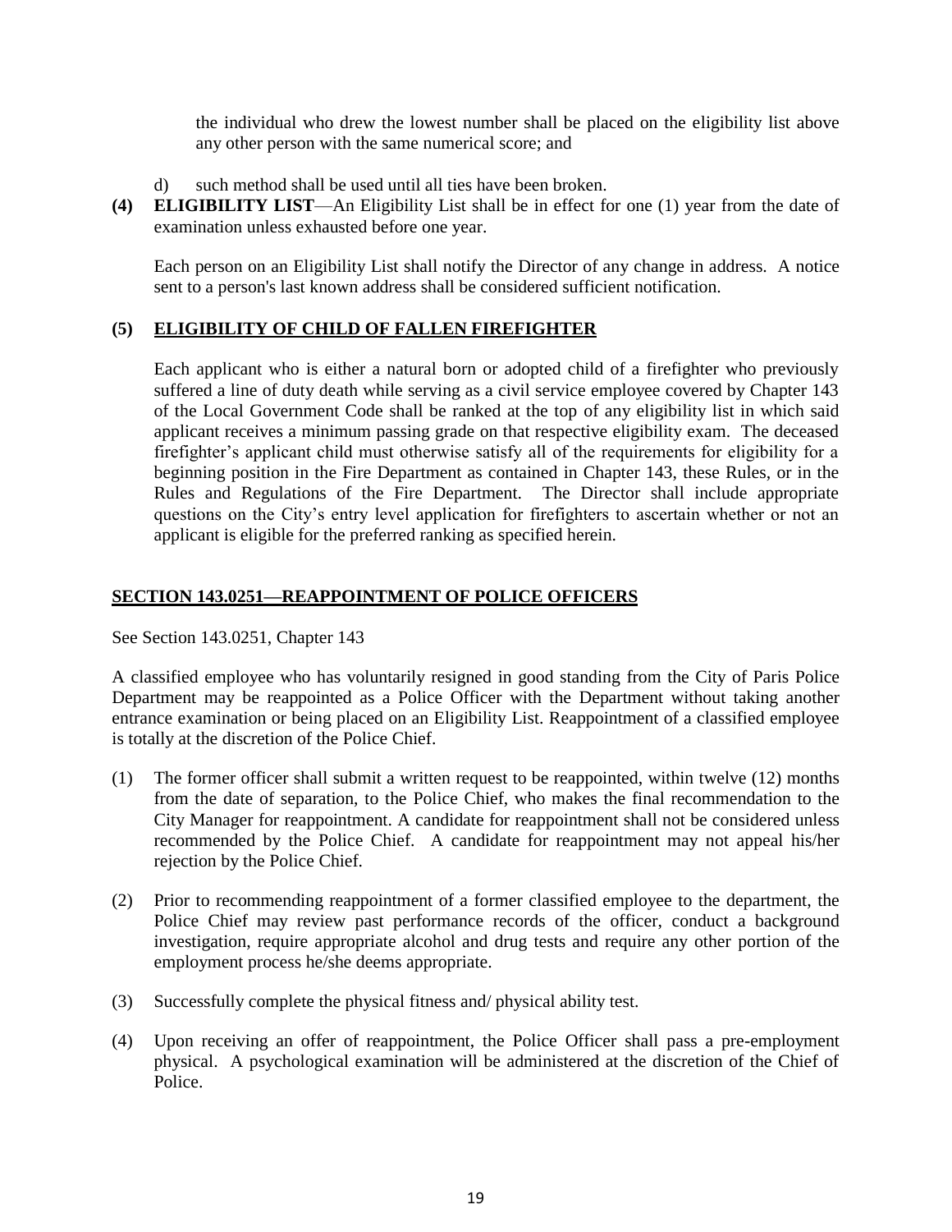the individual who drew the lowest number shall be placed on the eligibility list above any other person with the same numerical score; and

d) such method shall be used until all ties have been broken.

**(4) ELIGIBILITY LIST**—An Eligibility List shall be in effect for one (1) year from the date of examination unless exhausted before one year.

Each person on an Eligibility List shall notify the Director of any change in address. A notice sent to a person's last known address shall be considered sufficient notification.

**(5) ELIGIBILITY OF CHILD OF FALLEN FIREFIGHTER**

Each applicant who is either a natural born or adopted child of a firefighter who previously suffered a line of duty death while serving as a civil service employee covered by Chapter 143 of the Local Government Code shall be ranked at the top of any eligibility list in which said applicant receives a minimum passing grade on that respective eligibility exam. The deceased firefighter's applicant child must otherwise satisfy all of the requirements for eligibility for a beginning position in the Fire Department as contained in Chapter 143, these Rules, or in the Rules and Regulations of the Fire Department. The Director shall include appropriate questions on the City's entry level application for firefighters to ascertain whether or not an applicant is eligible for the preferred ranking as specified herein.

## SECTION 143.0251—REAPPOINTMENT OF POLICE OFFICERS

See Section 143.0251, Chapter 143

A classified employee who has voluntarily resigned in good standing from the City of Paris Police Department may be reappointed as a Police Officer with the Department without taking another entrance examination or being placed on an Eligibility List. Reappointment of a classified employee is totally at the discretion of the Police Chief.

(1) The former officer shall submit a written request to be reappointed, within twelve (12) months from the date of separation, to the Police Chief, who makes the final recommendation to the City Manager for reappointment. A candidate for reappointment shall not be considered unless recommended by the Police Chief. A candidate for reappointment may not appeal his/her rejection by the Police Chief.

(2) Prior to recommending reappointment of a former classified employee to the department, the Police Chief may review past performance records of the officer, conduct a background investigation, require appropriate alcohol and drug tests and require any other portion of the employment process he/she deems appropriate.

(3) Successfully complete the physical fitness and/ physical ability test.

(4) Upon receiving an offer of reappointment, the Police Officer shall pass a pre-employment physical. A psychological examination will be administered at the discretion of the Chief of Police.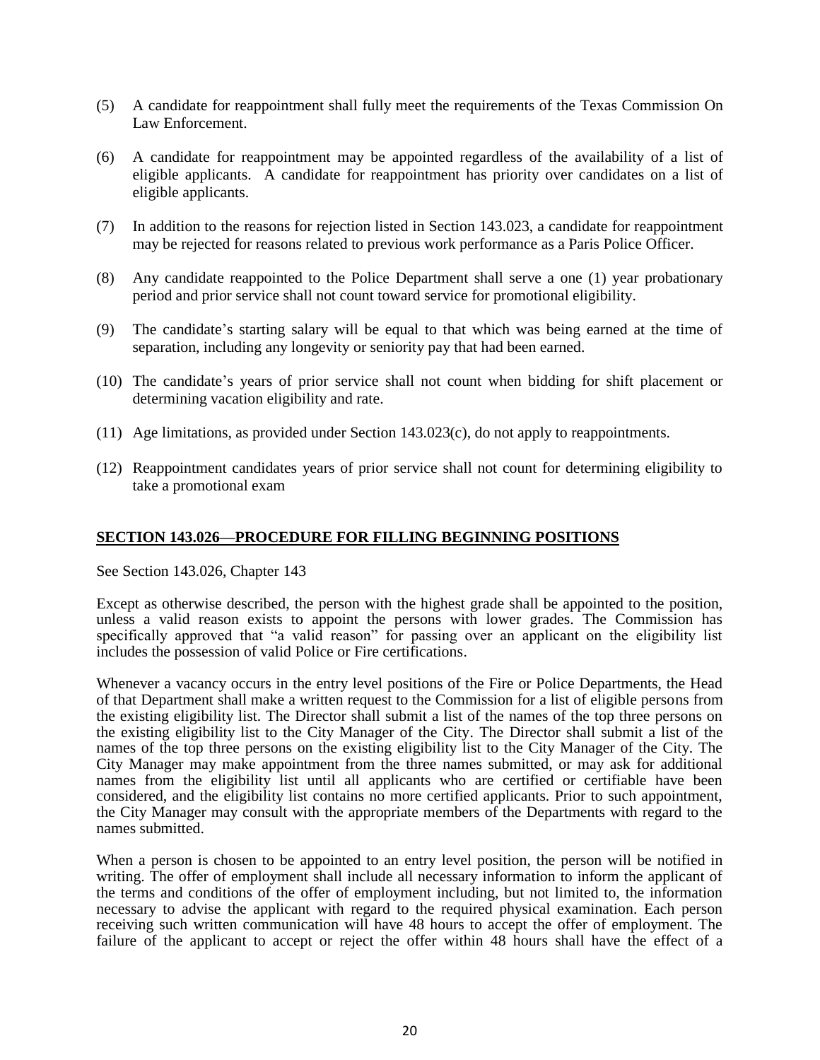(5) A candidate for reappointment shall fully meet the requirements of the Texas Commission On Law Enforcement.

(6) A candidate for reappointment may be appointed regardless of the availability of a list of eligible applicants. A candidate for reappointment has priority over candidates on a list of eligible applicants.

(7) In addition to the reasons for rejection listed in Section 143.023, a candidate for reappointment may be rejected for reasons related to previous work performance as a Paris Police Officer.

(8) Any candidate reappointed to the Police Department shall serve a one (1) year probationary period and prior service shall not count toward service for promotional eligibility.

(9) The candidate's starting salary will be equal to that which was being earned at the time of separation, including any longevity or seniority pay that had been earned.

(10) The candidate's years of prior service shall not count when bidding for shift placement or determining vacation eligibility and rate.

(11) Age limitations, as provided under Section 143.023(c), do not apply to reappointments.

(12) Reappointment candidates years of prior service shall not count for determining eligibility to take a promotional exam

## SECTION 143.026—PROCEDURE FOR FILLING BEGINNING POSITIONS

See Section 143.026, Chapter 143

Except as otherwise described, the person with the highest grade shall be appointed to the position, unless a valid reason exists to appoint the persons with lower grades. The Commission has specifically approved that "a valid reason" for passing over an applicant on the eligibility list includes the possession of valid Police or Fire certifications.

Whenever a vacancy occurs in the entry level positions of the Fire or Police Departments, the Head of that Department shall make a written request to the Commission for a list of eligible persons from the existing eligibility list. The Director shall submit a list of the names of the top three persons on the existing eligibility list to the City Manager of the City. The Director shall submit a list of the names of the top three persons on the existing eligibility list to the City Manager of the City. The City Manager may make appointment from the three names submitted, or may ask for additional names from the eligibility list until all applicants who are certified or certifiable have been considered, and the eligibility list contains no more certified applicants. Prior to such appointment, the City Manager may consult with the appropriate members of the Departments with regard to the names submitted.

When a person is chosen to be appointed to an entry level position, the person will be notified in writing. The offer of employment shall include all necessary information to inform the applicant of the terms and conditions of the offer of employment including, but not limited to, the information necessary to advise the applicant with regard to the required physical examination. Each person receiving such written communication will have 48 hours to accept the offer of employment. The failure of the applicant to accept or reject the offer within 48 hours shall have the effect of a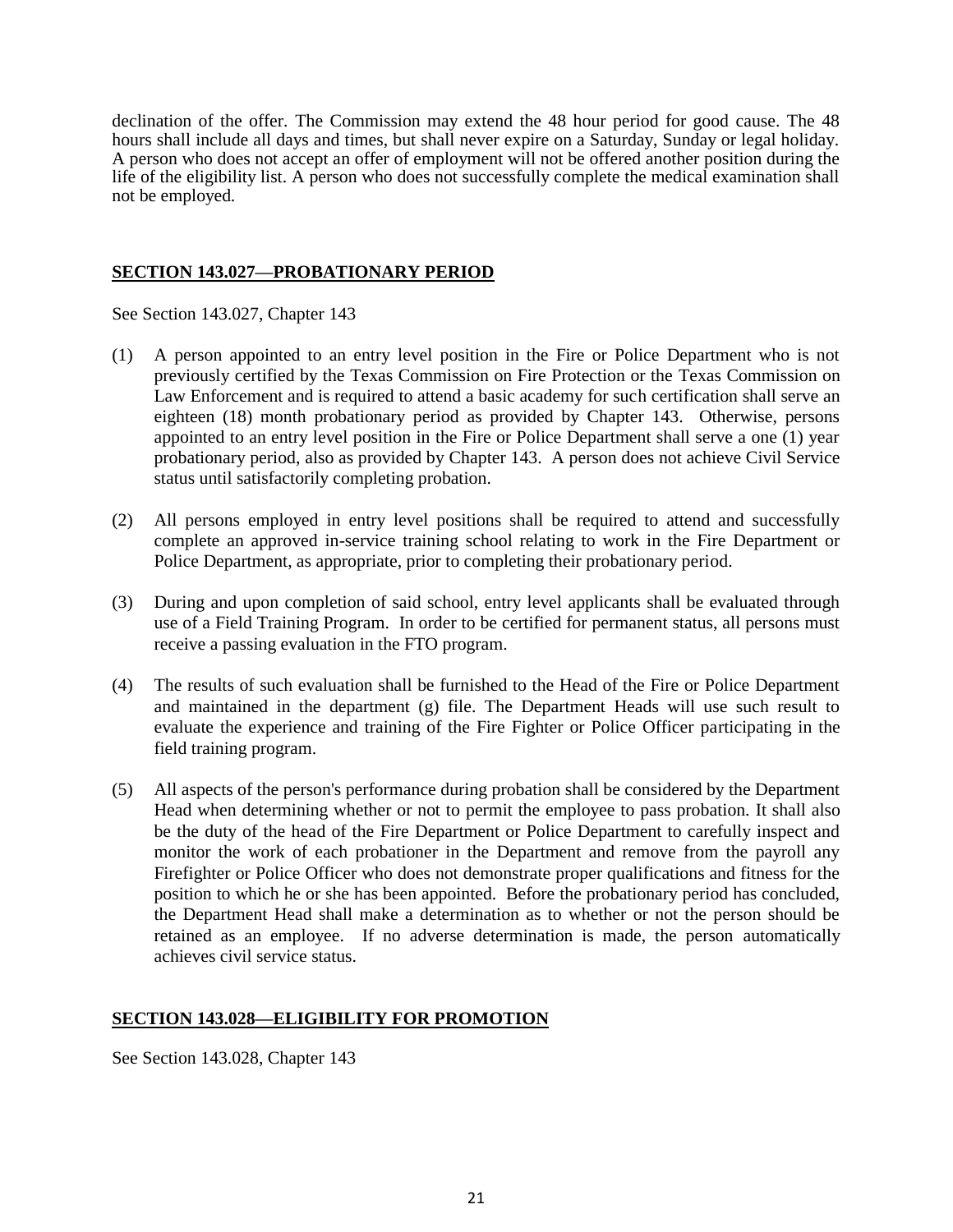declination of the offer. The Commission may extend the 48 hour period for good cause. The 48 hours shall include all days and times, but shall never expire on a Saturday, Sunday or legal holiday. A person who does not accept an offer of employment will not be offered another position during the life of the eligibility list. A person who does not successfully complete the medical examination shall not be employed.

## SECTION 143.027—PROBATIONARY PERIOD

See Section 143.027, Chapter 143

(1) A person appointed to an entry level position in the Fire or Police Department who is not previously certified by the Texas Commission on Fire Protection or the Texas Commission on Law Enforcement and is required to attend a basic academy for such certification shall serve an eighteen (18) month probationary period as provided by Chapter 143. Otherwise, persons appointed to an entry level position in the Fire or Police Department shall serve a one (1) year probationary period, also as provided by Chapter 143. A person does not achieve Civil Service status until satisfactorily completing probation.

(2) All persons employed in entry level positions shall be required to attend and successfully complete an approved in-service training school relating to work in the Fire Department or Police Department, as appropriate, prior to completing their probationary period.

(3) During and upon completion of said school, entry level applicants shall be evaluated through use of a Field Training Program. In order to be certified for permanent status, all persons must receive a passing evaluation in the FTO program.

(4) The results of such evaluation shall be furnished to the Head of the Fire or Police Department and maintained in the department (g) file. The Department Heads will use such result to evaluate the experience and training of the Fire Fighter or Police Officer participating in the field training program.

(5) All aspects of the person's performance during probation shall be considered by the Department Head when determining whether or not to permit the employee to pass probation. It shall also be the duty of the head of the Fire Department or Police Department to carefully inspect and monitor the work of each probationer in the Department and remove from the payroll any Firefighter or Police Officer who does not demonstrate proper qualifications and fitness for the position to which he or she has been appointed. Before the probationary period has concluded, the Department Head shall make a determination as to whether or not the person should be retained as an employee. If no adverse determination is made, the person automatically achieves civil service status.

## SECTION 143.028—ELIGIBILITY FOR PROMOTION

See Section 143.028, Chapter 143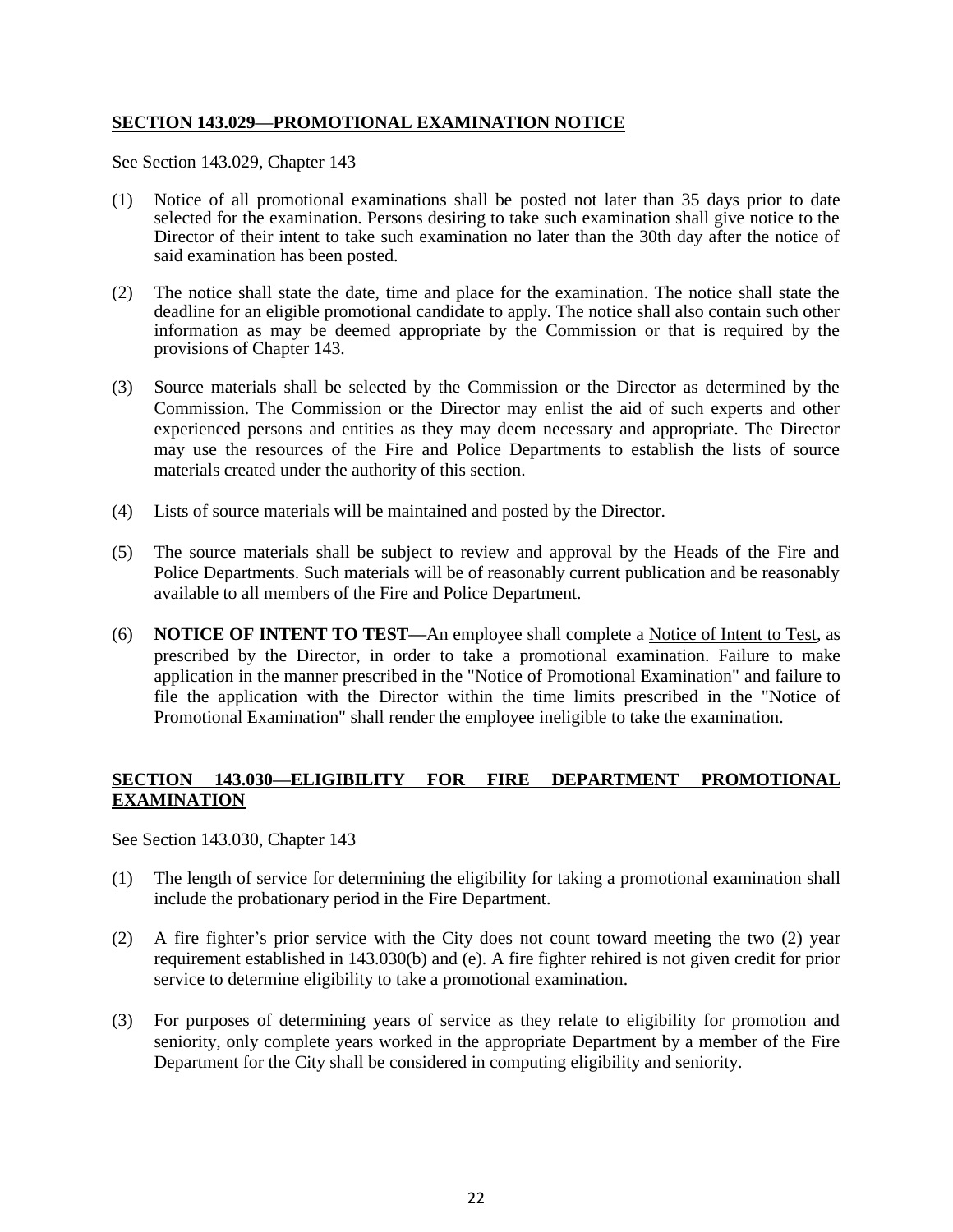## **SECTION 143.029—PROMOTIONAL EXAMINATION NOTICE**

See Section 143.029, Chapter 143

(1) Notice of all promotional examinations shall be posted not later than 35 days prior to date selected for the examination. Persons desiring to take such examination shall give notice to the Director of their intent to take such examination no later than the 30th day after the notice of said examination has been posted.

(2) The notice shall state the date, time and place for the examination. The notice shall state the deadline for an eligible promotional candidate to apply. The notice shall also contain such other information as may be deemed appropriate by the Commission or that is required by the provisions of Chapter 143.

(3) Source materials shall be selected by the Commission or the Director as determined by the Commission. The Commission or the Director may enlist the aid of such experts and other experienced persons and entities as they may deem necessary and appropriate. The Director may use the resources of the Fire and Police Departments to establish the lists of source materials created under the authority of this section.

(4) Lists of source materials will be maintained and posted by the Director.

(5) The source materials shall be subject to review and approval by the Heads of the Fire and Police Departments. Such materials will be of reasonably current publication and be reasonably available to all members of the Fire and Police Department.

(6) **NOTICE OF INTENT TO TEST—**An employee shall complete a Notice of Intent to Test, as prescribed by the Director, in order to take a promotional examination. Failure to make application in the manner prescribed in the "Notice of Promotional Examination" and failure to file the application with the Director within the time limits prescribed in the "Notice of Promotional Examination" shall render the employee ineligible to take the examination.

## **SECTION 143.030—ELIGIBILITY FOR FIRE DEPARTMENT PROMOTIONAL EXAMINATION**

See Section 143.030, Chapter 143

(1) The length of service for determining the eligibility for taking a promotional examination shall include the probationary period in the Fire Department.

(2) A fire fighter's prior service with the City does not count toward meeting the two (2) year requirement established in 143.030(b) and (e). A fire fighter rehired is not given credit for prior service to determine eligibility to take a promotional examination.

(3) For purposes of determining years of service as they relate to eligibility for promotion and seniority, only complete years worked in the appropriate Department by a member of the Fire Department for the City shall be considered in computing eligibility and seniority.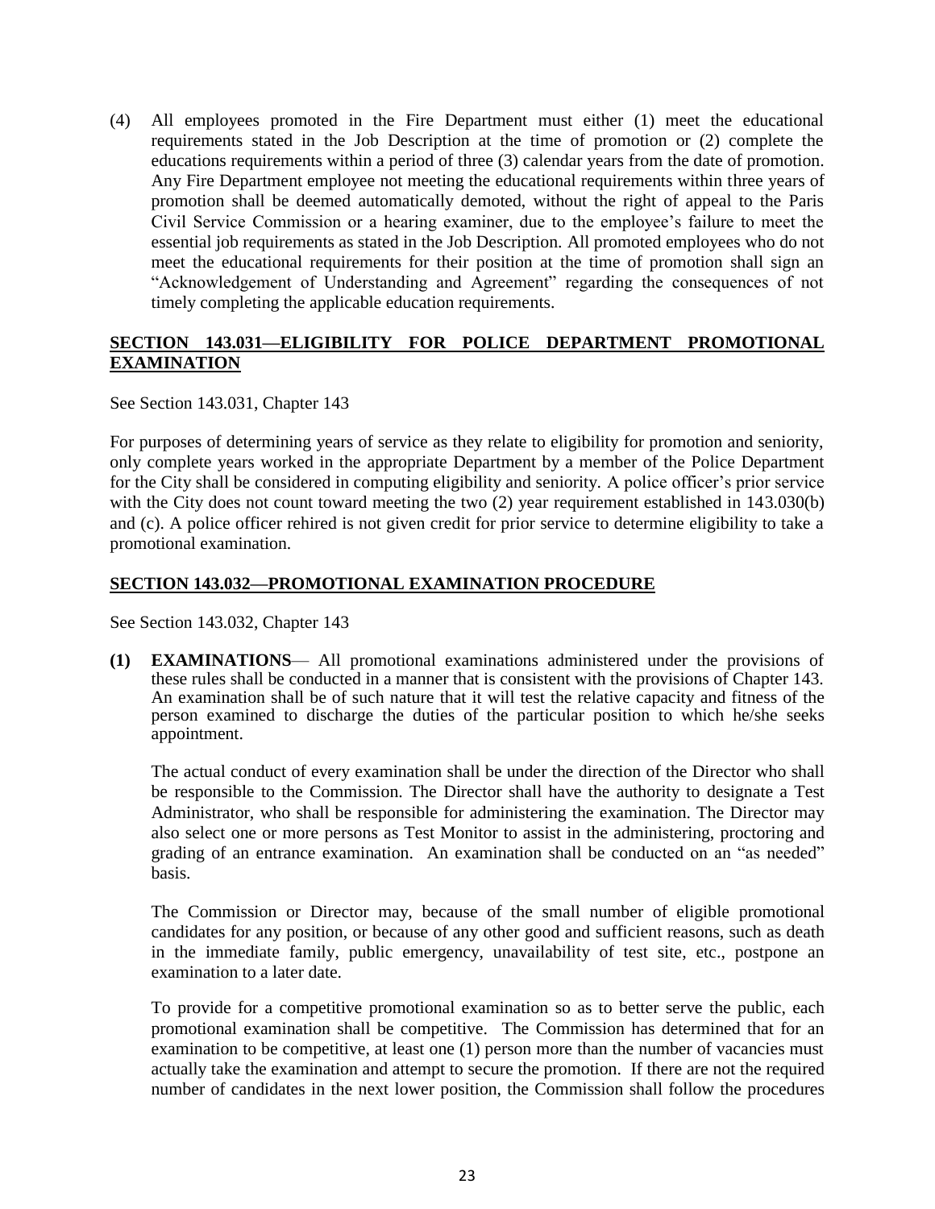(4) All employees promoted in the Fire Department must either (1) meet the educational requirements stated in the Job Description at the time of promotion or (2) complete the educations requirements within a period of three (3) calendar years from the date of promotion. Any Fire Department employee not meeting the educational requirements within three years of promotion shall be deemed automatically demoted, without the right of appeal to the Paris Civil Service Commission or a hearing examiner, due to the employee's failure to meet the essential job requirements as stated in the Job Description. All promoted employees who do not meet the educational requirements for their position at the time of promotion shall sign an "Acknowledgement of Understanding and Agreement" regarding the consequences of not timely completing the applicable education requirements.

## SECTION 143.031—ELIGIBILITY FOR POLICE DEPARTMENT PROMOTIONAL EXAMINATION

See Section 143.031, Chapter 143

For purposes of determining years of service as they relate to eligibility for promotion and seniority, only complete years worked in the appropriate Department by a member of the Police Department for the City shall be considered in computing eligibility and seniority. A police officer's prior service with the City does not count toward meeting the two (2) year requirement established in 143.030(b) and (c). A police officer rehired is not given credit for prior service to determine eligibility to take a promotional examination.

## SECTION 143.032—PROMOTIONAL EXAMINATION PROCEDURE

See Section 143.032, Chapter 143

**(1) EXAMINATIONS**— All promotional examinations administered under the provisions of these rules shall be conducted in a manner that is consistent with the provisions of Chapter 143. An examination shall be of such nature that it will test the relative capacity and fitness of the person examined to discharge the duties of the particular position to which he/she seeks appointment.

The actual conduct of every examination shall be under the direction of the Director who shall be responsible to the Commission. The Director shall have the authority to designate a Test Administrator, who shall be responsible for administering the examination. The Director may also select one or more persons as Test Monitor to assist in the administering, proctoring and grading of an entrance examination. An examination shall be conducted on an "as needed" basis.

The Commission or Director may, because of the small number of eligible promotional candidates for any position, or because of any other good and sufficient reasons, such as death in the immediate family, public emergency, unavailability of test site, etc., postpone an examination to a later date.

To provide for a competitive promotional examination so as to better serve the public, each promotional examination shall be competitive. The Commission has determined that for an examination to be competitive, at least one (1) person more than the number of vacancies must actually take the examination and attempt to secure the promotion. If there are not the required number of candidates in the next lower position, the Commission shall follow the procedures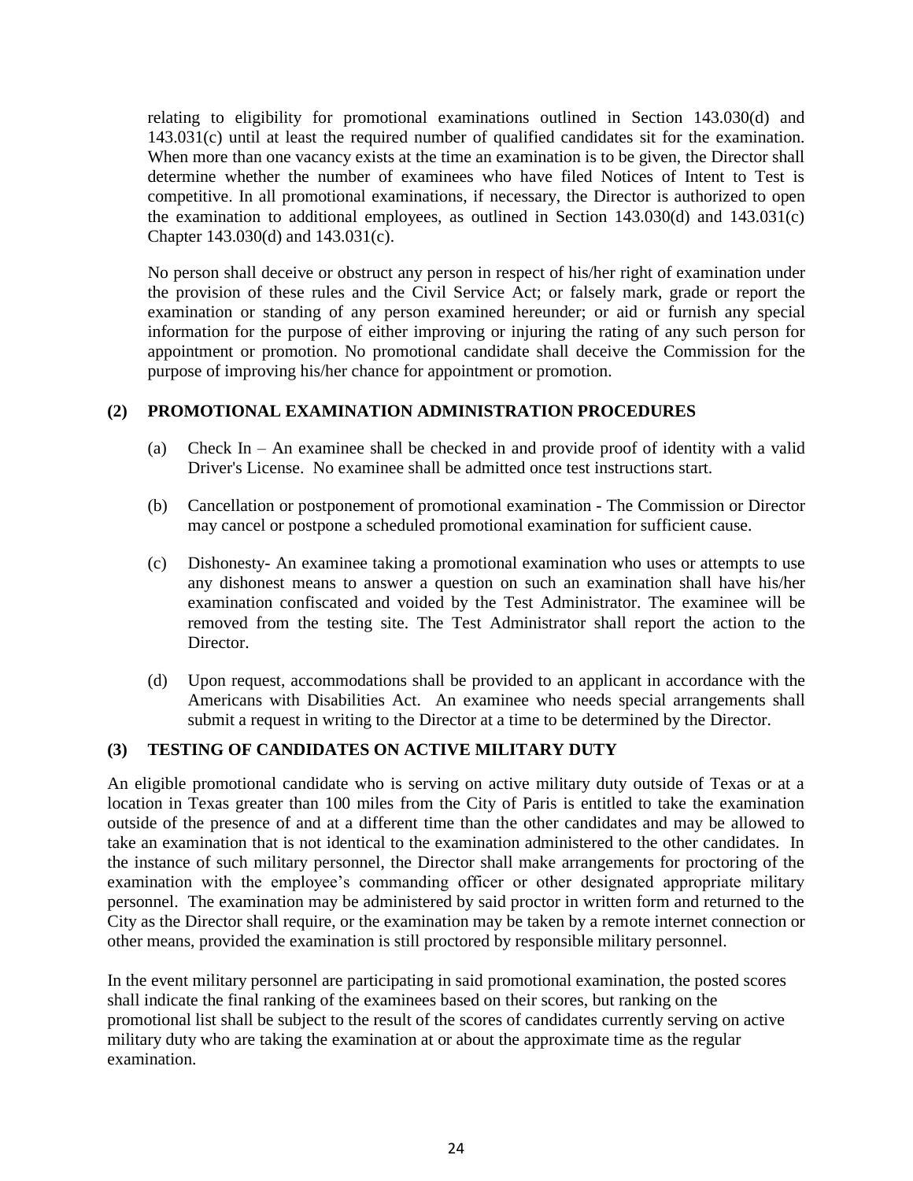relating to eligibility for promotional examinations outlined in Section 143.030(d) and 143.031(c) until at least the required number of qualified candidates sit for the examination. When more than one vacancy exists at the time an examination is to be given, the Director shall determine whether the number of examinees who have filed Notices of Intent to Test is competitive. In all promotional examinations, if necessary, the Director is authorized to open the examination to additional employees, as outlined in Section 143.030(d) and 143.031(c) Chapter 143.030(d) and 143.031(c).

No person shall deceive or obstruct any person in respect of his/her right of examination under the provision of these rules and the Civil Service Act; or falsely mark, grade or report the examination or standing of any person examined hereunder; or aid or furnish any special information for the purpose of either improving or injuring the rating of any such person for appointment or promotion. No promotional candidate shall deceive the Commission for the purpose of improving his/her chance for appointment or promotion.

**(2) PROMOTIONAL EXAMINATION ADMINISTRATION PROCEDURES**

(a) Check In – An examinee shall be checked in and provide proof of identity with a valid Driver's License. No examinee shall be admitted once test instructions start.

(b) Cancellation or postponement of promotional examination - The Commission or Director may cancel or postpone a scheduled promotional examination for sufficient cause.

(c) Dishonesty- An examinee taking a promotional examination who uses or attempts to use any dishonest means to answer a question on such an examination shall have his/her examination confiscated and voided by the Test Administrator. The examinee will be removed from the testing site. The Test Administrator shall report the action to the Director.

(d) Upon request, accommodations shall be provided to an applicant in accordance with the Americans with Disabilities Act. An examinee who needs special arrangements shall submit a request in writing to the Director at a time to be determined by the Director.

**(3) TESTING OF CANDIDATES ON ACTIVE MILITARY DUTY**

An eligible promotional candidate who is serving on active military duty outside of Texas or at a location in Texas greater than 100 miles from the City of Paris is entitled to take the examination outside of the presence of and at a different time than the other candidates and may be allowed to take an examination that is not identical to the examination administered to the other candidates. In the instance of such military personnel, the Director shall make arrangements for proctoring of the examination with the employee's commanding officer or other designated appropriate military personnel. The examination may be administered by said proctor in written form and returned to the City as the Director shall require, or the examination may be taken by a remote internet connection or other means, provided the examination is still proctored by responsible military personnel.

In the event military personnel are participating in said promotional examination, the posted scores shall indicate the final ranking of the examinees based on their scores, but ranking on the promotional list shall be subject to the result of the scores of candidates currently serving on active military duty who are taking the examination at or about the approximate time as the regular examination.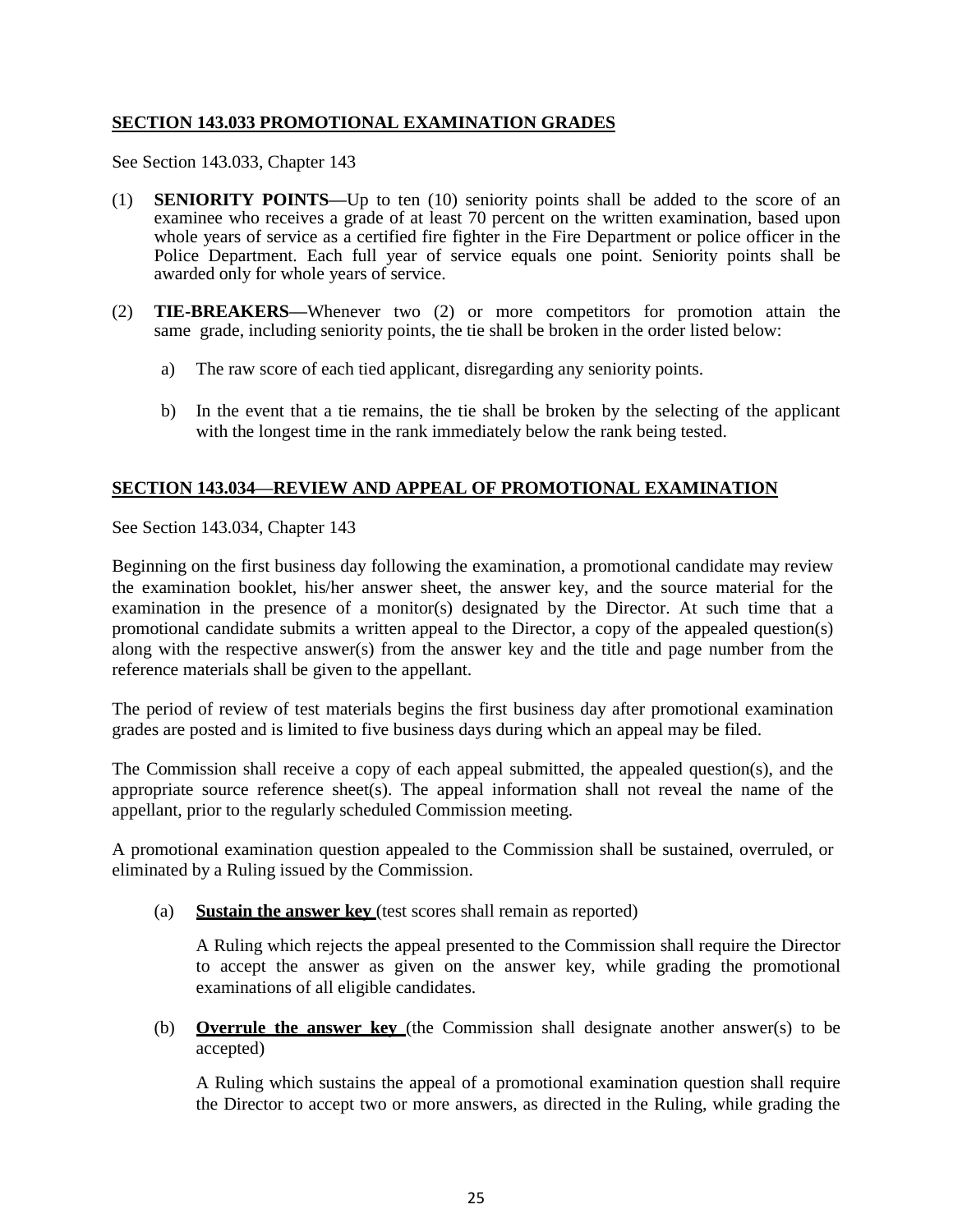## SECTION 143.033 PROMOTIONAL EXAMINATION GRADES

See Section 143.033, Chapter 143

(1) **SENIORITY POINTS—**Up to ten (10) seniority points shall be added to the score of an examinee who receives a grade of at least 70 percent on the written examination, based upon whole years of service as a certified fire fighter in the Fire Department or police officer in the Police Department. Each full year of service equals one point. Seniority points shall be awarded only for whole years of service.

(2) **TIE-BREAKERS—**Whenever two (2) or more competitors for promotion attain the same grade, including seniority points, the tie shall be broken in the order listed below:

a) The raw score of each tied applicant, disregarding any seniority points.

b) In the event that a tie remains, the tie shall be broken by the selecting of the applicant with the longest time in the rank immediately below the rank being tested.

## SECTION 143.034—REVIEW AND APPEAL OF PROMOTIONAL EXAMINATION

See Section 143.034, Chapter 143

Beginning on the first business day following the examination, a promotional candidate may review the examination booklet, his/her answer sheet, the answer key, and the source material for the examination in the presence of a monitor(s) designated by the Director. At such time that a promotional candidate submits a written appeal to the Director, a copy of the appealed question(s) along with the respective answer(s) from the answer key and the title and page number from the reference materials shall be given to the appellant.

The period of review of test materials begins the first business day after promotional examination grades are posted and is limited to five business days during which an appeal may be filed.

The Commission shall receive a copy of each appeal submitted, the appealed question(s), and the appropriate source reference sheet(s). The appeal information shall not reveal the name of the appellant, prior to the regularly scheduled Commission meeting.

A promotional examination question appealed to the Commission shall be sustained, overruled, or eliminated by a Ruling issued by the Commission.

(a) **Sustain the answer key** (test scores shall remain as reported)

A Ruling which rejects the appeal presented to the Commission shall require the Director to accept the answer as given on the answer key, while grading the promotional examinations of all eligible candidates.

(b) **Overrule the answer key** (the Commission shall designate another answer(s) to be accepted)

A Ruling which sustains the appeal of a promotional examination question shall require the Director to accept two or more answers, as directed in the Ruling, while grading the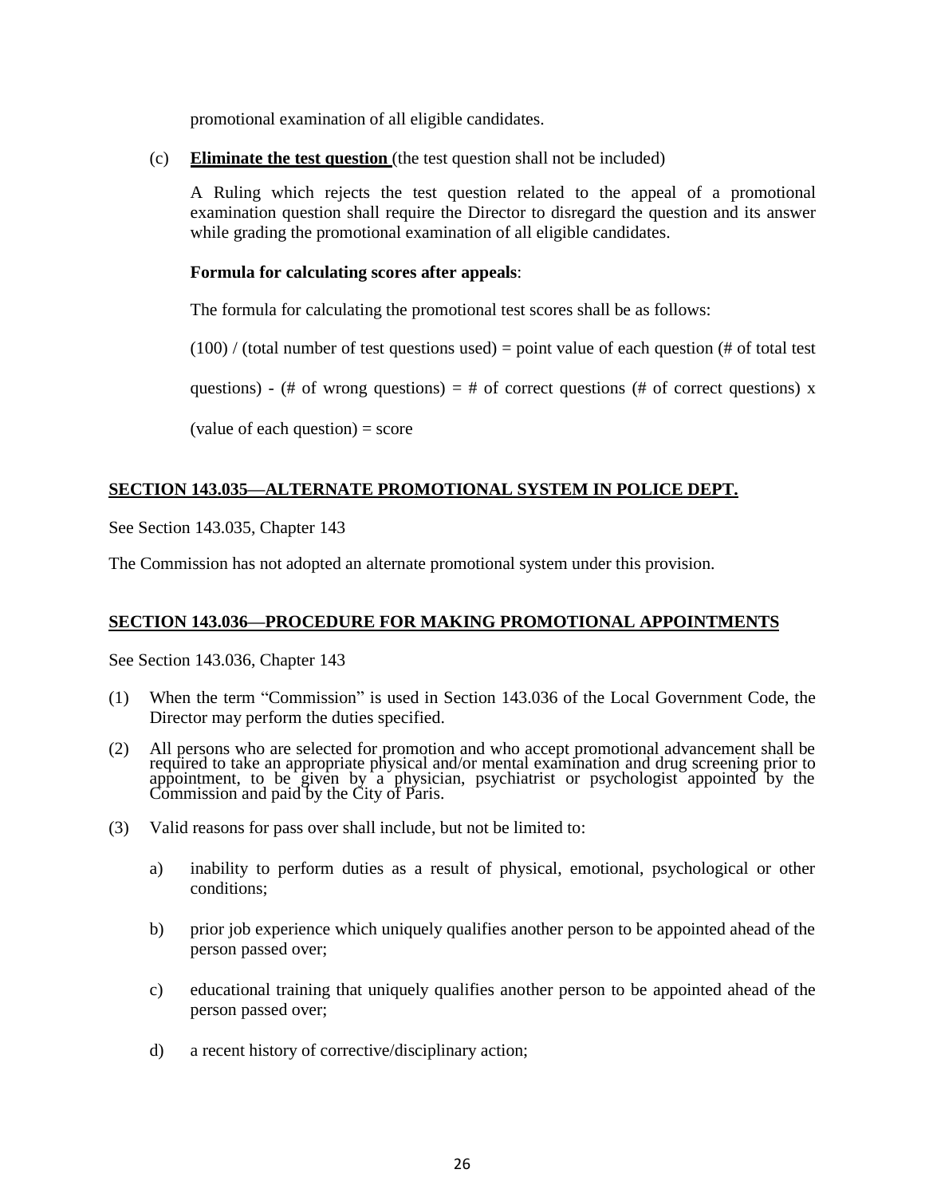promotional examination of all eligible candidates.

(c) **Eliminate the test question** (the test question shall not be included)

A Ruling which rejects the test question related to the appeal of a promotional examination question shall require the Director to disregard the question and its answer while grading the promotional examination of all eligible candidates.

**Formula for calculating scores after appeals**:

The formula for calculating the promotional test scores shall be as follows:

(100) / (total number of test questions used) = point value of each question (# of total test questions) - (# of wrong questions) = # of correct questions (# of correct questions) x (value of each question) = score

## SECTION 143.035—ALTERNATE PROMOTIONAL SYSTEM IN POLICE DEPT.

See Section 143.035, Chapter 143

The Commission has not adopted an alternate promotional system under this provision.

## SECTION 143.036—PROCEDURE FOR MAKING PROMOTIONAL APPOINTMENTS

See Section 143.036, Chapter 143

(1) When the term "Commission" is used in Section 143.036 of the Local Government Code, the Director may perform the duties specified.

(2) All persons who are selected for promotion and who accept promotional advancement shall be required to take an appropriate physical and/or mental examination and drug screening prior to appointment, to be given by a physician, psychiatrist or psychologist appointed by the Commission and paid by the City of Paris.

(3) Valid reasons for pass over shall include, but not be limited to:

a) inability to perform duties as a result of physical, emotional, psychological or other conditions;

b) prior job experience which uniquely qualifies another person to be appointed ahead of the person passed over;

c) educational training that uniquely qualifies another person to be appointed ahead of the person passed over;

d) a recent history of corrective/disciplinary action;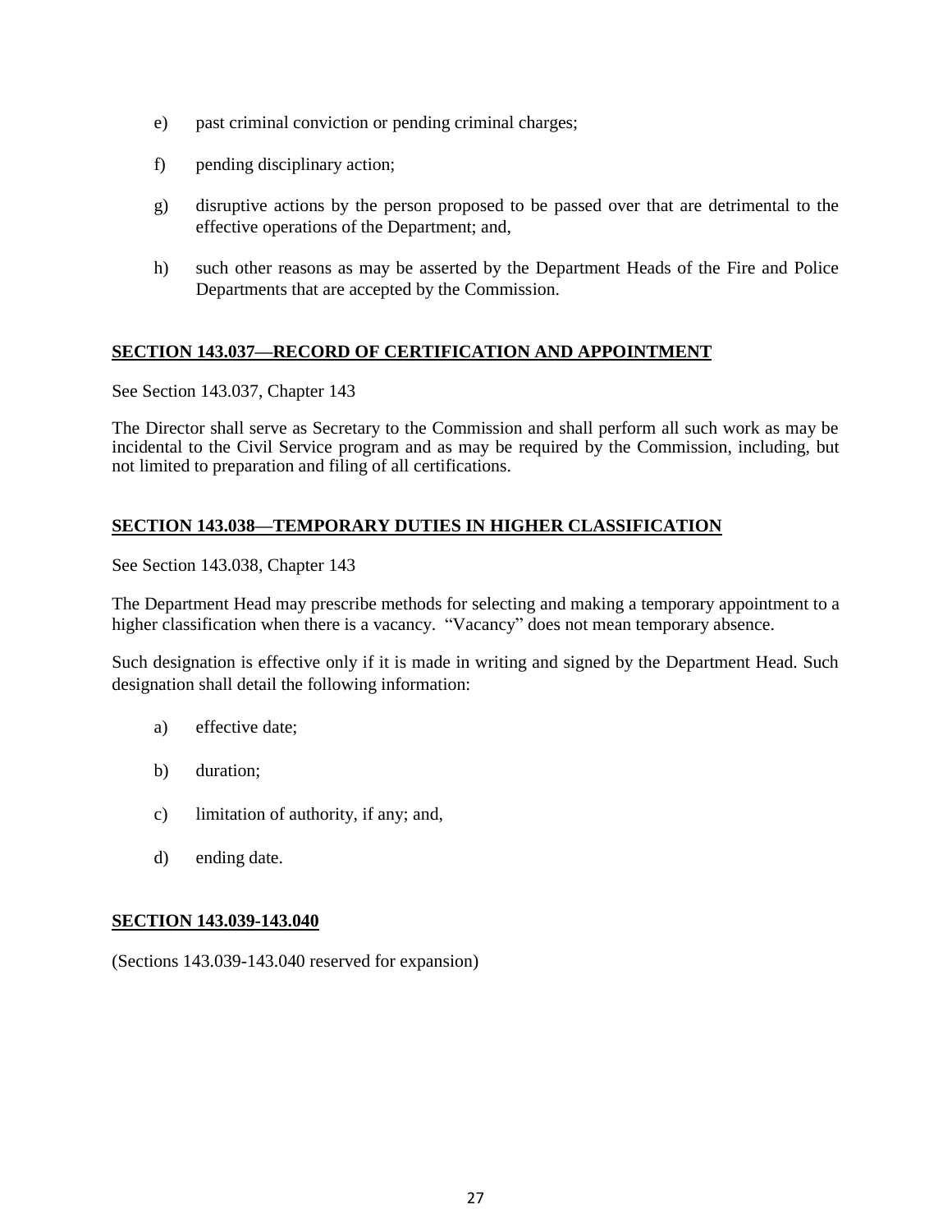e) past criminal conviction or pending criminal charges;

f) pending disciplinary action;

g) disruptive actions by the person proposed to be passed over that are detrimental to the effective operations of the Department; and,

h) such other reasons as may be asserted by the Department Heads of the Fire and Police Departments that are accepted by the Commission.

## SECTION 143.037—RECORD OF CERTIFICATION AND APPOINTMENT

See Section 143.037, Chapter 143

The Director shall serve as Secretary to the Commission and shall perform all such work as may be incidental to the Civil Service program and as may be required by the Commission, including, but not limited to preparation and filing of all certifications.

## SECTION 143.038—TEMPORARY DUTIES IN HIGHER CLASSIFICATION

See Section 143.038, Chapter 143

The Department Head may prescribe methods for selecting and making a temporary appointment to a higher classification when there is a vacancy. "Vacancy" does not mean temporary absence.

Such designation is effective only if it is made in writing and signed by the Department Head. Such designation shall detail the following information:

a) effective date;

b) duration;

c) limitation of authority, if any; and,

d) ending date.

## SECTION 143.039-143.040

(Sections 143.039-143.040 reserved for expansion)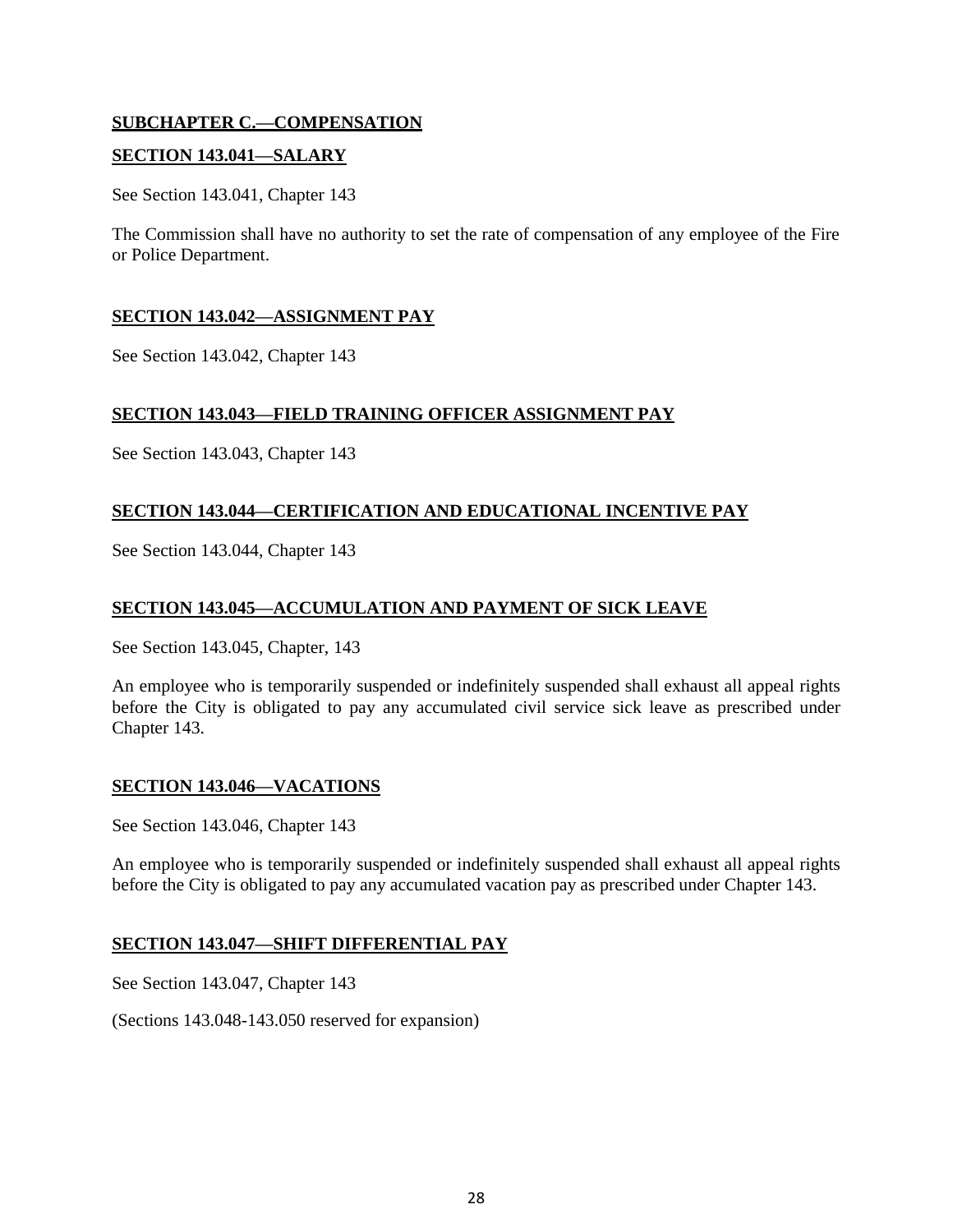## SUBCHAPTER C.—COMPENSATION

### SECTION 143.041—SALARY

See Section 143.041, Chapter 143

The Commission shall have no authority to set the rate of compensation of any employee of the Fire or Police Department.

### SECTION 143.042—ASSIGNMENT PAY

See Section 143.042, Chapter 143

### SECTION 143.043—FIELD TRAINING OFFICER ASSIGNMENT PAY

See Section 143.043, Chapter 143

### SECTION 143.044—CERTIFICATION AND EDUCATIONAL INCENTIVE PAY

See Section 143.044, Chapter 143

### SECTION 143.045—ACCUMULATION AND PAYMENT OF SICK LEAVE

See Section 143.045, Chapter, 143

An employee who is temporarily suspended or indefinitely suspended shall exhaust all appeal rights before the City is obligated to pay any accumulated civil service sick leave as prescribed under Chapter 143.

### SECTION 143.046—VACATIONS

See Section 143.046, Chapter 143

An employee who is temporarily suspended or indefinitely suspended shall exhaust all appeal rights before the City is obligated to pay any accumulated vacation pay as prescribed under Chapter 143.

### SECTION 143.047—SHIFT DIFFERENTIAL PAY

See Section 143.047, Chapter 143

(Sections 143.048-143.050 reserved for expansion)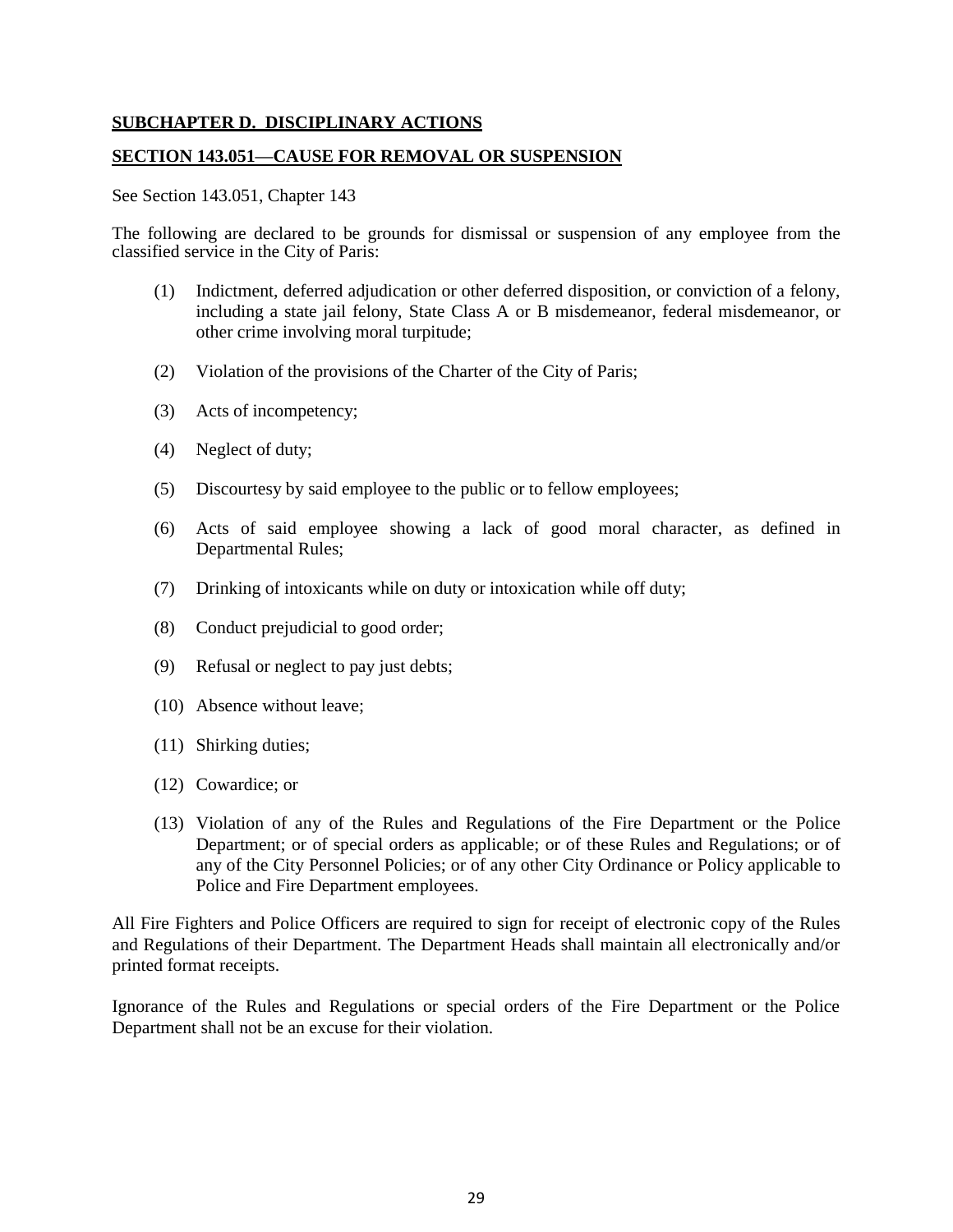## SUBCHAPTER D. DISCIPLINARY ACTIONS

### SECTION 143.051—CAUSE FOR REMOVAL OR SUSPENSION

See Section 143.051, Chapter 143

The following are declared to be grounds for dismissal or suspension of any employee from the classified service in the City of Paris:

(1) Indictment, deferred adjudication or other deferred disposition, or conviction of a felony, including a state jail felony, State Class A or B misdemeanor, federal misdemeanor, or other crime involving moral turpitude;

(2) Violation of the provisions of the Charter of the City of Paris;

(3) Acts of incompetency;

(4) Neglect of duty;

(5) Discourtesy by said employee to the public or to fellow employees;

(6) Acts of said employee showing a lack of good moral character, as defined in Departmental Rules;

(7) Drinking of intoxicants while on duty or intoxication while off duty;

(8) Conduct prejudicial to good order;

(9) Refusal or neglect to pay just debts;

(10) Absence without leave;

(11) Shirking duties;

(12) Cowardice; or

(13) Violation of any of the Rules and Regulations of the Fire Department or the Police Department; or of special orders as applicable; or of these Rules and Regulations; or of any of the City Personnel Policies; or of any other City Ordinance or Policy applicable to Police and Fire Department employees.

All Fire Fighters and Police Officers are required to sign for receipt of electronic copy of the Rules and Regulations of their Department. The Department Heads shall maintain all electronically and/or printed format receipts.

Ignorance of the Rules and Regulations or special orders of the Fire Department or the Police Department shall not be an excuse for their violation.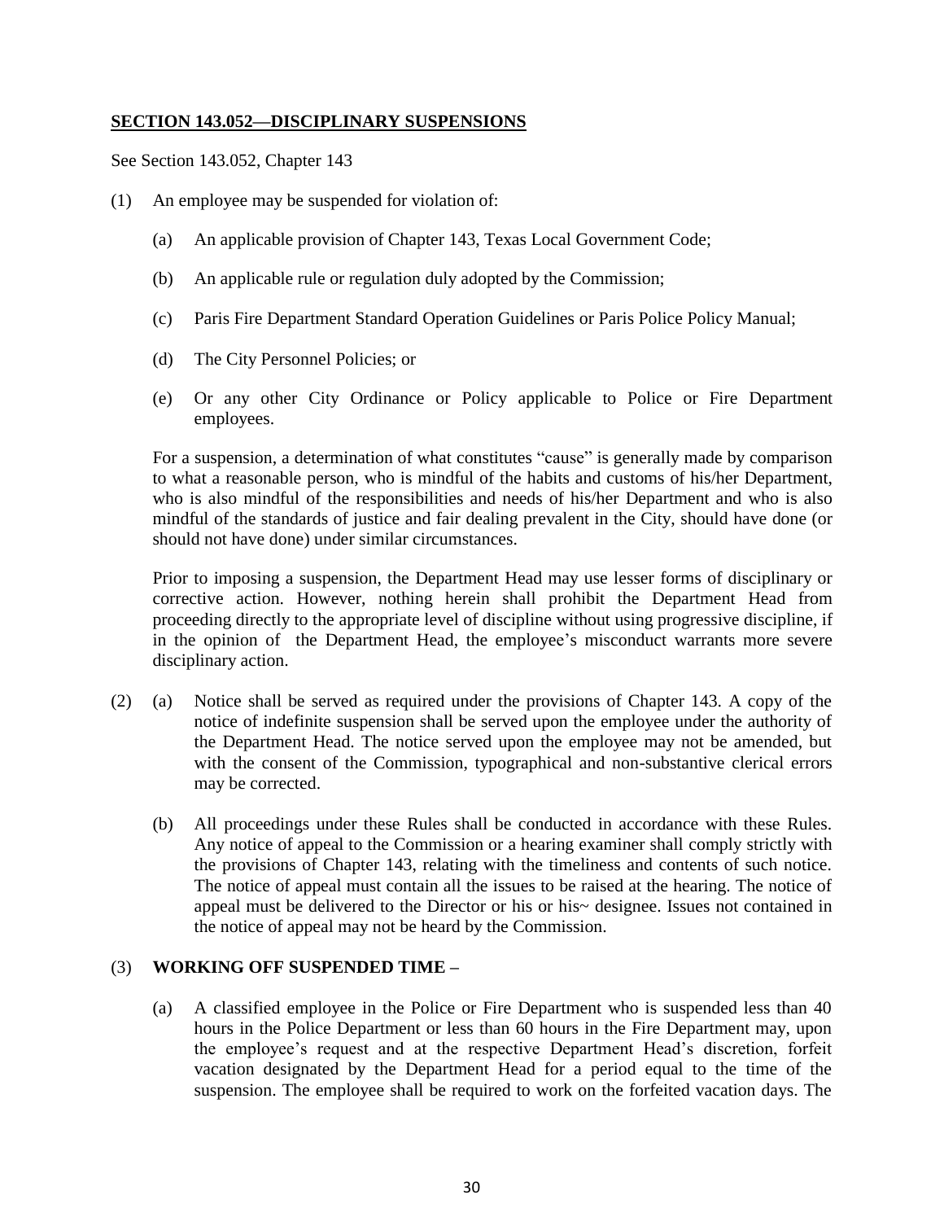## SECTION 143.052—DISCIPLINARY SUSPENSIONS

See Section 143.052, Chapter 143

(1) An employee may be suspended for violation of:

  (a) An applicable provision of Chapter 143, Texas Local Government Code;

  (b) An applicable rule or regulation duly adopted by the Commission;

  (c) Paris Fire Department Standard Operation Guidelines or Paris Police Policy Manual;

  (d) The City Personnel Policies; or

  (e) Or any other City Ordinance or Policy applicable to Police or Fire Department employees.

For a suspension, a determination of what constitutes "cause" is generally made by comparison to what a reasonable person, who is mindful of the habits and customs of his/her Department, who is also mindful of the responsibilities and needs of his/her Department and who is also mindful of the standards of justice and fair dealing prevalent in the City, should have done (or should not have done) under similar circumstances.

Prior to imposing a suspension, the Department Head may use lesser forms of disciplinary or corrective action. However, nothing herein shall prohibit the Department Head from proceeding directly to the appropriate level of discipline without using progressive discipline, if in the opinion of the Department Head, the employee's misconduct warrants more severe disciplinary action.

(2) (a) Notice shall be served as required under the provisions of Chapter 143. A copy of the notice of indefinite suspension shall be served upon the employee under the authority of the Department Head. The notice served upon the employee may not be amended, but with the consent of the Commission, typographical and non-substantive clerical errors may be corrected.

  (b) All proceedings under these Rules shall be conducted in accordance with these Rules. Any notice of appeal to the Commission or a hearing examiner shall comply strictly with the provisions of Chapter 143, relating with the timeliness and contents of such notice. The notice of appeal must contain all the issues to be raised at the hearing. The notice of appeal must be delivered to the Director or his or his~ designee. Issues not contained in the notice of appeal may not be heard by the Commission.

(3) **WORKING OFF SUSPENDED TIME –**

  (a) A classified employee in the Police or Fire Department who is suspended less than 40 hours in the Police Department or less than 60 hours in the Fire Department may, upon the employee's request and at the respective Department Head's discretion, forfeit vacation designated by the Department Head for a period equal to the time of the suspension. The employee shall be required to work on the forfeited vacation days. The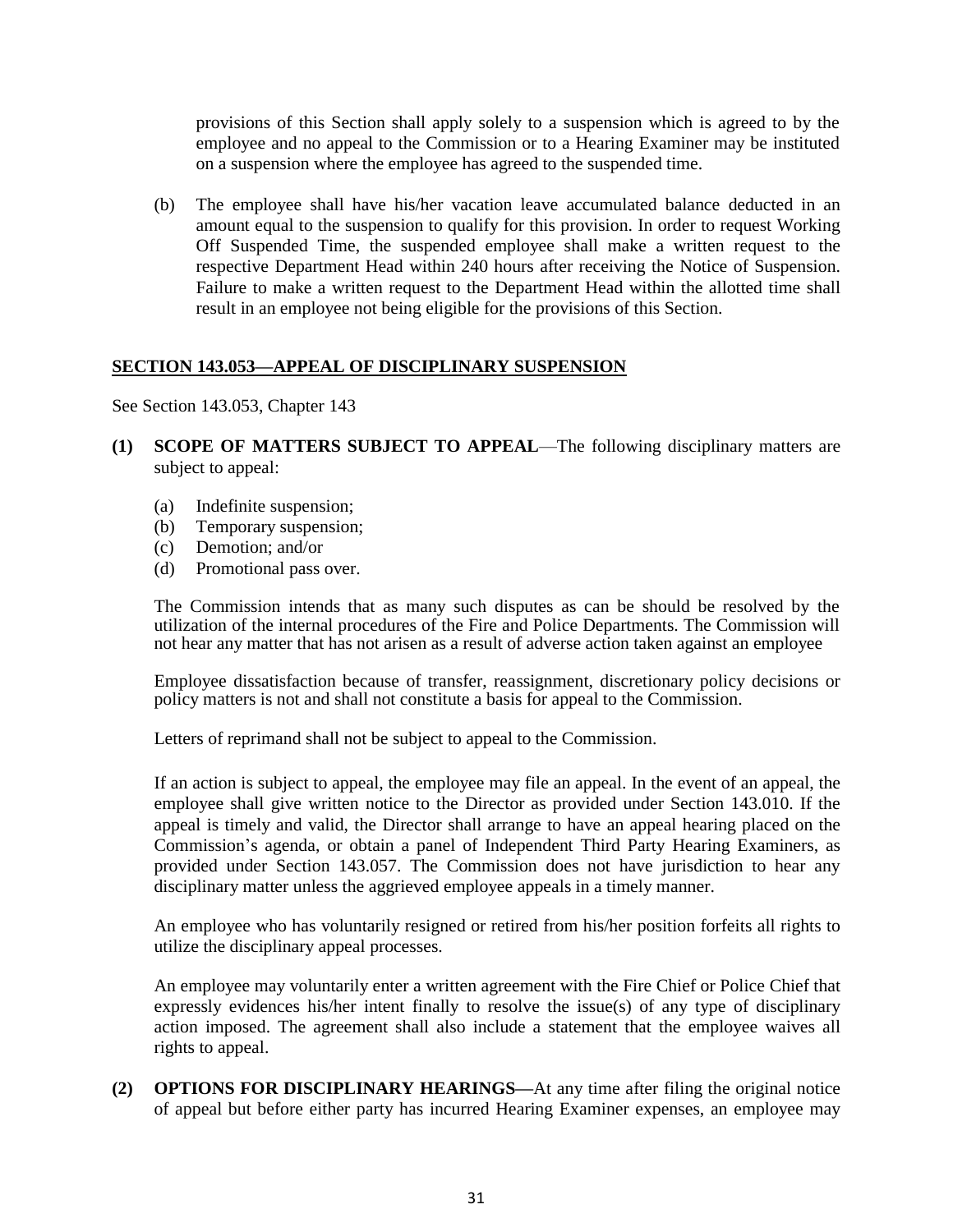provisions of this Section shall apply solely to a suspension which is agreed to by the employee and no appeal to the Commission or to a Hearing Examiner may be instituted on a suspension where the employee has agreed to the suspended time.

(b) The employee shall have his/her vacation leave accumulated balance deducted in an amount equal to the suspension to qualify for this provision. In order to request Working Off Suspended Time, the suspended employee shall make a written request to the respective Department Head within 240 hours after receiving the Notice of Suspension. Failure to make a written request to the Department Head within the allotted time shall result in an employee not being eligible for the provisions of this Section.

## SECTION 143.053—APPEAL OF DISCIPLINARY SUSPENSION

See Section 143.053, Chapter 143

**(1) SCOPE OF MATTERS SUBJECT TO APPEAL**—The following disciplinary matters are subject to appeal:

(a) Indefinite suspension;
(b) Temporary suspension;
(c) Demotion; and/or
(d) Promotional pass over.

The Commission intends that as many such disputes as can be should be resolved by the utilization of the internal procedures of the Fire and Police Departments. The Commission will not hear any matter that has not arisen as a result of adverse action taken against an employee

Employee dissatisfaction because of transfer, reassignment, discretionary policy decisions or policy matters is not and shall not constitute a basis for appeal to the Commission.

Letters of reprimand shall not be subject to appeal to the Commission.

If an action is subject to appeal, the employee may file an appeal. In the event of an appeal, the employee shall give written notice to the Director as provided under Section 143.010. If the appeal is timely and valid, the Director shall arrange to have an appeal hearing placed on the Commission's agenda, or obtain a panel of Independent Third Party Hearing Examiners, as provided under Section 143.057. The Commission does not have jurisdiction to hear any disciplinary matter unless the aggrieved employee appeals in a timely manner.

An employee who has voluntarily resigned or retired from his/her position forfeits all rights to utilize the disciplinary appeal processes.

An employee may voluntarily enter a written agreement with the Fire Chief or Police Chief that expressly evidences his/her intent finally to resolve the issue(s) of any type of disciplinary action imposed. The agreement shall also include a statement that the employee waives all rights to appeal.

**(2) OPTIONS FOR DISCIPLINARY HEARINGS—**At any time after filing the original notice of appeal but before either party has incurred Hearing Examiner expenses, an employee may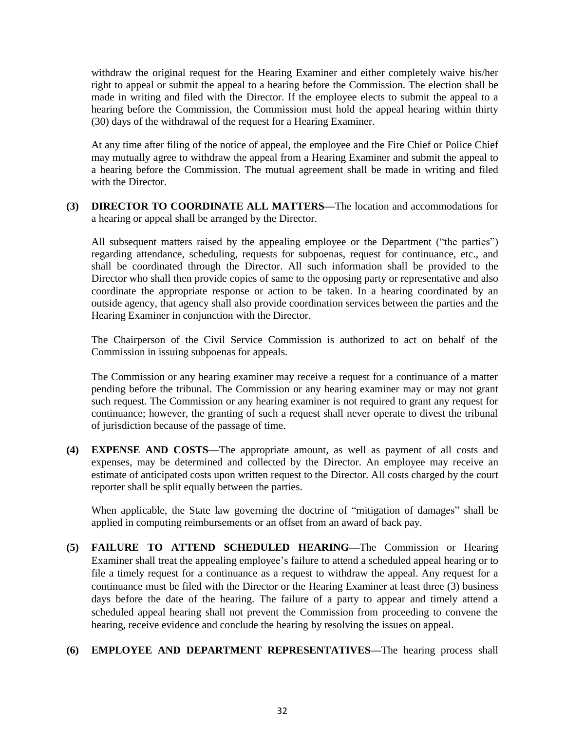withdraw the original request for the Hearing Examiner and either completely waive his/her right to appeal or submit the appeal to a hearing before the Commission. The election shall be made in writing and filed with the Director. If the employee elects to submit the appeal to a hearing before the Commission, the Commission must hold the appeal hearing within thirty (30) days of the withdrawal of the request for a Hearing Examiner.

At any time after filing of the notice of appeal, the employee and the Fire Chief or Police Chief may mutually agree to withdraw the appeal from a Hearing Examiner and submit the appeal to a hearing before the Commission. The mutual agreement shall be made in writing and filed with the Director.

**(3) DIRECTOR TO COORDINATE ALL MATTERS—**The location and accommodations for a hearing or appeal shall be arranged by the Director.

All subsequent matters raised by the appealing employee or the Department ("the parties") regarding attendance, scheduling, requests for subpoenas, request for continuance, etc., and shall be coordinated through the Director. All such information shall be provided to the Director who shall then provide copies of same to the opposing party or representative and also coordinate the appropriate response or action to be taken. In a hearing coordinated by an outside agency, that agency shall also provide coordination services between the parties and the Hearing Examiner in conjunction with the Director.

The Chairperson of the Civil Service Commission is authorized to act on behalf of the Commission in issuing subpoenas for appeals.

The Commission or any hearing examiner may receive a request for a continuance of a matter pending before the tribunal. The Commission or any hearing examiner may or may not grant such request. The Commission or any hearing examiner is not required to grant any request for continuance; however, the granting of such a request shall never operate to divest the tribunal of jurisdiction because of the passage of time.

**(4) EXPENSE AND COSTS—**The appropriate amount, as well as payment of all costs and expenses, may be determined and collected by the Director. An employee may receive an estimate of anticipated costs upon written request to the Director. All costs charged by the court reporter shall be split equally between the parties.

When applicable, the State law governing the doctrine of "mitigation of damages" shall be applied in computing reimbursements or an offset from an award of back pay.

**(5) FAILURE TO ATTEND SCHEDULED HEARING—**The Commission or Hearing Examiner shall treat the appealing employee's failure to attend a scheduled appeal hearing or to file a timely request for a continuance as a request to withdraw the appeal. Any request for a continuance must be filed with the Director or the Hearing Examiner at least three (3) business days before the date of the hearing. The failure of a party to appear and timely attend a scheduled appeal hearing shall not prevent the Commission from proceeding to convene the hearing, receive evidence and conclude the hearing by resolving the issues on appeal.

**(6) EMPLOYEE AND DEPARTMENT REPRESENTATIVES—**The hearing process shall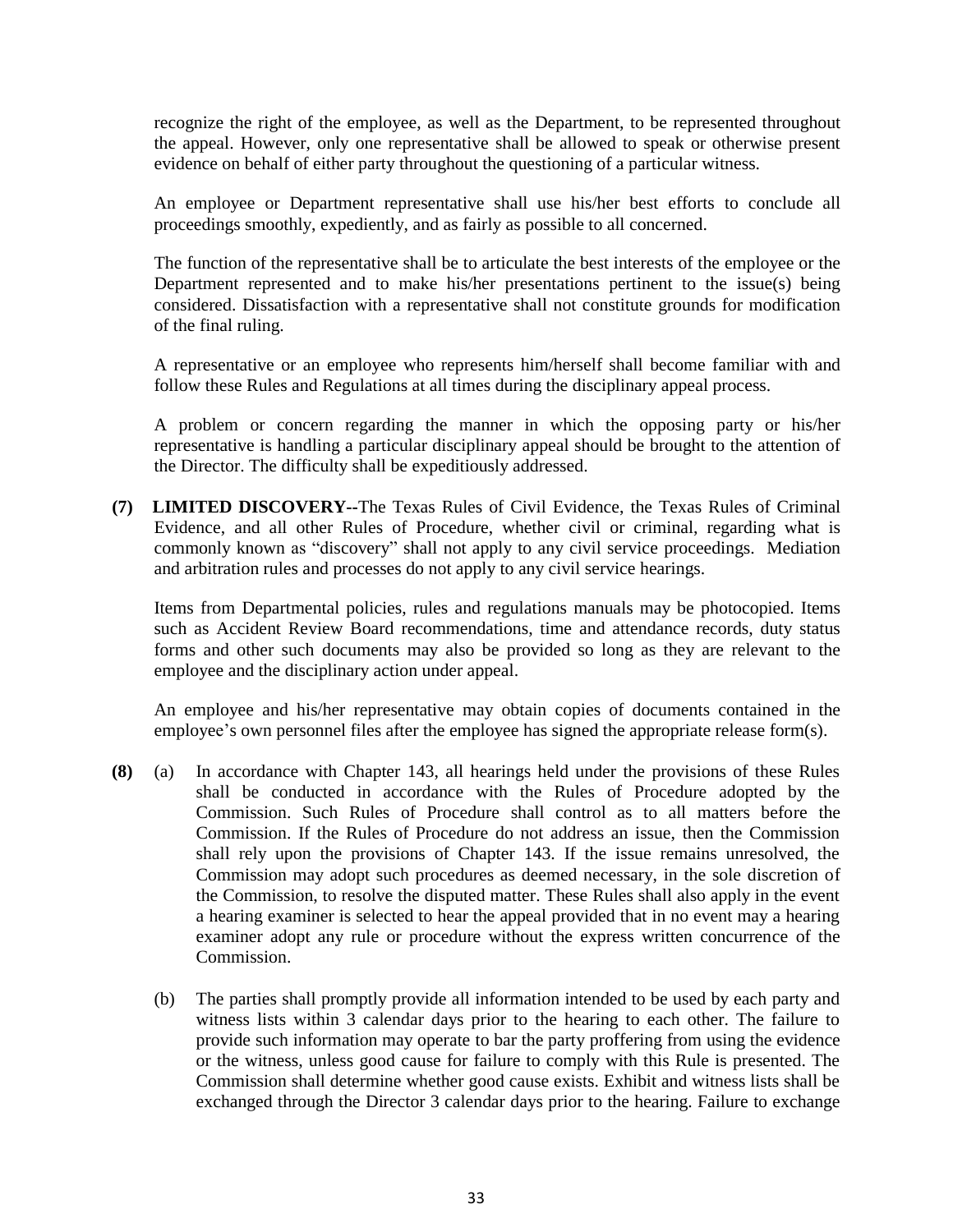recognize the right of the employee, as well as the Department, to be represented throughout the appeal. However, only one representative shall be allowed to speak or otherwise present evidence on behalf of either party throughout the questioning of a particular witness.

An employee or Department representative shall use his/her best efforts to conclude all proceedings smoothly, expediently, and as fairly as possible to all concerned.

The function of the representative shall be to articulate the best interests of the employee or the Department represented and to make his/her presentations pertinent to the issue(s) being considered. Dissatisfaction with a representative shall not constitute grounds for modification of the final ruling.

A representative or an employee who represents him/herself shall become familiar with and follow these Rules and Regulations at all times during the disciplinary appeal process.

A problem or concern regarding the manner in which the opposing party or his/her representative is handling a particular disciplinary appeal should be brought to the attention of the Director. The difficulty shall be expeditiously addressed.

**(7) LIMITED DISCOVERY--**The Texas Rules of Civil Evidence, the Texas Rules of Criminal Evidence, and all other Rules of Procedure, whether civil or criminal, regarding what is commonly known as "discovery" shall not apply to any civil service proceedings. Mediation and arbitration rules and processes do not apply to any civil service hearings.

Items from Departmental policies, rules and regulations manuals may be photocopied. Items such as Accident Review Board recommendations, time and attendance records, duty status forms and other such documents may also be provided so long as they are relevant to the employee and the disciplinary action under appeal.

An employee and his/her representative may obtain copies of documents contained in the employee's own personnel files after the employee has signed the appropriate release form(s).

**(8)** (a) In accordance with Chapter 143, all hearings held under the provisions of these Rules shall be conducted in accordance with the Rules of Procedure adopted by the Commission. Such Rules of Procedure shall control as to all matters before the Commission. If the Rules of Procedure do not address an issue, then the Commission shall rely upon the provisions of Chapter 143. If the issue remains unresolved, the Commission may adopt such procedures as deemed necessary, in the sole discretion of the Commission, to resolve the disputed matter. These Rules shall also apply in the event a hearing examiner is selected to hear the appeal provided that in no event may a hearing examiner adopt any rule or procedure without the express written concurrence of the Commission.

(b) The parties shall promptly provide all information intended to be used by each party and witness lists within 3 calendar days prior to the hearing to each other. The failure to provide such information may operate to bar the party proffering from using the evidence or the witness, unless good cause for failure to comply with this Rule is presented. The Commission shall determine whether good cause exists. Exhibit and witness lists shall be exchanged through the Director 3 calendar days prior to the hearing. Failure to exchange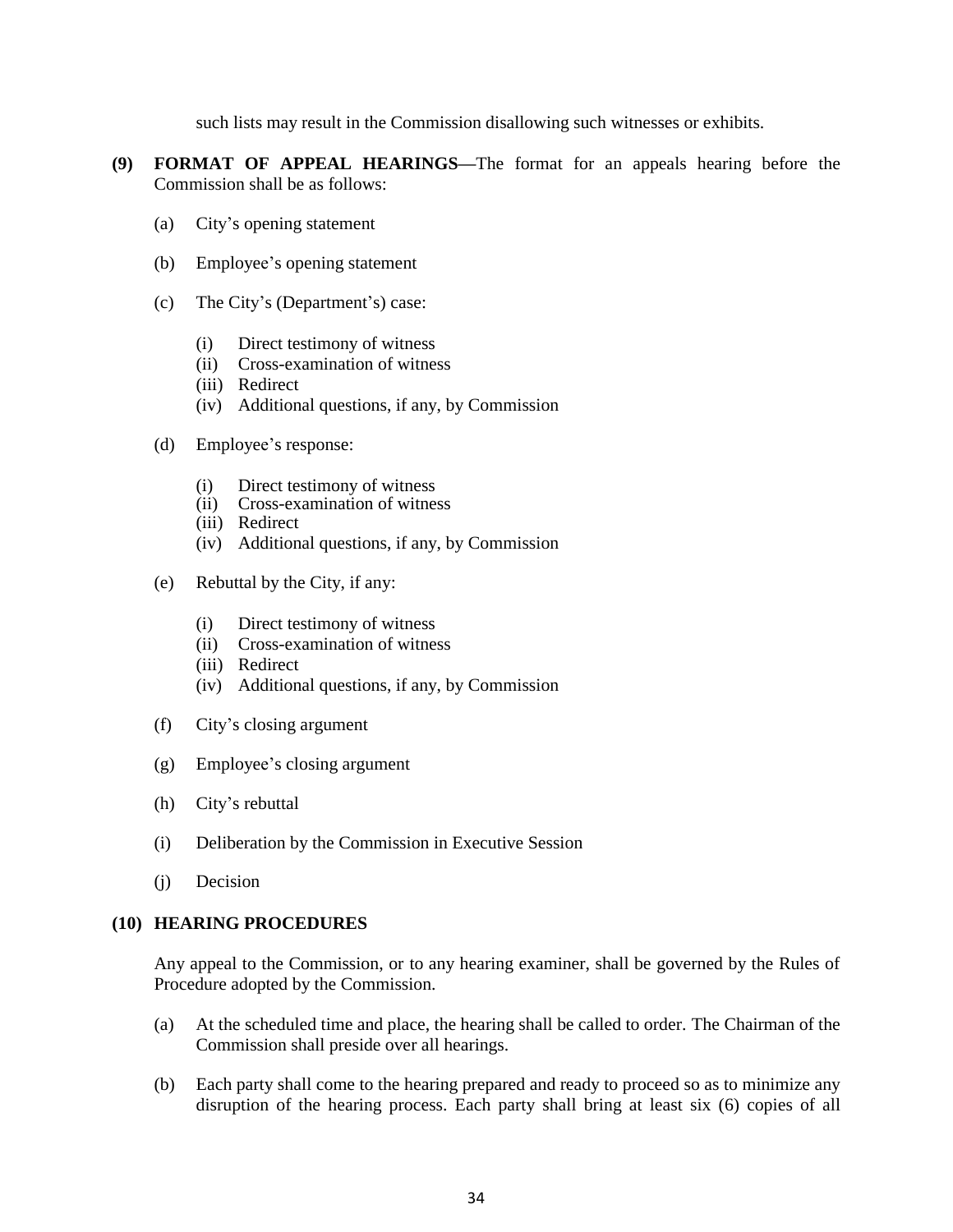such lists may result in the Commission disallowing such witnesses or exhibits.

**(9) FORMAT OF APPEAL HEARINGS—**The format for an appeals hearing before the Commission shall be as follows:

(a) City's opening statement

(b) Employee's opening statement

(c) The City's (Department's) case:

(i) Direct testimony of witness
(ii) Cross-examination of witness
(iii) Redirect
(iv) Additional questions, if any, by Commission

(d) Employee's response:

(i) Direct testimony of witness
(ii) Cross-examination of witness
(iii) Redirect
(iv) Additional questions, if any, by Commission

(e) Rebuttal by the City, if any:

(i) Direct testimony of witness
(ii) Cross-examination of witness
(iii) Redirect
(iv) Additional questions, if any, by Commission

(f) City's closing argument

(g) Employee's closing argument

(h) City's rebuttal

(i) Deliberation by the Commission in Executive Session

(j) Decision

**(10) HEARING PROCEDURES**

Any appeal to the Commission, or to any hearing examiner, shall be governed by the Rules of Procedure adopted by the Commission.

(a) At the scheduled time and place, the hearing shall be called to order. The Chairman of the Commission shall preside over all hearings.

(b) Each party shall come to the hearing prepared and ready to proceed so as to minimize any disruption of the hearing process. Each party shall bring at least six (6) copies of all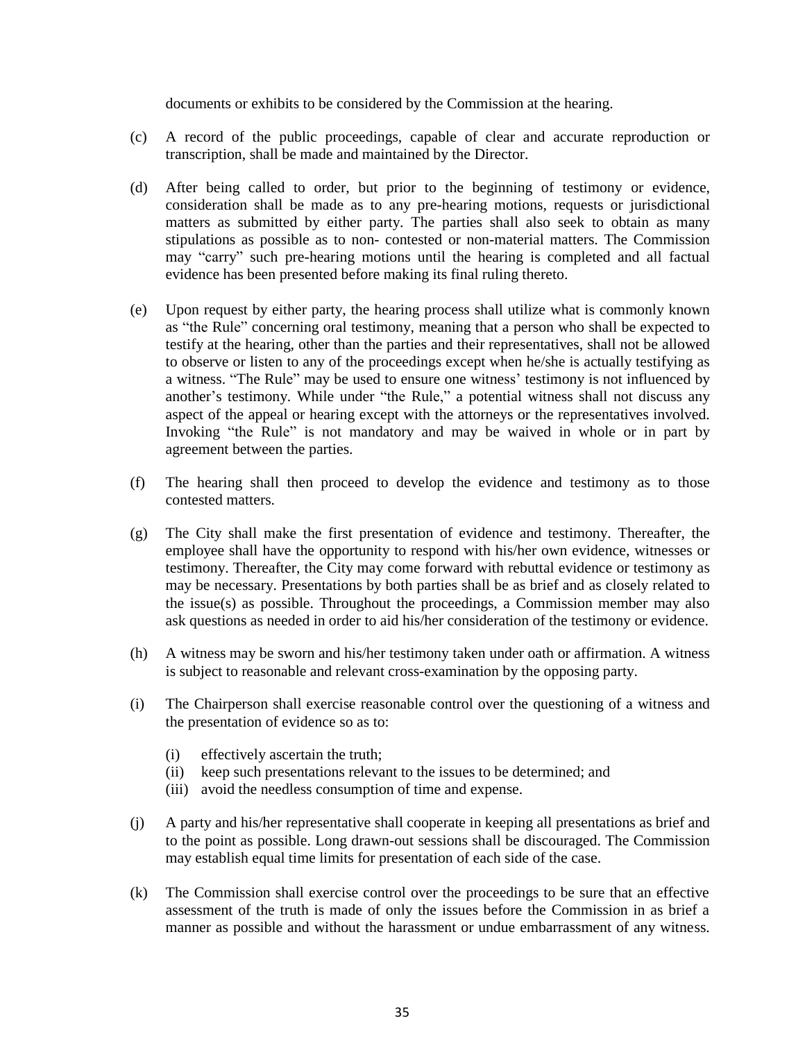documents or exhibits to be considered by the Commission at the hearing.

(c) A record of the public proceedings, capable of clear and accurate reproduction or transcription, shall be made and maintained by the Director.

(d) After being called to order, but prior to the beginning of testimony or evidence, consideration shall be made as to any pre-hearing motions, requests or jurisdictional matters as submitted by either party. The parties shall also seek to obtain as many stipulations as possible as to non- contested or non-material matters. The Commission may "carry" such pre-hearing motions until the hearing is completed and all factual evidence has been presented before making its final ruling thereto.

(e) Upon request by either party, the hearing process shall utilize what is commonly known as "the Rule" concerning oral testimony, meaning that a person who shall be expected to testify at the hearing, other than the parties and their representatives, shall not be allowed to observe or listen to any of the proceedings except when he/she is actually testifying as a witness. "The Rule" may be used to ensure one witness' testimony is not influenced by another's testimony. While under "the Rule," a potential witness shall not discuss any aspect of the appeal or hearing except with the attorneys or the representatives involved. Invoking "the Rule" is not mandatory and may be waived in whole or in part by agreement between the parties.

(f) The hearing shall then proceed to develop the evidence and testimony as to those contested matters.

(g) The City shall make the first presentation of evidence and testimony. Thereafter, the employee shall have the opportunity to respond with his/her own evidence, witnesses or testimony. Thereafter, the City may come forward with rebuttal evidence or testimony as may be necessary. Presentations by both parties shall be as brief and as closely related to the issue(s) as possible. Throughout the proceedings, a Commission member may also ask questions as needed in order to aid his/her consideration of the testimony or evidence.

(h) A witness may be sworn and his/her testimony taken under oath or affirmation. A witness is subject to reasonable and relevant cross-examination by the opposing party.

(i) The Chairperson shall exercise reasonable control over the questioning of a witness and the presentation of evidence so as to:

  (i) effectively ascertain the truth;
  (ii) keep such presentations relevant to the issues to be determined; and
  (iii) avoid the needless consumption of time and expense.

(j) A party and his/her representative shall cooperate in keeping all presentations as brief and to the point as possible. Long drawn-out sessions shall be discouraged. The Commission may establish equal time limits for presentation of each side of the case.

(k) The Commission shall exercise control over the proceedings to be sure that an effective assessment of the truth is made of only the issues before the Commission in as brief a manner as possible and without the harassment or undue embarrassment of any witness.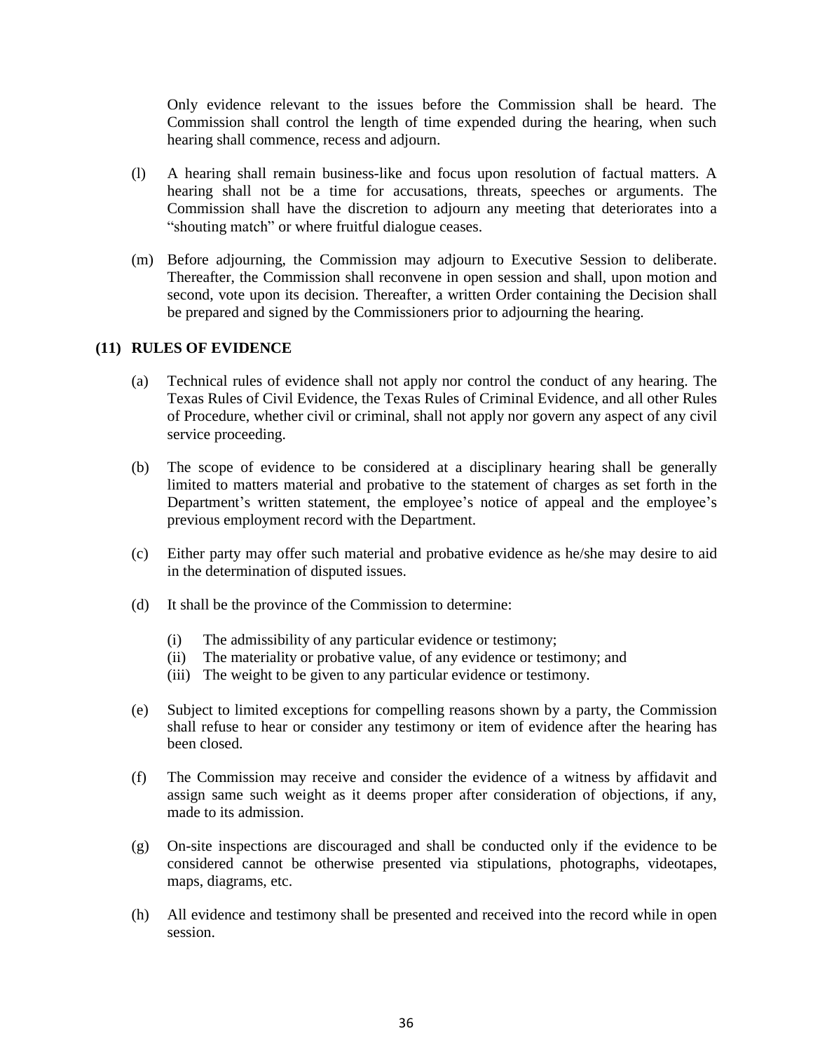Only evidence relevant to the issues before the Commission shall be heard. The Commission shall control the length of time expended during the hearing, when such hearing shall commence, recess and adjourn.

(l) A hearing shall remain business-like and focus upon resolution of factual matters. A hearing shall not be a time for accusations, threats, speeches or arguments. The Commission shall have the discretion to adjourn any meeting that deteriorates into a "shouting match" or where fruitful dialogue ceases.

(m) Before adjourning, the Commission may adjourn to Executive Session to deliberate. Thereafter, the Commission shall reconvene in open session and shall, upon motion and second, vote upon its decision. Thereafter, a written Order containing the Decision shall be prepared and signed by the Commissioners prior to adjourning the hearing.

### (11) RULES OF EVIDENCE

(a) Technical rules of evidence shall not apply nor control the conduct of any hearing. The Texas Rules of Civil Evidence, the Texas Rules of Criminal Evidence, and all other Rules of Procedure, whether civil or criminal, shall not apply nor govern any aspect of any civil service proceeding.

(b) The scope of evidence to be considered at a disciplinary hearing shall be generally limited to matters material and probative to the statement of charges as set forth in the Department's written statement, the employee's notice of appeal and the employee's previous employment record with the Department.

(c) Either party may offer such material and probative evidence as he/she may desire to aid in the determination of disputed issues.

(d) It shall be the province of the Commission to determine:

   (i) The admissibility of any particular evidence or testimony;
   (ii) The materiality or probative value, of any evidence or testimony; and
   (iii) The weight to be given to any particular evidence or testimony.

(e) Subject to limited exceptions for compelling reasons shown by a party, the Commission shall refuse to hear or consider any testimony or item of evidence after the hearing has been closed.

(f) The Commission may receive and consider the evidence of a witness by affidavit and assign same such weight as it deems proper after consideration of objections, if any, made to its admission.

(g) On-site inspections are discouraged and shall be conducted only if the evidence to be considered cannot be otherwise presented via stipulations, photographs, videotapes, maps, diagrams, etc.

(h) All evidence and testimony shall be presented and received into the record while in open session.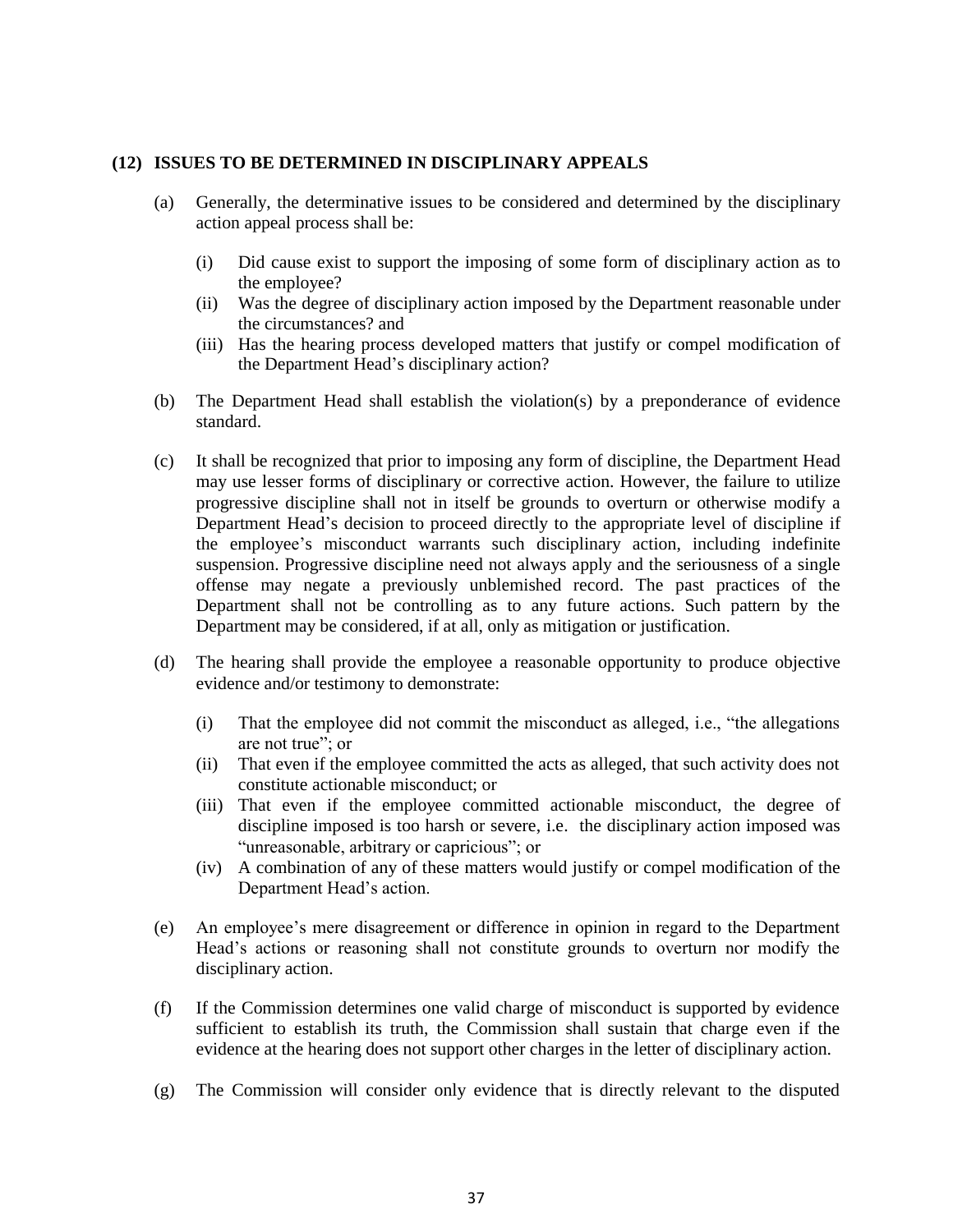## (12) ISSUES TO BE DETERMINED IN DISCIPLINARY APPEALS

(a) Generally, the determinative issues to be considered and determined by the disciplinary action appeal process shall be:

   (i) Did cause exist to support the imposing of some form of disciplinary action as to the employee?
   (ii) Was the degree of disciplinary action imposed by the Department reasonable under the circumstances? and
   (iii) Has the hearing process developed matters that justify or compel modification of the Department Head's disciplinary action?

(b) The Department Head shall establish the violation(s) by a preponderance of evidence standard.

(c) It shall be recognized that prior to imposing any form of discipline, the Department Head may use lesser forms of disciplinary or corrective action. However, the failure to utilize progressive discipline shall not in itself be grounds to overturn or otherwise modify a Department Head's decision to proceed directly to the appropriate level of discipline if the employee's misconduct warrants such disciplinary action, including indefinite suspension. Progressive discipline need not always apply and the seriousness of a single offense may negate a previously unblemished record. The past practices of the Department shall not be controlling as to any future actions. Such pattern by the Department may be considered, if at all, only as mitigation or justification.

(d) The hearing shall provide the employee a reasonable opportunity to produce objective evidence and/or testimony to demonstrate:

   (i) That the employee did not commit the misconduct as alleged, i.e., "the allegations are not true"; or
   (ii) That even if the employee committed the acts as alleged, that such activity does not constitute actionable misconduct; or
   (iii) That even if the employee committed actionable misconduct, the degree of discipline imposed is too harsh or severe, i.e. the disciplinary action imposed was "unreasonable, arbitrary or capricious"; or
   (iv) A combination of any of these matters would justify or compel modification of the Department Head's action.

(e) An employee's mere disagreement or difference in opinion in regard to the Department Head's actions or reasoning shall not constitute grounds to overturn nor modify the disciplinary action.

(f) If the Commission determines one valid charge of misconduct is supported by evidence sufficient to establish its truth, the Commission shall sustain that charge even if the evidence at the hearing does not support other charges in the letter of disciplinary action.

(g) The Commission will consider only evidence that is directly relevant to the disputed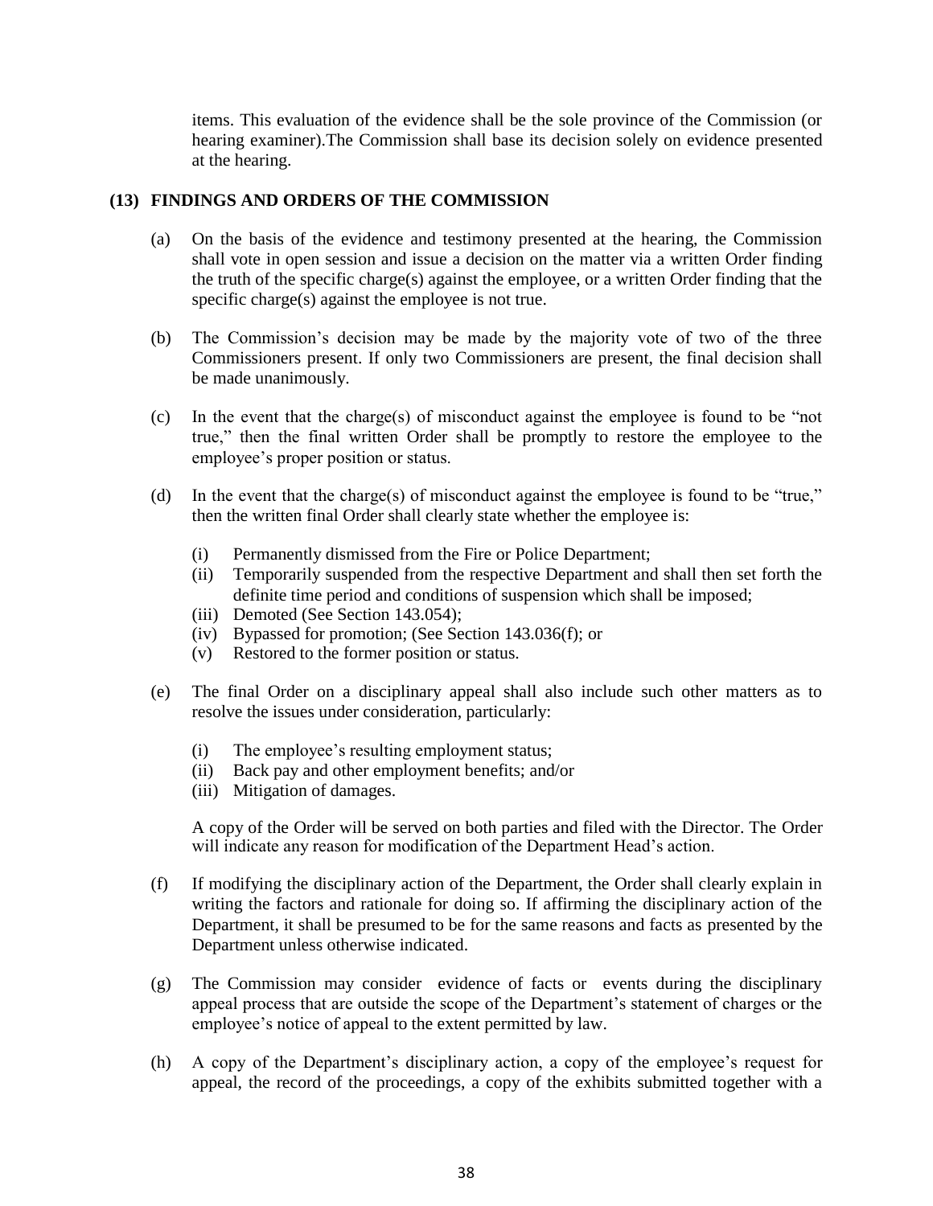items. This evaluation of the evidence shall be the sole province of the Commission (or hearing examiner).The Commission shall base its decision solely on evidence presented at the hearing.

**(13) FINDINGS AND ORDERS OF THE COMMISSION**

(a) On the basis of the evidence and testimony presented at the hearing, the Commission shall vote in open session and issue a decision on the matter via a written Order finding the truth of the specific charge(s) against the employee, or a written Order finding that the specific charge(s) against the employee is not true.

(b) The Commission's decision may be made by the majority vote of two of the three Commissioners present. If only two Commissioners are present, the final decision shall be made unanimously.

(c) In the event that the charge(s) of misconduct against the employee is found to be "not true," then the final written Order shall be promptly to restore the employee to the employee's proper position or status.

(d) In the event that the charge(s) of misconduct against the employee is found to be "true," then the written final Order shall clearly state whether the employee is:

- (i) Permanently dismissed from the Fire or Police Department;
- (ii) Temporarily suspended from the respective Department and shall then set forth the definite time period and conditions of suspension which shall be imposed;
- (iii) Demoted (See Section 143.054);
- (iv) Bypassed for promotion; (See Section 143.036(f); or
- (v) Restored to the former position or status.

(e) The final Order on a disciplinary appeal shall also include such other matters as to resolve the issues under consideration, particularly:

- (i) The employee's resulting employment status;
- (ii) Back pay and other employment benefits; and/or
- (iii) Mitigation of damages.

A copy of the Order will be served on both parties and filed with the Director. The Order will indicate any reason for modification of the Department Head's action.

(f) If modifying the disciplinary action of the Department, the Order shall clearly explain in writing the factors and rationale for doing so. If affirming the disciplinary action of the Department, it shall be presumed to be for the same reasons and facts as presented by the Department unless otherwise indicated.

(g) The Commission may consider evidence of facts or events during the disciplinary appeal process that are outside the scope of the Department's statement of charges or the employee's notice of appeal to the extent permitted by law.

(h) A copy of the Department's disciplinary action, a copy of the employee's request for appeal, the record of the proceedings, a copy of the exhibits submitted together with a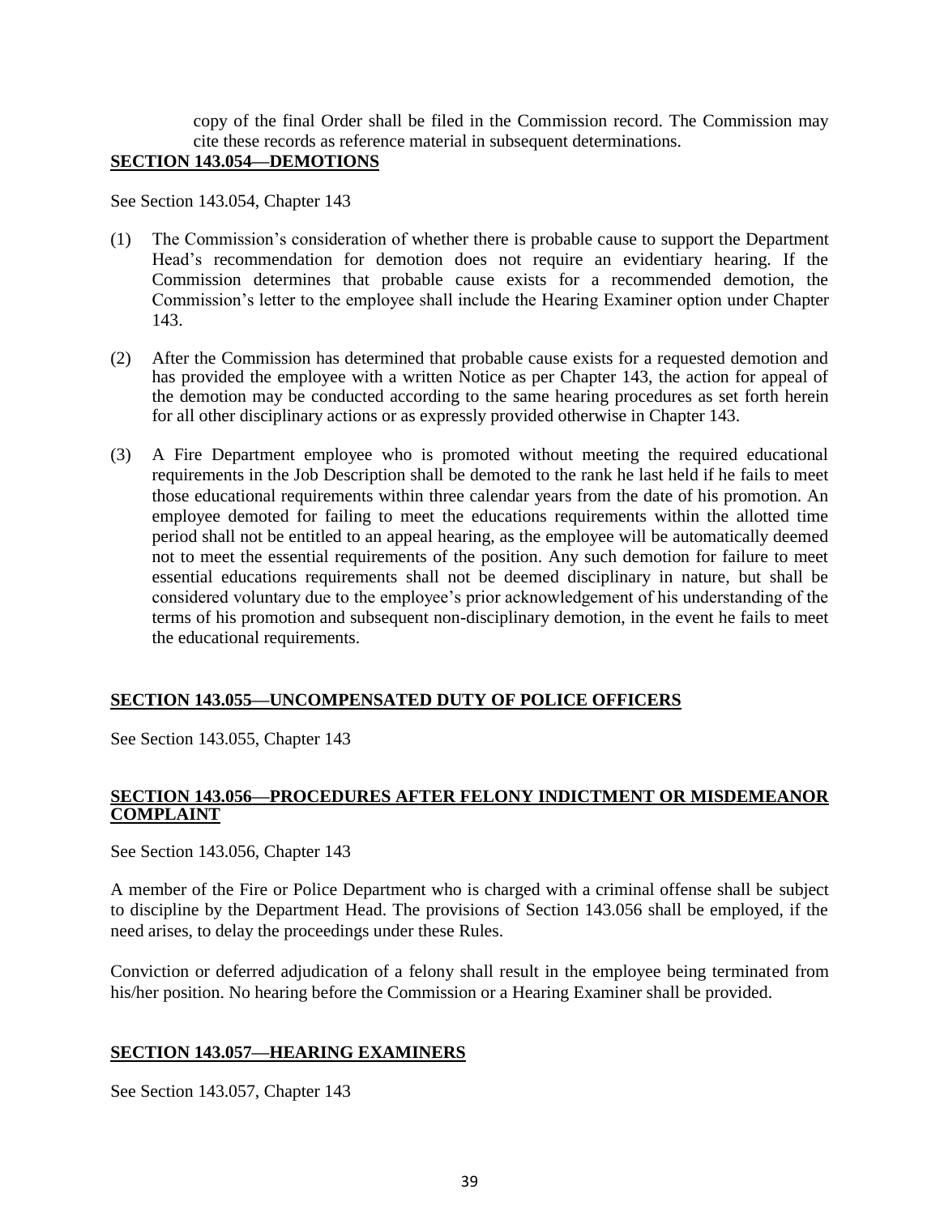copy of the final Order shall be filed in the Commission record. The Commission may cite these records as reference material in subsequent determinations.

**SECTION 143.054—DEMOTIONS**

See Section 143.054, Chapter 143

(1) The Commission's consideration of whether there is probable cause to support the Department Head's recommendation for demotion does not require an evidentiary hearing. If the Commission determines that probable cause exists for a recommended demotion, the Commission's letter to the employee shall include the Hearing Examiner option under Chapter 143.

(2) After the Commission has determined that probable cause exists for a requested demotion and has provided the employee with a written Notice as per Chapter 143, the action for appeal of the demotion may be conducted according to the same hearing procedures as set forth herein for all other disciplinary actions or as expressly provided otherwise in Chapter 143.

(3) A Fire Department employee who is promoted without meeting the required educational requirements in the Job Description shall be demoted to the rank he last held if he fails to meet those educational requirements within three calendar years from the date of his promotion. An employee demoted for failing to meet the educations requirements within the allotted time period shall not be entitled to an appeal hearing, as the employee will be automatically deemed not to meet the essential requirements of the position. Any such demotion for failure to meet essential educations requirements shall not be deemed disciplinary in nature, but shall be considered voluntary due to the employee's prior acknowledgement of his understanding of the terms of his promotion and subsequent non-disciplinary demotion, in the event he fails to meet the educational requirements.

**SECTION 143.055—UNCOMPENSATED DUTY OF POLICE OFFICERS**

See Section 143.055, Chapter 143

**SECTION 143.056—PROCEDURES AFTER FELONY INDICTMENT OR MISDEMEANOR COMPLAINT**

See Section 143.056, Chapter 143

A member of the Fire or Police Department who is charged with a criminal offense shall be subject to discipline by the Department Head. The provisions of Section 143.056 shall be employed, if the need arises, to delay the proceedings under these Rules.

Conviction or deferred adjudication of a felony shall result in the employee being terminated from his/her position. No hearing before the Commission or a Hearing Examiner shall be provided.

**SECTION 143.057—HEARING EXAMINERS**

See Section 143.057, Chapter 143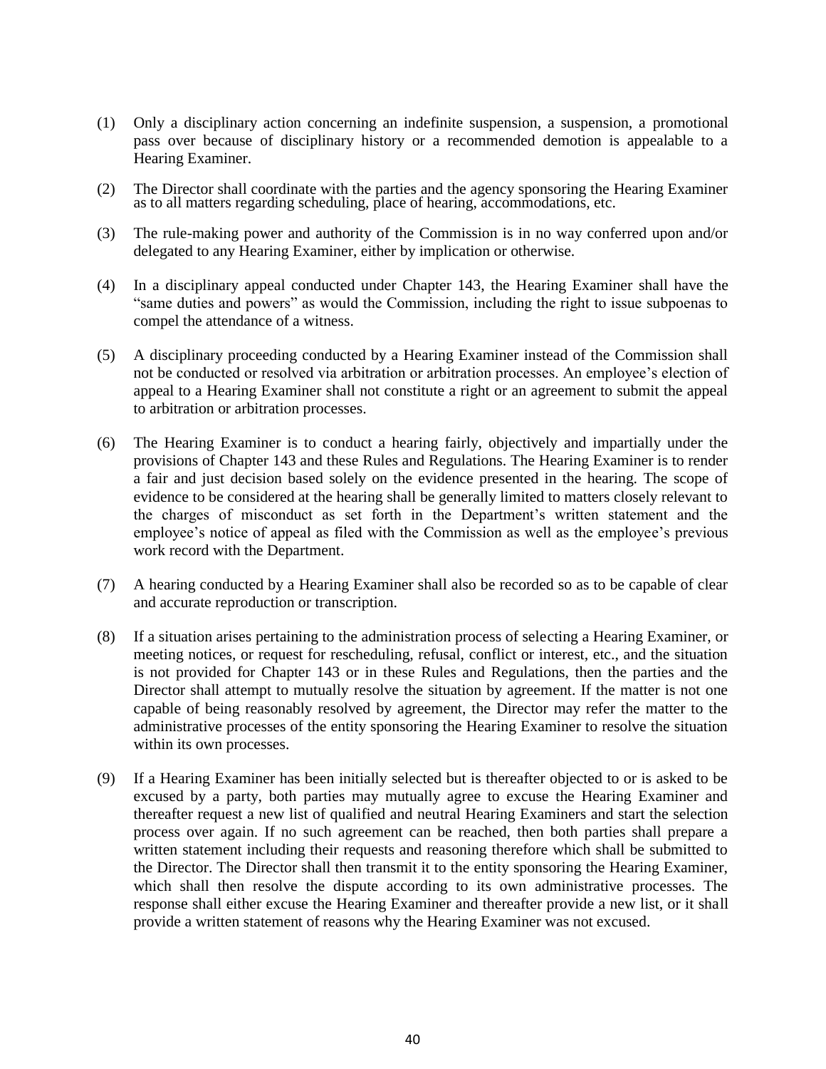(1) Only a disciplinary action concerning an indefinite suspension, a suspension, a promotional pass over because of disciplinary history or a recommended demotion is appealable to a Hearing Examiner.

(2) The Director shall coordinate with the parties and the agency sponsoring the Hearing Examiner as to all matters regarding scheduling, place of hearing, accommodations, etc.

(3) The rule-making power and authority of the Commission is in no way conferred upon and/or delegated to any Hearing Examiner, either by implication or otherwise.

(4) In a disciplinary appeal conducted under Chapter 143, the Hearing Examiner shall have the "same duties and powers" as would the Commission, including the right to issue subpoenas to compel the attendance of a witness.

(5) A disciplinary proceeding conducted by a Hearing Examiner instead of the Commission shall not be conducted or resolved via arbitration or arbitration processes. An employee's election of appeal to a Hearing Examiner shall not constitute a right or an agreement to submit the appeal to arbitration or arbitration processes.

(6) The Hearing Examiner is to conduct a hearing fairly, objectively and impartially under the provisions of Chapter 143 and these Rules and Regulations. The Hearing Examiner is to render a fair and just decision based solely on the evidence presented in the hearing. The scope of evidence to be considered at the hearing shall be generally limited to matters closely relevant to the charges of misconduct as set forth in the Department's written statement and the employee's notice of appeal as filed with the Commission as well as the employee's previous work record with the Department.

(7) A hearing conducted by a Hearing Examiner shall also be recorded so as to be capable of clear and accurate reproduction or transcription.

(8) If a situation arises pertaining to the administration process of selecting a Hearing Examiner, or meeting notices, or request for rescheduling, refusal, conflict or interest, etc., and the situation is not provided for Chapter 143 or in these Rules and Regulations, then the parties and the Director shall attempt to mutually resolve the situation by agreement. If the matter is not one capable of being reasonably resolved by agreement, the Director may refer the matter to the administrative processes of the entity sponsoring the Hearing Examiner to resolve the situation within its own processes.

(9) If a Hearing Examiner has been initially selected but is thereafter objected to or is asked to be excused by a party, both parties may mutually agree to excuse the Hearing Examiner and thereafter request a new list of qualified and neutral Hearing Examiners and start the selection process over again. If no such agreement can be reached, then both parties shall prepare a written statement including their requests and reasoning therefore which shall be submitted to the Director. The Director shall then transmit it to the entity sponsoring the Hearing Examiner, which shall then resolve the dispute according to its own administrative processes. The response shall either excuse the Hearing Examiner and thereafter provide a new list, or it shall provide a written statement of reasons why the Hearing Examiner was not excused.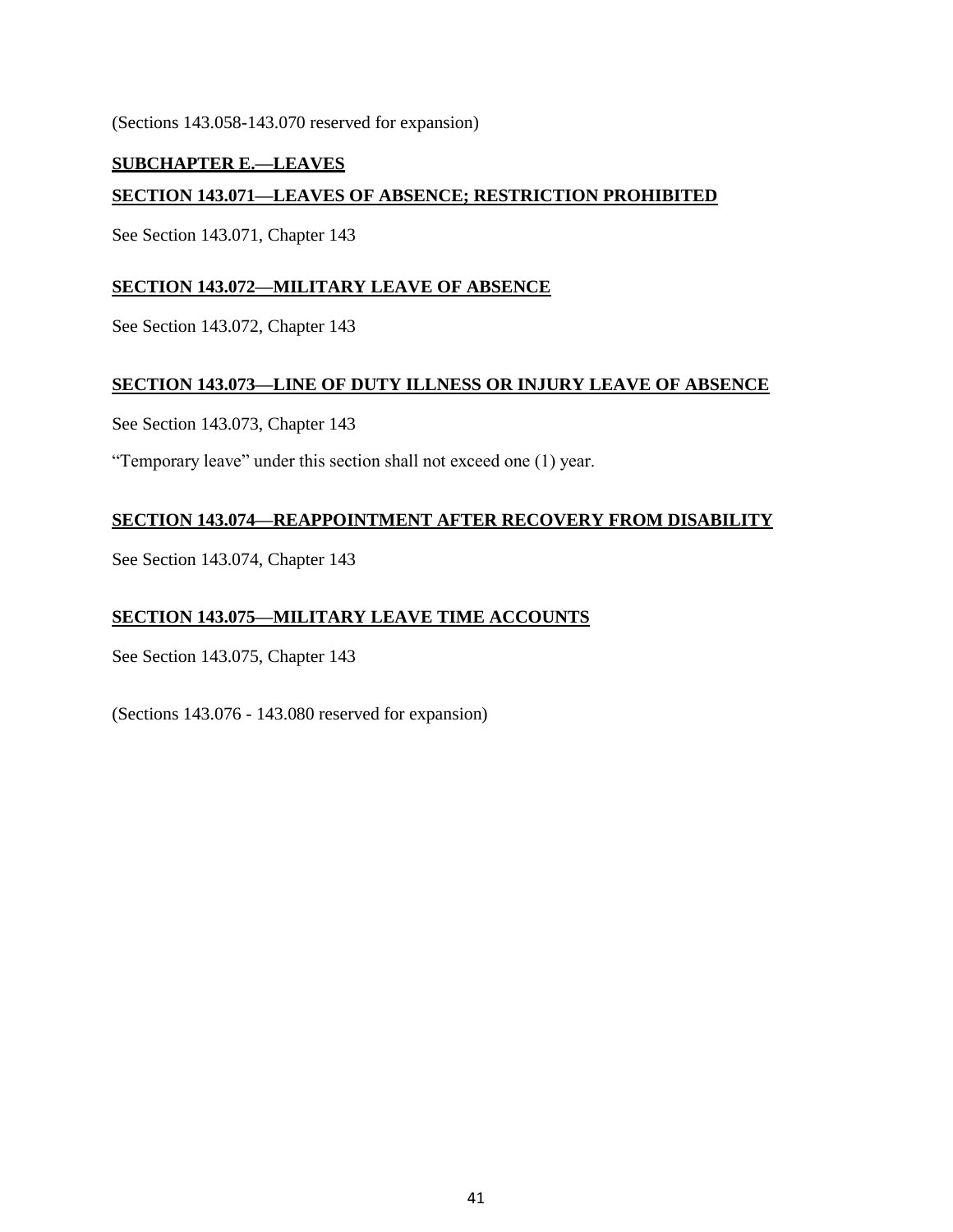(Sections 143.058-143.070 reserved for expansion)

## SUBCHAPTER E.—LEAVES

### SECTION 143.071—LEAVES OF ABSENCE; RESTRICTION PROHIBITED

See Section 143.071, Chapter 143

### SECTION 143.072—MILITARY LEAVE OF ABSENCE

See Section 143.072, Chapter 143

### SECTION 143.073—LINE OF DUTY ILLNESS OR INJURY LEAVE OF ABSENCE

See Section 143.073, Chapter 143

"Temporary leave" under this section shall not exceed one (1) year.

### SECTION 143.074—REAPPOINTMENT AFTER RECOVERY FROM DISABILITY

See Section 143.074, Chapter 143

### SECTION 143.075—MILITARY LEAVE TIME ACCOUNTS

See Section 143.075, Chapter 143

(Sections 143.076 - 143.080 reserved for expansion)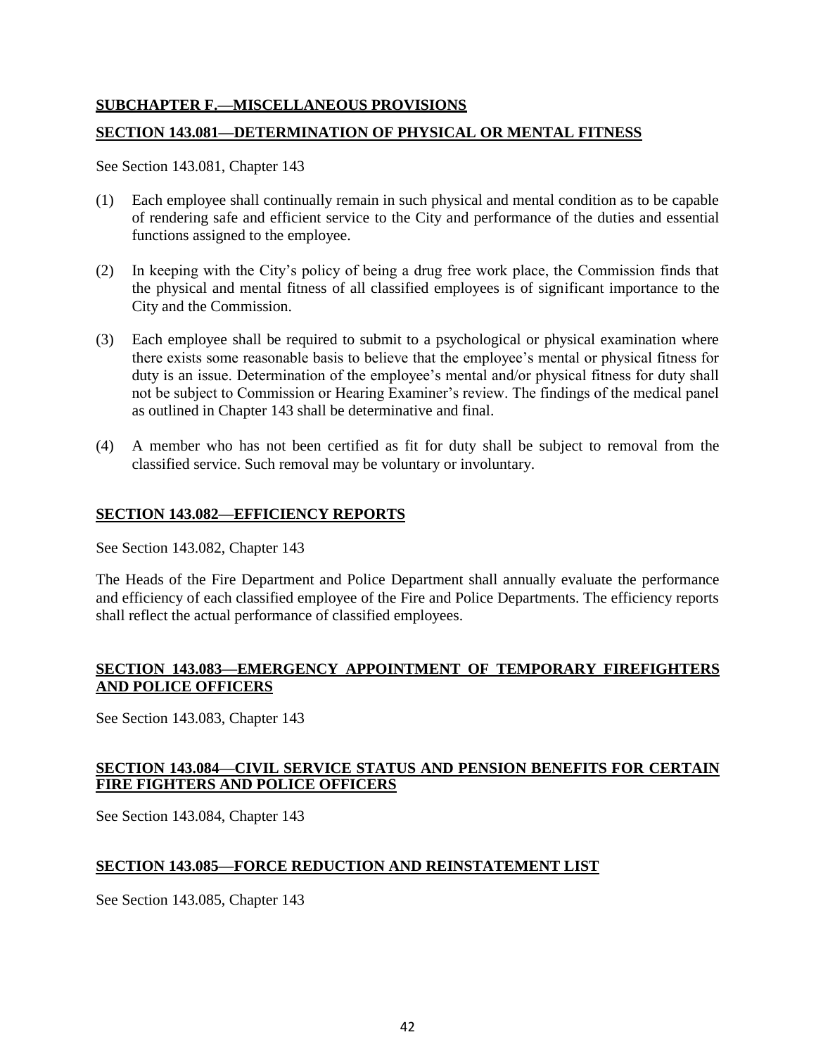## SUBCHAPTER F.—MISCELLANEOUS PROVISIONS

### SECTION 143.081—DETERMINATION OF PHYSICAL OR MENTAL FITNESS

See Section 143.081, Chapter 143

(1) Each employee shall continually remain in such physical and mental condition as to be capable of rendering safe and efficient service to the City and performance of the duties and essential functions assigned to the employee.

(2) In keeping with the City's policy of being a drug free work place, the Commission finds that the physical and mental fitness of all classified employees is of significant importance to the City and the Commission.

(3) Each employee shall be required to submit to a psychological or physical examination where there exists some reasonable basis to believe that the employee's mental or physical fitness for duty is an issue. Determination of the employee's mental and/or physical fitness for duty shall not be subject to Commission or Hearing Examiner's review. The findings of the medical panel as outlined in Chapter 143 shall be determinative and final.

(4) A member who has not been certified as fit for duty shall be subject to removal from the classified service. Such removal may be voluntary or involuntary.

### SECTION 143.082—EFFICIENCY REPORTS

See Section 143.082, Chapter 143

The Heads of the Fire Department and Police Department shall annually evaluate the performance and efficiency of each classified employee of the Fire and Police Departments. The efficiency reports shall reflect the actual performance of classified employees.

### SECTION 143.083—EMERGENCY APPOINTMENT OF TEMPORARY FIREFIGHTERS AND POLICE OFFICERS

See Section 143.083, Chapter 143

### SECTION 143.084—CIVIL SERVICE STATUS AND PENSION BENEFITS FOR CERTAIN FIRE FIGHTERS AND POLICE OFFICERS

See Section 143.084, Chapter 143

### SECTION 143.085—FORCE REDUCTION AND REINSTATEMENT LIST

See Section 143.085, Chapter 143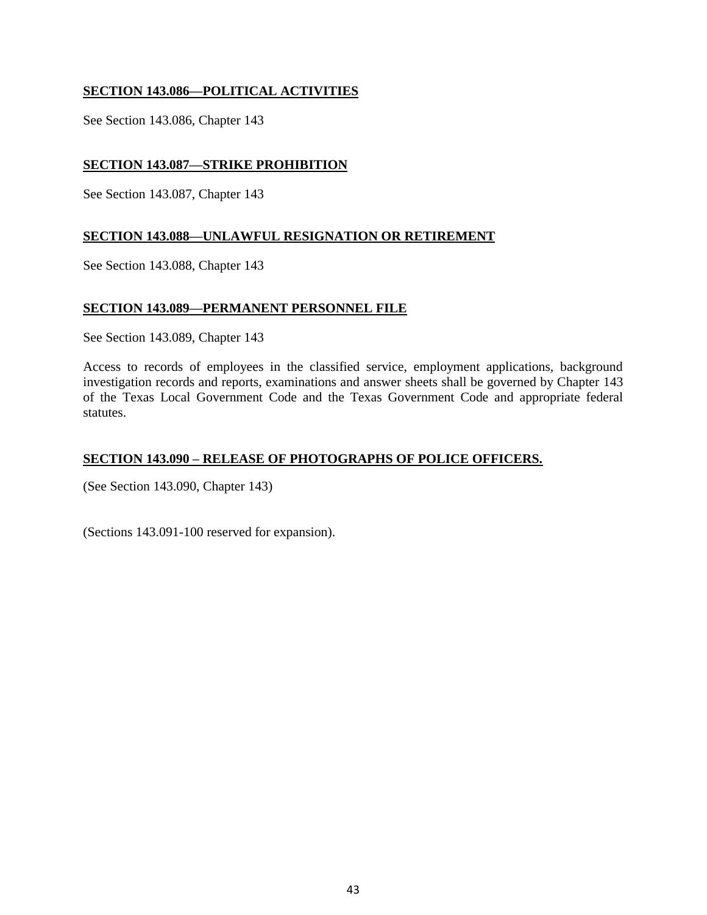**SECTION 143.086—POLITICAL ACTIVITIES**

See Section 143.086, Chapter 143

**SECTION 143.087—STRIKE PROHIBITION**

See Section 143.087, Chapter 143

**SECTION 143.088—UNLAWFUL RESIGNATION OR RETIREMENT**

See Section 143.088, Chapter 143

**SECTION 143.089—PERMANENT PERSONNEL FILE**

See Section 143.089, Chapter 143

Access to records of employees in the classified service, employment applications, background investigation records and reports, examinations and answer sheets shall be governed by Chapter 143 of the Texas Local Government Code and the Texas Government Code and appropriate federal statutes.

**SECTION 143.090 – RELEASE OF PHOTOGRAPHS OF POLICE OFFICERS.**

(See Section 143.090, Chapter 143)

(Sections 143.091-100 reserved for expansion).